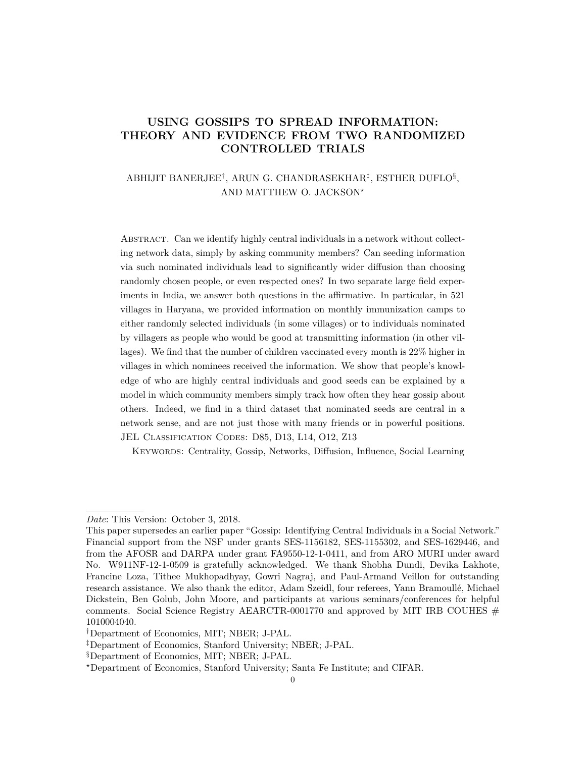# USING GOSSIPS TO SPREAD INFORMATION: THEORY AND EVIDENCE FROM TWO RANDOMIZED CONTROLLED TRIALS

ABHIJIT BANERJEE[†], ARUN G. CHANDRASEKHAR[‡], ESTHER DUFLO[§], AND MATTHEW O. JACKSON[⋆]

ABSTRACT. Can we identify highly central individuals in a network without collecting network data, simply by asking community members? Can seeding information via such nominated individuals lead to significantly wider diffusion than choosing randomly chosen people, or even respected ones? In two separate large field experiments in India, we answer both questions in the affirmative. In particular, in 521 villages in Haryana, we provided information on monthly immunization camps to either randomly selected individuals (in some villages) or to individuals nominated by villagers as people who would be good at transmitting information (in other villages). We find that the number of children vaccinated every month is 22% higher in villages in which nominees received the information. We show that people's knowledge of who are highly central individuals and good seeds can be explained by a model in which community members simply track how often they hear gossip about others. Indeed, we find in a third dataset that nominated seeds are central in a network sense, and are not just those with many friends or in powerful positions.

JEL CLASSIFICATION CODES: D85, D13, L14, O12, Z13

KEYWORDS: Centrality, Gossip, Networks, Diffusion, Influence, Social Learning

---

*Date*: This Version: October 3, 2018.

This paper supersedes an earlier paper "Gossip: Identifying Central Individuals in a Social Network." Financial support from the NSF under grants SES-1156182, SES-1155302, and SES-1629446, and from the AFOSR and DARPA under grant FA9550-12-1-0411, and from ARO MURI under award No. W911NF-12-1-0509 is gratefully acknowledged. We thank Shobha Dundi, Devika Lakhote, Francine Loza, Tithee Mukhopadhyay, Gowri Nagraj, and Paul-Armand Veillon for outstanding research assistance. We also thank the editor, Adam Szeidl, four referees, Yann Bramoullé, Michael Dickstein, Ben Golub, John Moore, and participants at various seminars/conferences for helpful comments. Social Science Registry AEARCTR-0001770 and approved by MIT IRB COUHES # 1010004040.

[†]Department of Economics, MIT; NBER; J-PAL.

[‡]Department of Economics, Stanford University; NBER; J-PAL.

[§]Department of Economics, MIT; NBER; J-PAL.

[⋆]Department of Economics, Stanford University; Santa Fe Institute; and CIFAR.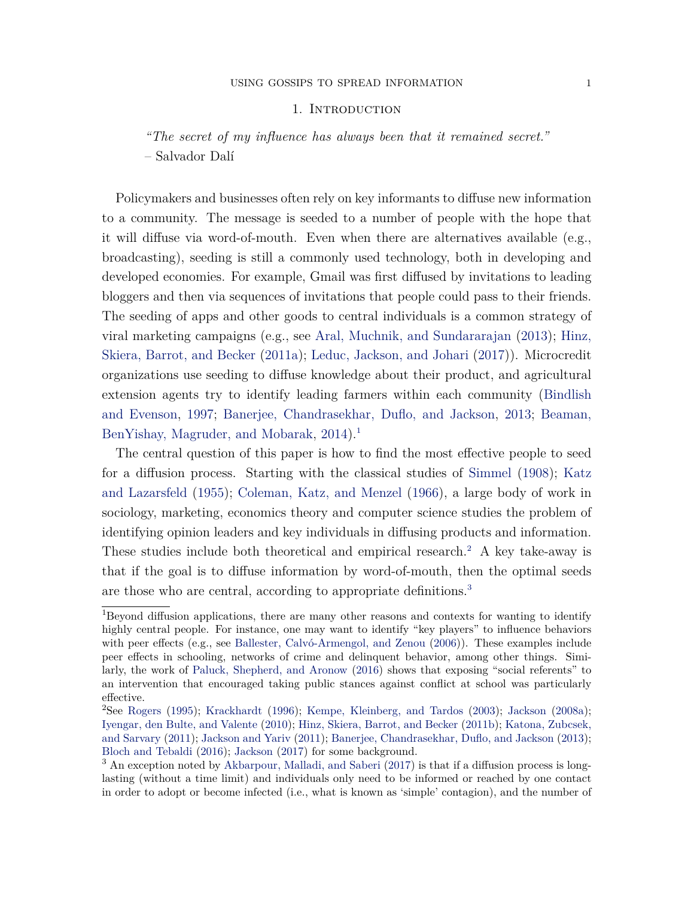## 1. Introduction

> *"The secret of my influence has always been that it remained secret."*
> – Salvador Dalí

Policymakers and businesses often rely on key informants to diffuse new information to a community. The message is seeded to a number of people with the hope that it will diffuse via word-of-mouth. Even when there are alternatives available (e.g., broadcasting), seeding is still a commonly used technology, both in developing and developed economies. For example, Gmail was first diffused by invitations to leading bloggers and then via sequences of invitations that people could pass to their friends. The seeding of apps and other goods to central individuals is a common strategy of viral marketing campaigns (e.g., see Aral, Muchnik, and Sundararajan (2013); Hinz, Skiera, Barrot, and Becker (2011a); Leduc, Jackson, and Johari (2017)). Microcredit organizations use seeding to diffuse knowledge about their product, and agricultural extension agents try to identify leading farmers within each community (Bindlish and Evenson, 1997; Banerjee, Chandrasekhar, Duflo, and Jackson, 2013; Beaman, BenYishay, Magruder, and Mobarak, 2014).[1]

The central question of this paper is how to find the most effective people to seed for a diffusion process. Starting with the classical studies of Simmel (1908); Katz and Lazarsfeld (1955); Coleman, Katz, and Menzel (1966), a large body of work in sociology, marketing, economics theory and computer science studies the problem of identifying opinion leaders and key individuals in diffusing products and information. These studies include both theoretical and empirical research.[2] A key take-away is that if the goal is to diffuse information by word-of-mouth, then the optimal seeds are those who are central, according to appropriate definitions.[3]

---

[1]Beyond diffusion applications, there are many other reasons and contexts for wanting to identify highly central people. For instance, one may want to identify "key players" to influence behaviors with peer effects (e.g., see Ballester, Calvó-Armengol, and Zenou (2006)). These examples include peer effects in schooling, networks of crime and delinquent behavior, among other things. Similarly, the work of Paluck, Shepherd, and Aronow (2016) shows that exposing "social referents" to an intervention that encouraged taking public stances against conflict at school was particularly effective.

[2]See Rogers (1995); Krackhardt (1996); Kempe, Kleinberg, and Tardos (2003); Jackson (2008a); Iyengar, den Bulte, and Valente (2010); Hinz, Skiera, Barrot, and Becker (2011b); Katona, Zubcsek, and Sarvary (2011); Jackson and Yariv (2011); Banerjee, Chandrasekhar, Duflo, and Jackson (2013); Bloch and Tebaldi (2016); Jackson (2017) for some background.

[3] An exception noted by Akbarpour, Malladi, and Saberi (2017) is that if a diffusion process is long-lasting (without a time limit) and individuals only need to be informed or reached by one contact in order to adopt or become infected (i.e., what is known as 'simple' contagion), and the number of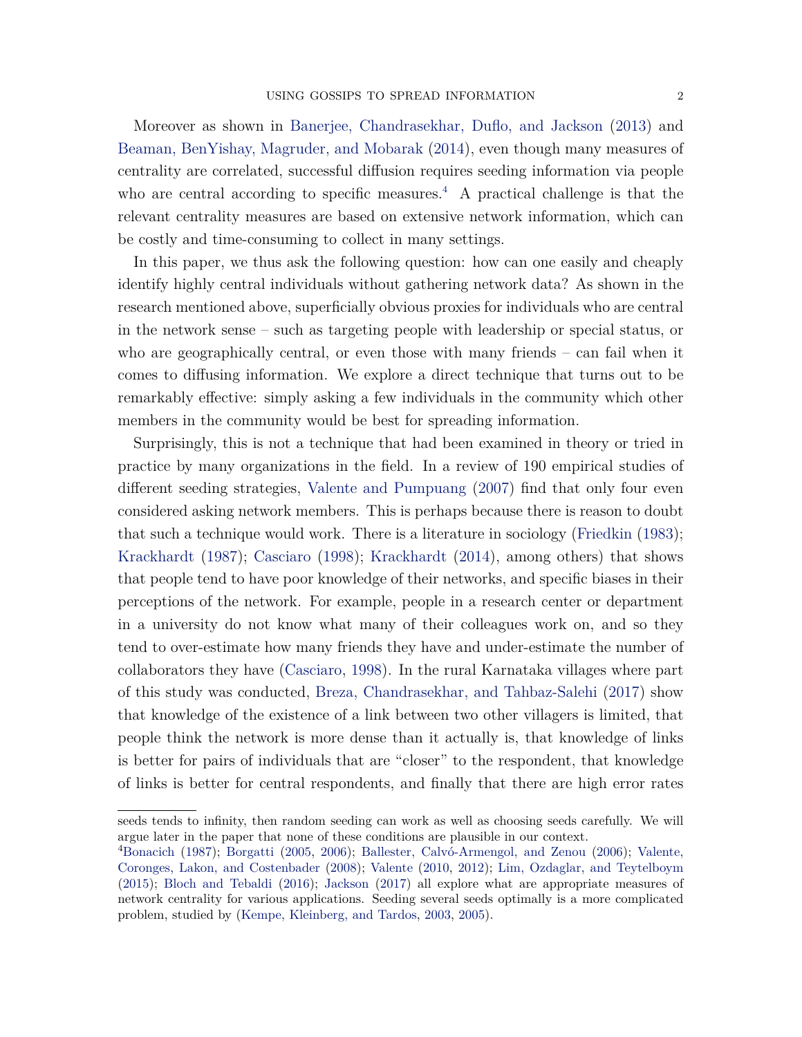Moreover as shown in Banerjee, Chandrasekhar, Duflo, and Jackson (2013) and Beaman, BenYishay, Magruder, and Mobarak (2014), even though many measures of centrality are correlated, successful diffusion requires seeding information via people who are central according to specific measures.[4] A practical challenge is that the relevant centrality measures are based on extensive network information, which can be costly and time-consuming to collect in many settings.

In this paper, we thus ask the following question: how can one easily and cheaply identify highly central individuals without gathering network data? As shown in the research mentioned above, superficially obvious proxies for individuals who are central in the network sense – such as targeting people with leadership or special status, or who are geographically central, or even those with many friends – can fail when it comes to diffusing information. We explore a direct technique that turns out to be remarkably effective: simply asking a few individuals in the community which other members in the community would be best for spreading information.

Surprisingly, this is not a technique that had been examined in theory or tried in practice by many organizations in the field. In a review of 190 empirical studies of different seeding strategies, Valente and Pumpuang (2007) find that only four even considered asking network members. This is perhaps because there is reason to doubt that such a technique would work. There is a literature in sociology (Friedkin (1983); Krackhardt (1987); Casciaro (1998); Krackhardt (2014), among others) that shows that people tend to have poor knowledge of their networks, and specific biases in their perceptions of the network. For example, people in a research center or department in a university do not know what many of their colleagues work on, and so they tend to over-estimate how many friends they have and under-estimate the number of collaborators they have (Casciaro, 1998). In the rural Karnataka villages where part of this study was conducted, Breza, Chandrasekhar, and Tahbaz-Salehi (2017) show that knowledge of the existence of a link between two other villagers is limited, that people think the network is more dense than it actually is, that knowledge of links is better for pairs of individuals that are "closer" to the respondent, that knowledge of links is better for central respondents, and finally that there are high error rates

seeds tends to infinity, then random seeding can work as well as choosing seeds carefully. We will argue later in the paper that none of these conditions are plausible in our context.

[4] Bonacich (1987); Borgatti (2005, 2006); Ballester, Calvó-Armengol, and Zenou (2006); Valente, Coronges, Lakon, and Costenbader (2008); Valente (2010, 2012); Lim, Ozdaglar, and Teytelboym (2015); Bloch and Tebaldi (2016); Jackson (2017) all explore what are appropriate measures of network centrality for various applications. Seeding several seeds optimally is a more complicated problem, studied by (Kempe, Kleinberg, and Tardos, 2003, 2005).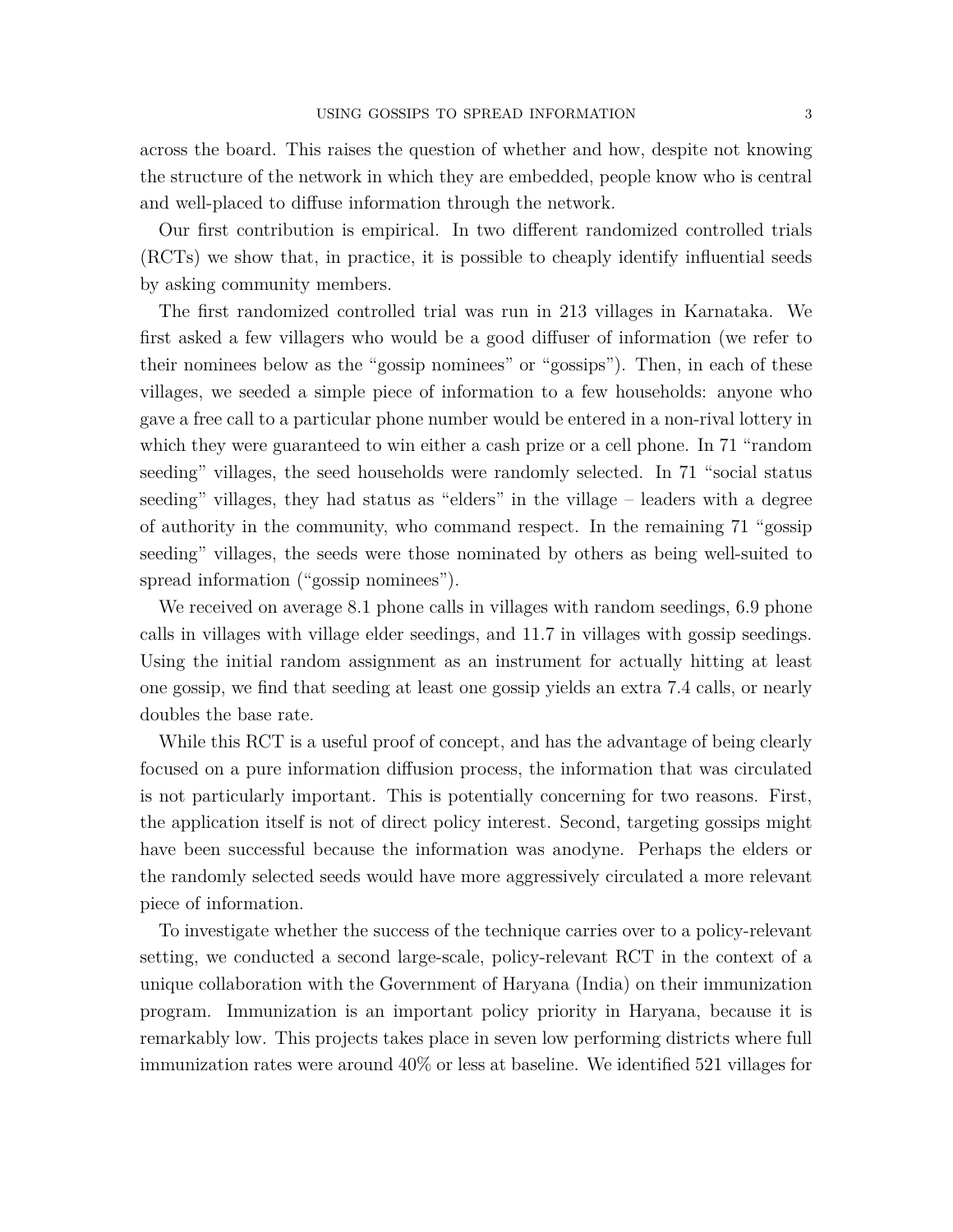across the board. This raises the question of whether and how, despite not knowing the structure of the network in which they are embedded, people know who is central and well-placed to diffuse information through the network.

Our first contribution is empirical. In two different randomized controlled trials (RCTs) we show that, in practice, it is possible to cheaply identify influential seeds by asking community members.

The first randomized controlled trial was run in 213 villages in Karnataka. We first asked a few villagers who would be a good diffuser of information (we refer to their nominees below as the "gossip nominees" or "gossips"). Then, in each of these villages, we seeded a simple piece of information to a few households: anyone who gave a free call to a particular phone number would be entered in a non-rival lottery in which they were guaranteed to win either a cash prize or a cell phone. In 71 "random seeding" villages, the seed households were randomly selected. In 71 "social status seeding" villages, they had status as "elders" in the village – leaders with a degree of authority in the community, who command respect. In the remaining 71 "gossip seeding" villages, the seeds were those nominated by others as being well-suited to spread information ("gossip nominees").

We received on average 8.1 phone calls in villages with random seedings, 6.9 phone calls in villages with village elder seedings, and 11.7 in villages with gossip seedings. Using the initial random assignment as an instrument for actually hitting at least one gossip, we find that seeding at least one gossip yields an extra 7.4 calls, or nearly doubles the base rate.

While this RCT is a useful proof of concept, and has the advantage of being clearly focused on a pure information diffusion process, the information that was circulated is not particularly important. This is potentially concerning for two reasons. First, the application itself is not of direct policy interest. Second, targeting gossips might have been successful because the information was anodyne. Perhaps the elders or the randomly selected seeds would have more aggressively circulated a more relevant piece of information.

To investigate whether the success of the technique carries over to a policy-relevant setting, we conducted a second large-scale, policy-relevant RCT in the context of a unique collaboration with the Government of Haryana (India) on their immunization program. Immunization is an important policy priority in Haryana, because it is remarkably low. This projects takes place in seven low performing districts where full immunization rates were around 40% or less at baseline. We identified 521 villages for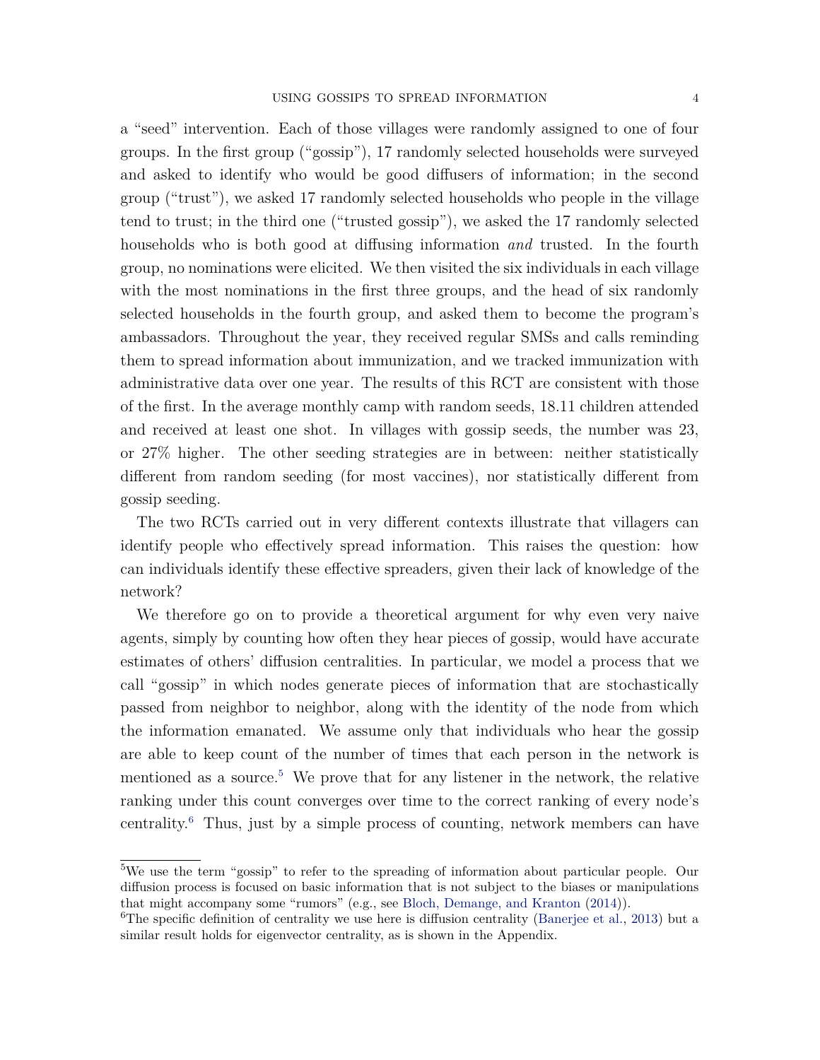a "seed" intervention. Each of those villages were randomly assigned to one of four groups. In the first group ("gossip"), 17 randomly selected households were surveyed and asked to identify who would be good diffusers of information; in the second group ("trust"), we asked 17 randomly selected households who people in the village tend to trust; in the third one ("trusted gossip"), we asked the 17 randomly selected households who is both good at diffusing information *and* trusted. In the fourth group, no nominations were elicited. We then visited the six individuals in each village with the most nominations in the first three groups, and the head of six randomly selected households in the fourth group, and asked them to become the program's ambassadors. Throughout the year, they received regular SMSs and calls reminding them to spread information about immunization, and we tracked immunization with administrative data over one year. The results of this RCT are consistent with those of the first. In the average monthly camp with random seeds, 18.11 children attended and received at least one shot. In villages with gossip seeds, the number was 23, or 27% higher. The other seeding strategies are in between: neither statistically different from random seeding (for most vaccines), nor statistically different from gossip seeding.

The two RCTs carried out in very different contexts illustrate that villagers can identify people who effectively spread information. This raises the question: how can individuals identify these effective spreaders, given their lack of knowledge of the network?

We therefore go on to provide a theoretical argument for why even very naive agents, simply by counting how often they hear pieces of gossip, would have accurate estimates of others' diffusion centralities. In particular, we model a process that we call "gossip" in which nodes generate pieces of information that are stochastically passed from neighbor to neighbor, along with the identity of the node from which the information emanated. We assume only that individuals who hear the gossip are able to keep count of the number of times that each person in the network is mentioned as a source.[5] We prove that for any listener in the network, the relative ranking under this count converges over time to the correct ranking of every node's centrality.[6] Thus, just by a simple process of counting, network members can have

[5]We use the term "gossip" to refer to the spreading of information about particular people. Our diffusion process is focused on basic information that is not subject to the biases or manipulations that might accompany some "rumors" (e.g., see Bloch, Demange, and Kranton (2014)).

[6]The specific definition of centrality we use here is diffusion centrality (Banerjee et al., 2013) but a similar result holds for eigenvector centrality, as is shown in the Appendix.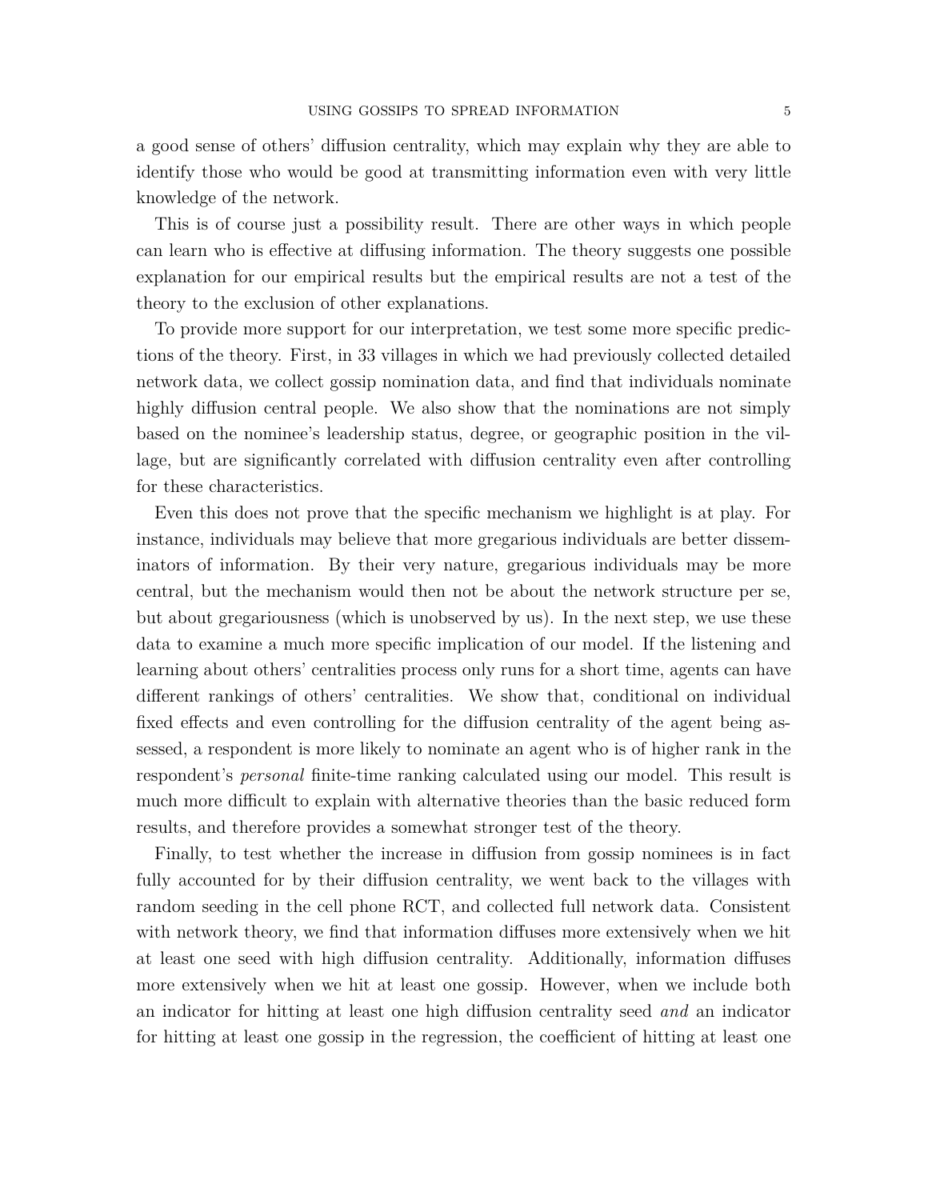a good sense of others' diffusion centrality, which may explain why they are able to identify those who would be good at transmitting information even with very little knowledge of the network.

This is of course just a possibility result. There are other ways in which people can learn who is effective at diffusing information. The theory suggests one possible explanation for our empirical results but the empirical results are not a test of the theory to the exclusion of other explanations.

To provide more support for our interpretation, we test some more specific predictions of the theory. First, in 33 villages in which we had previously collected detailed network data, we collect gossip nomination data, and find that individuals nominate highly diffusion central people. We also show that the nominations are not simply based on the nominee's leadership status, degree, or geographic position in the village, but are significantly correlated with diffusion centrality even after controlling for these characteristics.

Even this does not prove that the specific mechanism we highlight is at play. For instance, individuals may believe that more gregarious individuals are better disseminators of information. By their very nature, gregarious individuals may be more central, but the mechanism would then not be about the network structure per se, but about gregariousness (which is unobserved by us). In the next step, we use these data to examine a much more specific implication of our model. If the listening and learning about others' centralities process only runs for a short time, agents can have different rankings of others' centralities. We show that, conditional on individual fixed effects and even controlling for the diffusion centrality of the agent being assessed, a respondent is more likely to nominate an agent who is of higher rank in the respondent's *personal* finite-time ranking calculated using our model. This result is much more difficult to explain with alternative theories than the basic reduced form results, and therefore provides a somewhat stronger test of the theory.

Finally, to test whether the increase in diffusion from gossip nominees is in fact fully accounted for by their diffusion centrality, we went back to the villages with random seeding in the cell phone RCT, and collected full network data. Consistent with network theory, we find that information diffuses more extensively when we hit at least one seed with high diffusion centrality. Additionally, information diffuses more extensively when we hit at least one gossip. However, when we include both an indicator for hitting at least one high diffusion centrality seed *and* an indicator for hitting at least one gossip in the regression, the coefficient of hitting at least one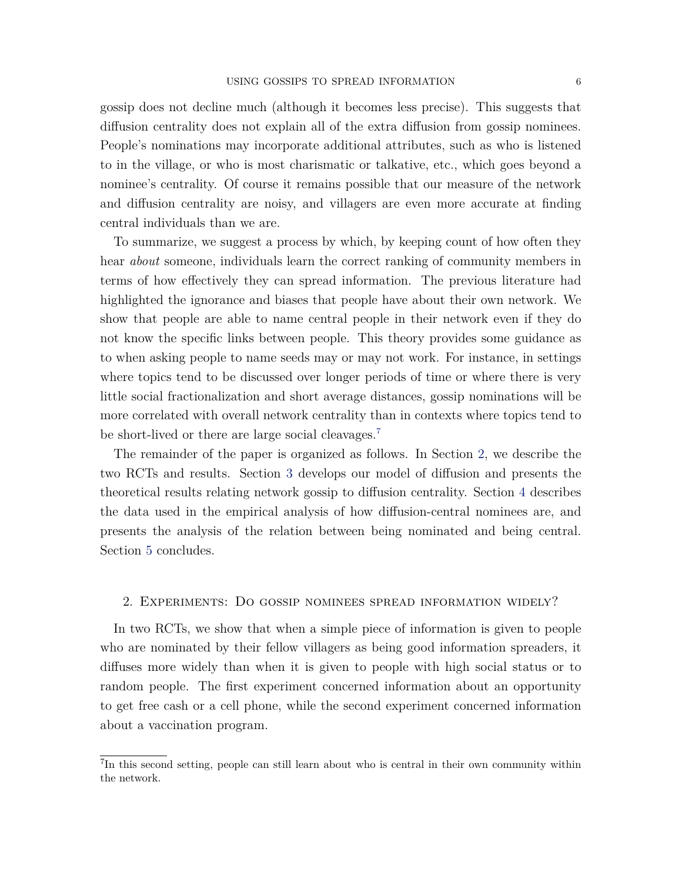gossip does not decline much (although it becomes less precise). This suggests that diffusion centrality does not explain all of the extra diffusion from gossip nominees. People's nominations may incorporate additional attributes, such as who is listened to in the village, or who is most charismatic or talkative, etc., which goes beyond a nominee's centrality. Of course it remains possible that our measure of the network and diffusion centrality are noisy, and villagers are even more accurate at finding central individuals than we are.

To summarize, we suggest a process by which, by keeping count of how often they hear *about* someone, individuals learn the correct ranking of community members in terms of how effectively they can spread information. The previous literature had highlighted the ignorance and biases that people have about their own network. We show that people are able to name central people in their network even if they do not know the specific links between people. This theory provides some guidance as to when asking people to name seeds may or may not work. For instance, in settings where topics tend to be discussed over longer periods of time or where there is very little social fractionalization and short average distances, gossip nominations will be more correlated with overall network centrality than in contexts where topics tend to be short-lived or there are large social cleavages.[7]

The remainder of the paper is organized as follows. In Section 2, we describe the two RCTs and results. Section 3 develops our model of diffusion and presents the theoretical results relating network gossip to diffusion centrality. Section 4 describes the data used in the empirical analysis of how diffusion-central nominees are, and presents the analysis of the relation between being nominated and being central. Section 5 concludes.

## 2. Experiments: Do gossip nominees spread information widely?

In two RCTs, we show that when a simple piece of information is given to people who are nominated by their fellow villagers as being good information spreaders, it diffuses more widely than when it is given to people with high social status or to random people. The first experiment concerned information about an opportunity to get free cash or a cell phone, while the second experiment concerned information about a vaccination program.

[7] In this second setting, people can still learn about who is central in their own community within the network.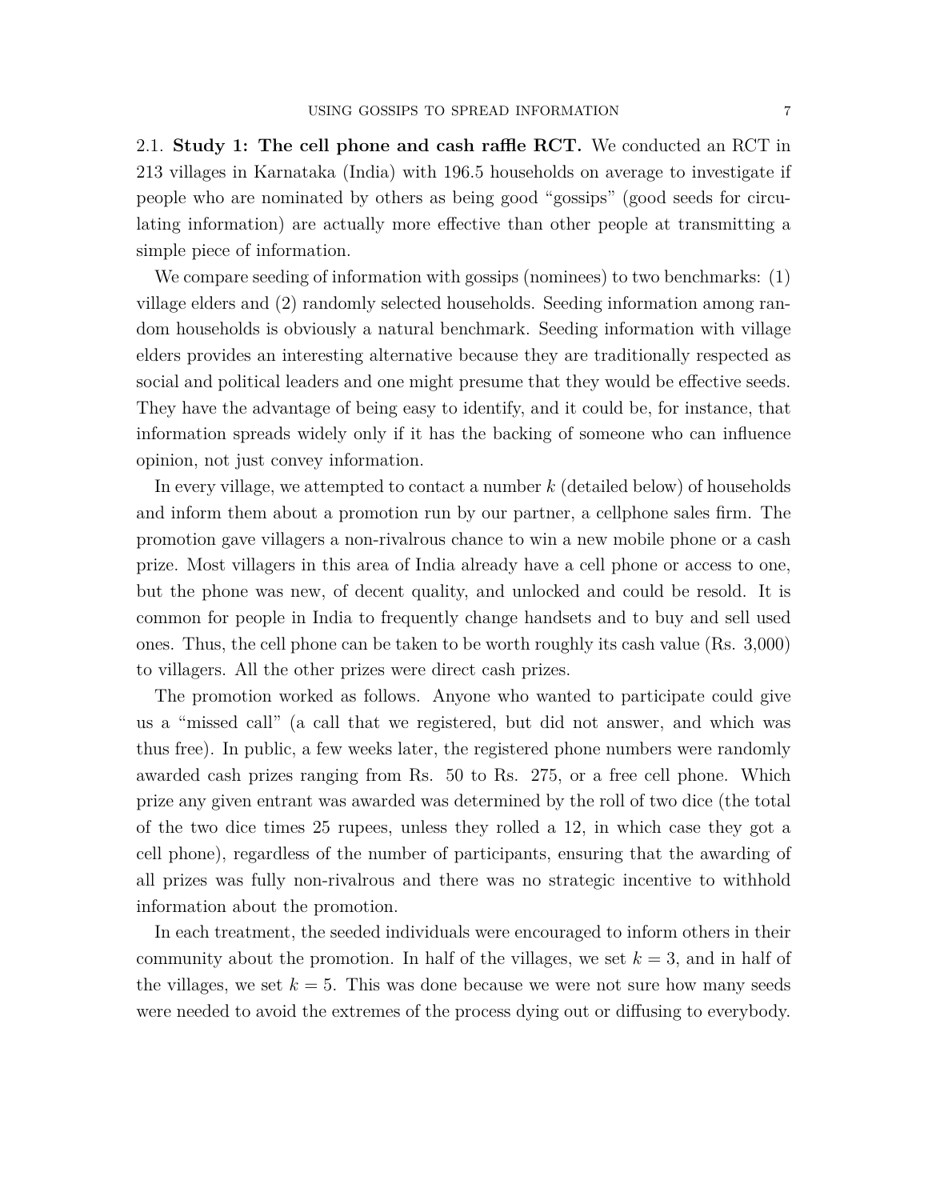### 2.1. **Study 1: The cell phone and cash raffle RCT.**

We conducted an RCT in 213 villages in Karnataka (India) with 196.5 households on average to investigate if people who are nominated by others as being good "gossips" (good seeds for circulating information) are actually more effective than other people at transmitting a simple piece of information.

We compare seeding of information with gossips (nominees) to two benchmarks: (1) village elders and (2) randomly selected households. Seeding information among random households is obviously a natural benchmark. Seeding information with village elders provides an interesting alternative because they are traditionally respected as social and political leaders and one might presume that they would be effective seeds. They have the advantage of being easy to identify, and it could be, for instance, that information spreads widely only if it has the backing of someone who can influence opinion, not just convey information.

In every village, we attempted to contact a number $k$ (detailed below) of households and inform them about a promotion run by our partner, a cellphone sales firm. The promotion gave villagers a non-rivalrous chance to win a new mobile phone or a cash prize. Most villagers in this area of India already have a cell phone or access to one, but the phone was new, of decent quality, and unlocked and could be resold. It is common for people in India to frequently change handsets and to buy and sell used ones. Thus, the cell phone can be taken to be worth roughly its cash value (Rs. 3,000) to villagers. All the other prizes were direct cash prizes.

The promotion worked as follows. Anyone who wanted to participate could give us a "missed call" (a call that we registered, but did not answer, and which was thus free). In public, a few weeks later, the registered phone numbers were randomly awarded cash prizes ranging from Rs. 50 to Rs. 275, or a free cell phone. Which prize any given entrant was awarded was determined by the roll of two dice (the total of the two dice times 25 rupees, unless they rolled a 12, in which case they got a cell phone), regardless of the number of participants, ensuring that the awarding of all prizes was fully non-rivalrous and there was no strategic incentive to withhold information about the promotion.

In each treatment, the seeded individuals were encouraged to inform others in their community about the promotion. In half of the villages, we set $k = 3$, and in half of the villages, we set $k = 5$. This was done because we were not sure how many seeds were needed to avoid the extremes of the process dying out or diffusing to everybody.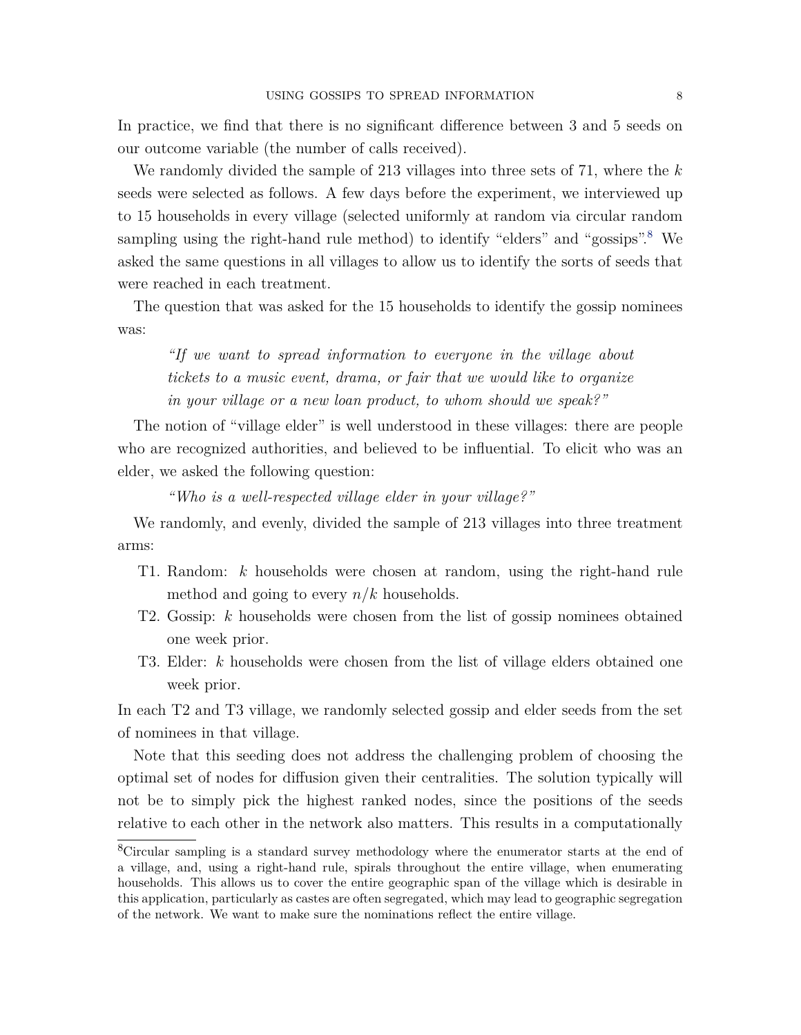In practice, we find that there is no significant difference between 3 and 5 seeds on our outcome variable (the number of calls received).

We randomly divided the sample of 213 villages into three sets of 71, where the $k$ seeds were selected as follows. A few days before the experiment, we interviewed up to 15 households in every village (selected uniformly at random via circular random sampling using the right-hand rule method) to identify "elders" and "gossips".[8] We asked the same questions in all villages to allow us to identify the sorts of seeds that were reached in each treatment.

The question that was asked for the 15 households to identify the gossip nominees was:

> *"If we want to spread information to everyone in the village about tickets to a music event, drama, or fair that we would like to organize in your village or a new loan product, to whom should we speak?"*

The notion of "village elder" is well understood in these villages: there are people who are recognized authorities, and believed to be influential. To elicit who was an elder, we asked the following question:

> *"Who is a well-respected village elder in your village?"*

We randomly, and evenly, divided the sample of 213 villages into three treatment arms:

- T1. Random: $k$ households were chosen at random, using the right-hand rule method and going to every $n/k$ households.
- T2. Gossip: $k$ households were chosen from the list of gossip nominees obtained one week prior.
- T3. Elder: $k$ households were chosen from the list of village elders obtained one week prior.

In each T2 and T3 village, we randomly selected gossip and elder seeds from the set of nominees in that village.

Note that this seeding does not address the challenging problem of choosing the optimal set of nodes for diffusion given their centralities. The solution typically will not be to simply pick the highest ranked nodes, since the positions of the seeds relative to each other in the network also matters. This results in a computationally

[8]Circular sampling is a standard survey methodology where the enumerator starts at the end of a village, and, using a right-hand rule, spirals throughout the entire village, when enumerating households. This allows us to cover the entire geographic span of the village which is desirable in this application, particularly as castes are often segregated, which may lead to geographic segregation of the network. We want to make sure the nominations reflect the entire village.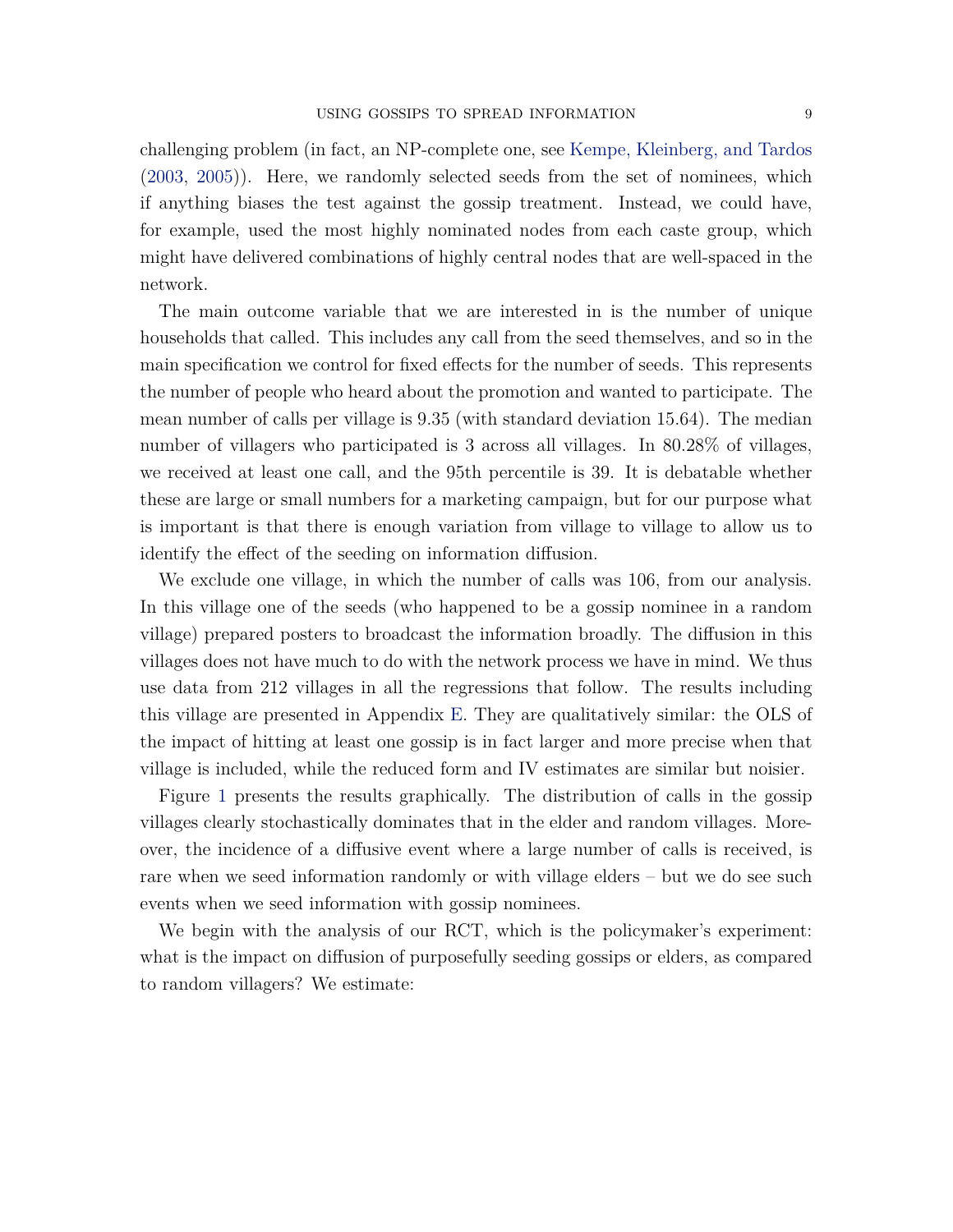challenging problem (in fact, an NP-complete one, see Kempe, Kleinberg, and Tardos (2003, 2005)). Here, we randomly selected seeds from the set of nominees, which if anything biases the test against the gossip treatment. Instead, we could have, for example, used the most highly nominated nodes from each caste group, which might have delivered combinations of highly central nodes that are well-spaced in the network.

The main outcome variable that we are interested in is the number of unique households that called. This includes any call from the seed themselves, and so in the main specification we control for fixed effects for the number of seeds. This represents the number of people who heard about the promotion and wanted to participate. The mean number of calls per village is 9.35 (with standard deviation 15.64). The median number of villagers who participated is 3 across all villages. In 80.28% of villages, we received at least one call, and the 95th percentile is 39. It is debatable whether these are large or small numbers for a marketing campaign, but for our purpose what is important is that there is enough variation from village to village to allow us to identify the effect of the seeding on information diffusion.

We exclude one village, in which the number of calls was 106, from our analysis. In this village one of the seeds (who happened to be a gossip nominee in a random village) prepared posters to broadcast the information broadly. The diffusion in this villages does not have much to do with the network process we have in mind. We thus use data from 212 villages in all the regressions that follow. The results including this village are presented in Appendix E. They are qualitatively similar: the OLS of the impact of hitting at least one gossip is in fact larger and more precise when that village is included, while the reduced form and IV estimates are similar but noisier.

Figure 1 presents the results graphically. The distribution of calls in the gossip villages clearly stochastically dominates that in the elder and random villages. Moreover, the incidence of a diffusive event where a large number of calls is received, is rare when we seed information randomly or with village elders – but we do see such events when we seed information with gossip nominees.

We begin with the analysis of our RCT, which is the policymaker's experiment: what is the impact on diffusion of purposefully seeding gossips or elders, as compared to random villagers? We estimate: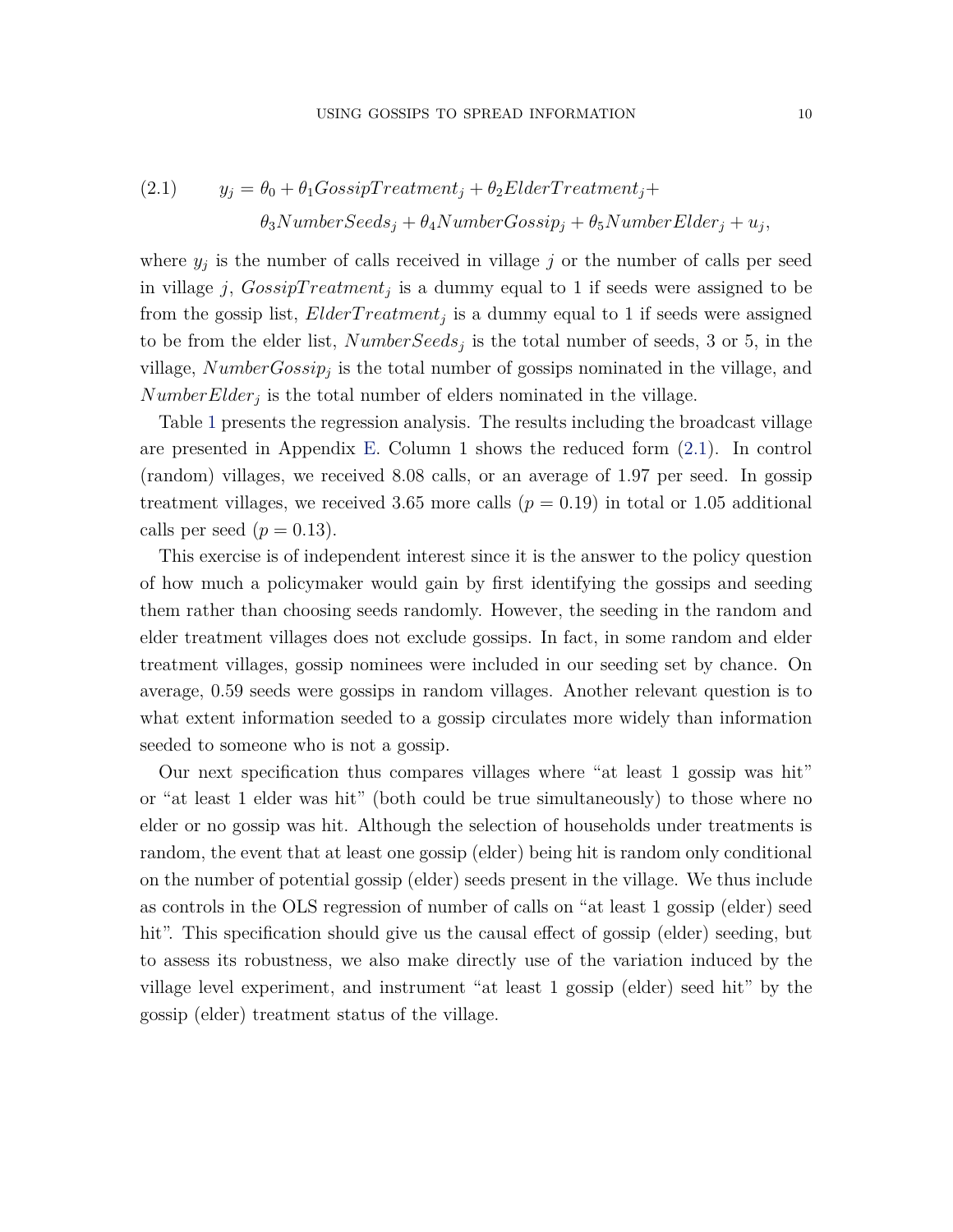$$
\begin{aligned}
(2.1) \qquad y_j = \; & \theta_0 + \theta_1 GossipTreatment_j + \theta_2 ElderTreatment_j + \\
& \theta_3 NumberSeeds_j + \theta_4 NumberGossip_j + \theta_5 NumberElder_j + u_j,
\end{aligned}
$$

where $y_j$ is the number of calls received in village $j$ or the number of calls per seed in village $j$, $GossipTreatment_j$ is a dummy equal to 1 if seeds were assigned to be from the gossip list, $ElderTreatment_j$ is a dummy equal to 1 if seeds were assigned to be from the elder list, $NumberSeeds_j$ is the total number of seeds, 3 or 5, in the village, $NumberGossip_j$ is the total number of gossips nominated in the village, and $NumberElder_j$ is the total number of elders nominated in the village.

Table 1 presents the regression analysis. The results including the broadcast village are presented in Appendix E. Column 1 shows the reduced form (2.1). In control (random) villages, we received 8.08 calls, or an average of 1.97 per seed. In gossip treatment villages, we received 3.65 more calls ($p = 0.19$) in total or 1.05 additional calls per seed ($p = 0.13$).

This exercise is of independent interest since it is the answer to the policy question of how much a policymaker would gain by first identifying the gossips and seeding them rather than choosing seeds randomly. However, the seeding in the random and elder treatment villages does not exclude gossips. In fact, in some random and elder treatment villages, gossip nominees were included in our seeding set by chance. On average, 0.59 seeds were gossips in random villages. Another relevant question is to what extent information seeded to a gossip circulates more widely than information seeded to someone who is not a gossip.

Our next specification thus compares villages where "at least 1 gossip was hit" or "at least 1 elder was hit" (both could be true simultaneously) to those where no elder or no gossip was hit. Although the selection of households under treatments is random, the event that at least one gossip (elder) being hit is random only conditional on the number of potential gossip (elder) seeds present in the village. We thus include as controls in the OLS regression of number of calls on "at least 1 gossip (elder) seed hit". This specification should give us the causal effect of gossip (elder) seeding, but to assess its robustness, we also make directly use of the variation induced by the village level experiment, and instrument "at least 1 gossip (elder) seed hit" by the gossip (elder) treatment status of the village.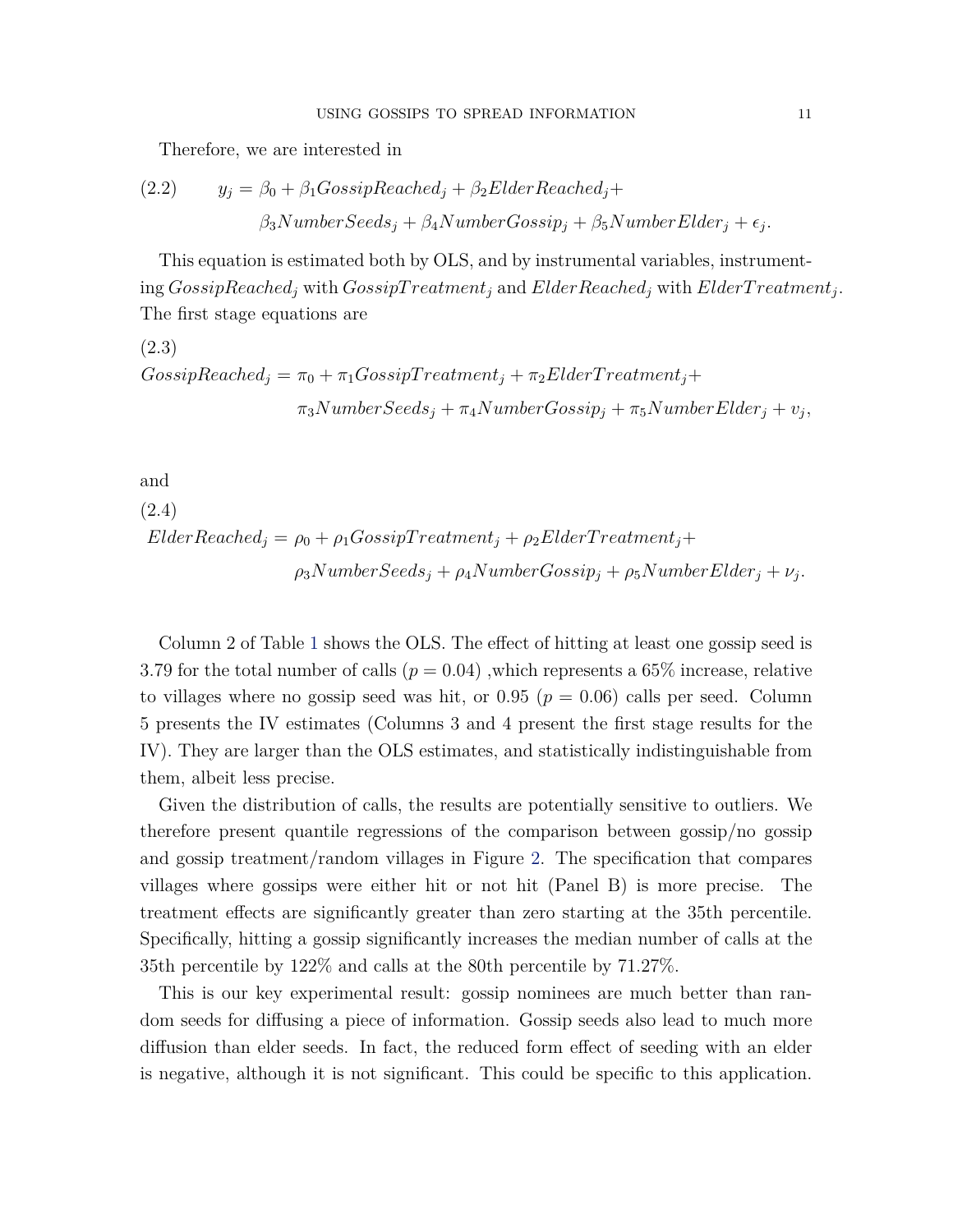Therefore, we are interested in

$$
\begin{aligned}
(2.2) \qquad y_j = \beta_0 + \beta_1 GossipReached_j + \beta_2 ElderReached_j + \\
\beta_3 NumberSeeds_j + \beta_4 NumberGossip_j + \beta_5 NumberElder_j + \epsilon_j.
\end{aligned}
$$

This equation is estimated both by OLS, and by instrumental variables, instrumenting $GossipReached_j$ with $GossipTreatment_j$ and $ElderReached_j$ with $ElderTreatment_j$. The first stage equations are

(2.3)

$$
\begin{aligned}
GossipReached_j = \pi_0 + \pi_1 GossipTreatment_j + \pi_2 ElderTreatment_j + \\
\pi_3 NumberSeeds_j + \pi_4 NumberGossip_j + \pi_5 NumberElder_j + v_j,
\end{aligned}
$$

and

(2.4)

$$
\begin{aligned}
ElderReached_j = \rho_0 + \rho_1 GossipTreatment_j + \rho_2 ElderTreatment_j + \\
\rho_3 NumberSeeds_j + \rho_4 NumberGossip_j + \rho_5 NumberElder_j + \nu_j.
\end{aligned}
$$

Column 2 of Table 1 shows the OLS. The effect of hitting at least one gossip seed is 3.79 for the total number of calls ($p = 0.04$) ,which represents a 65% increase, relative to villages where no gossip seed was hit, or 0.95 ($p = 0.06$) calls per seed. Column 5 presents the IV estimates (Columns 3 and 4 present the first stage results for the IV). They are larger than the OLS estimates, and statistically indistinguishable from them, albeit less precise.

Given the distribution of calls, the results are potentially sensitive to outliers. We therefore present quantile regressions of the comparison between gossip/no gossip and gossip treatment/random villages in Figure 2. The specification that compares villages where gossips were either hit or not hit (Panel B) is more precise. The treatment effects are significantly greater than zero starting at the 35th percentile. Specifically, hitting a gossip significantly increases the median number of calls at the 35th percentile by 122% and calls at the 80th percentile by 71.27%.

This is our key experimental result: gossip nominees are much better than random seeds for diffusing a piece of information. Gossip seeds also lead to much more diffusion than elder seeds. In fact, the reduced form effect of seeding with an elder is negative, although it is not significant. This could be specific to this application.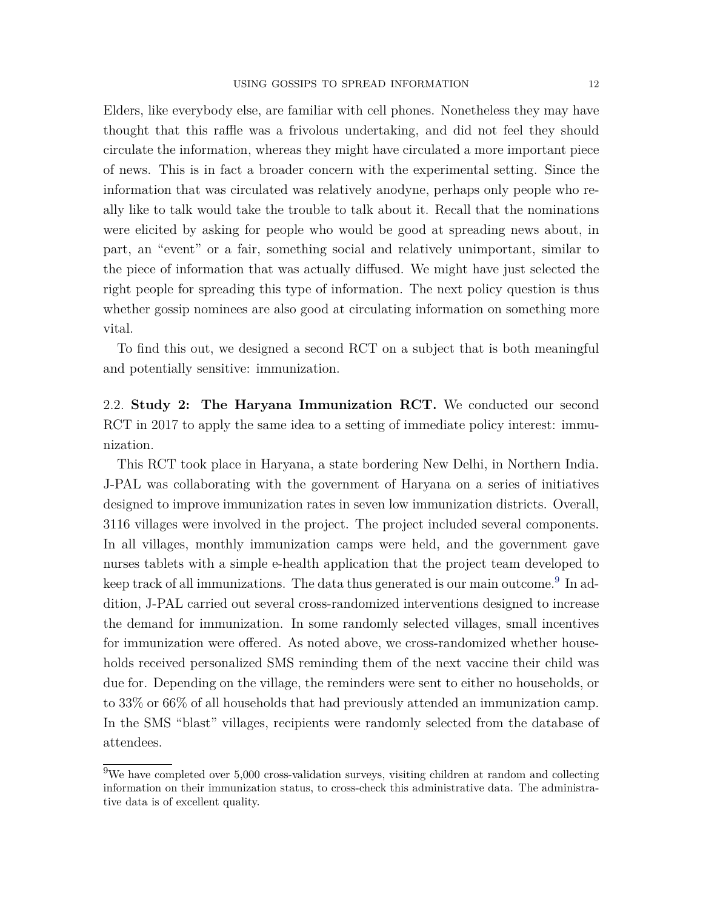Elders, like everybody else, are familiar with cell phones. Nonetheless they may have thought that this raffle was a frivolous undertaking, and did not feel they should circulate the information, whereas they might have circulated a more important piece of news. This is in fact a broader concern with the experimental setting. Since the information that was circulated was relatively anodyne, perhaps only people who really like to talk would take the trouble to talk about it. Recall that the nominations were elicited by asking for people who would be good at spreading news about, in part, an "event" or a fair, something social and relatively unimportant, similar to the piece of information that was actually diffused. We might have just selected the right people for spreading this type of information. The next policy question is thus whether gossip nominees are also good at circulating information on something more vital.

To find this out, we designed a second RCT on a subject that is both meaningful and potentially sensitive: immunization.

2.2. **Study 2: The Haryana Immunization RCT.** We conducted our second RCT in 2017 to apply the same idea to a setting of immediate policy interest: immunization.

This RCT took place in Haryana, a state bordering New Delhi, in Northern India. J-PAL was collaborating with the government of Haryana on a series of initiatives designed to improve immunization rates in seven low immunization districts. Overall, 3116 villages were involved in the project. The project included several components. In all villages, monthly immunization camps were held, and the government gave nurses tablets with a simple e-health application that the project team developed to keep track of all immunizations. The data thus generated is our main outcome.[9] In addition, J-PAL carried out several cross-randomized interventions designed to increase the demand for immunization. In some randomly selected villages, small incentives for immunization were offered. As noted above, we cross-randomized whether households received personalized SMS reminding them of the next vaccine their child was due for. Depending on the village, the reminders were sent to either no households, or to 33% or 66% of all households that had previously attended an immunization camp. In the SMS "blast" villages, recipients were randomly selected from the database of attendees.

[9]We have completed over 5,000 cross-validation surveys, visiting children at random and collecting information on their immunization status, to cross-check this administrative data. The administrative data is of excellent quality.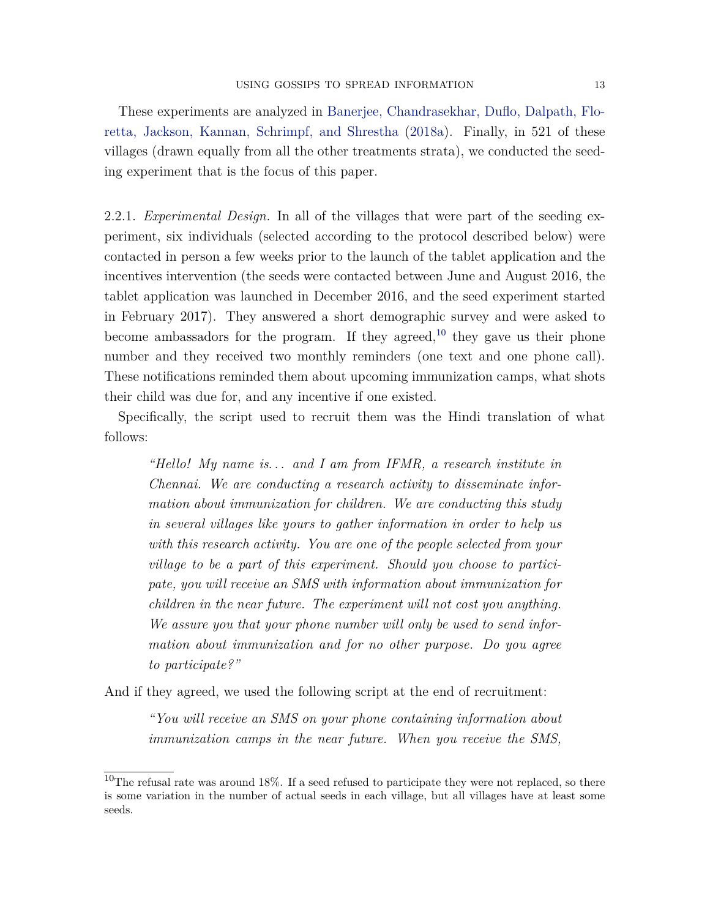These experiments are analyzed in Banerjee, Chandrasekhar, Duflo, Dalpath, Floretta, Jackson, Kannan, Schrimpf, and Shrestha (2018a). Finally, in 521 of these villages (drawn equally from all the other treatments strata), we conducted the seeding experiment that is the focus of this paper.

2.2.1. *Experimental Design.* In all of the villages that were part of the seeding experiment, six individuals (selected according to the protocol described below) were contacted in person a few weeks prior to the launch of the tablet application and the incentives intervention (the seeds were contacted between June and August 2016, the tablet application was launched in December 2016, and the seed experiment started in February 2017). They answered a short demographic survey and were asked to become ambassadors for the program. If they agreed,[10] they gave us their phone number and they received two monthly reminders (one text and one phone call). These notifications reminded them about upcoming immunization camps, what shots their child was due for, and any incentive if one existed.

Specifically, the script used to recruit them was the Hindi translation of what follows:

> *"Hello! My name is... and I am from IFMR, a research institute in Chennai. We are conducting a research activity to disseminate information about immunization for children. We are conducting this study in several villages like yours to gather information in order to help us with this research activity. You are one of the people selected from your village to be a part of this experiment. Should you choose to participate, you will receive an SMS with information about immunization for children in the near future. The experiment will not cost you anything. We assure you that your phone number will only be used to send information about immunization and for no other purpose. Do you agree to participate?"*

And if they agreed, we used the following script at the end of recruitment:

> *"You will receive an SMS on your phone containing information about immunization camps in the near future. When you receive the SMS,*

[10] The refusal rate was around 18%. If a seed refused to participate they were not replaced, so there is some variation in the number of actual seeds in each village, but all villages have at least some seeds.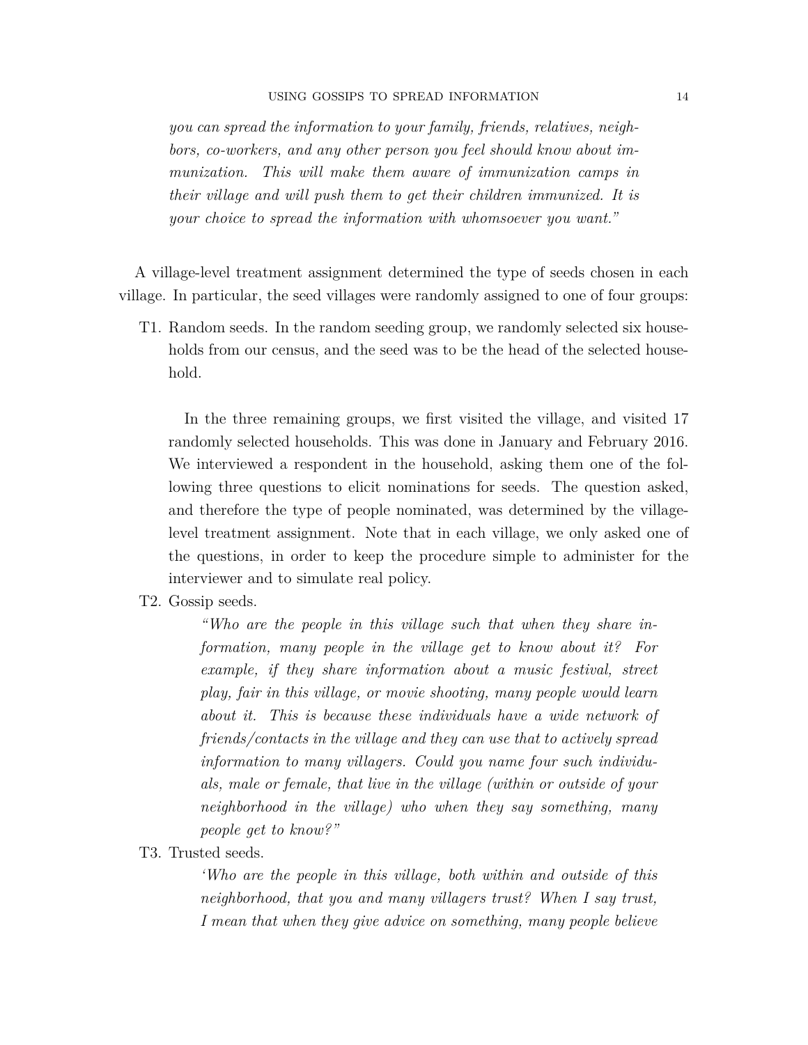*you can spread the information to your family, friends, relatives, neighbors, co-workers, and any other person you feel should know about immunization. This will make them aware of immunization camps in their village and will push them to get their children immunized. It is your choice to spread the information with whomsoever you want."*

A village-level treatment assignment determined the type of seeds chosen in each village. In particular, the seed villages were randomly assigned to one of four groups:

T1. Random seeds. In the random seeding group, we randomly selected six households from our census, and the seed was to be the head of the selected household.

In the three remaining groups, we first visited the village, and visited 17 randomly selected households. This was done in January and February 2016. We interviewed a respondent in the household, asking them one of the following three questions to elicit nominations for seeds. The question asked, and therefore the type of people nominated, was determined by the village-level treatment assignment. Note that in each village, we only asked one of the questions, in order to keep the procedure simple to administer for the interviewer and to simulate real policy.

T2. Gossip seeds.

> *"Who are the people in this village such that when they share information, many people in the village get to know about it? For example, if they share information about a music festival, street play, fair in this village, or movie shooting, many people would learn about it. This is because these individuals have a wide network of friends/contacts in the village and they can use that to actively spread information to many villagers. Could you name four such individuals, male or female, that live in the village (within or outside of your neighborhood in the village) who when they say something, many people get to know?"*

T3. Trusted seeds.

> *'Who are the people in this village, both within and outside of this neighborhood, that you and many villagers trust? When I say trust, I mean that when they give advice on something, many people believe*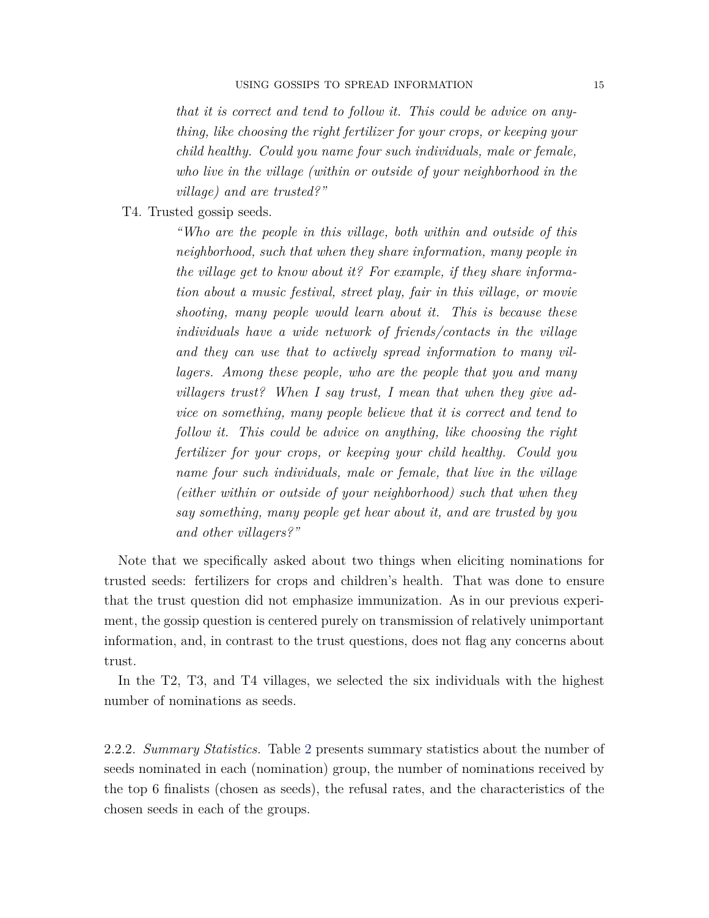*that it is correct and tend to follow it. This could be advice on anything, like choosing the right fertilizer for your crops, or keeping your child healthy. Could you name four such individuals, male or female, who live in the village (within or outside of your neighborhood in the village) and are trusted?"*

T4. Trusted gossip seeds.

> *"Who are the people in this village, both within and outside of this neighborhood, such that when they share information, many people in the village get to know about it? For example, if they share information about a music festival, street play, fair in this village, or movie shooting, many people would learn about it. This is because these individuals have a wide network of friends/contacts in the village and they can use that to actively spread information to many villagers. Among these people, who are the people that you and many villagers trust? When I say trust, I mean that when they give advice on something, many people believe that it is correct and tend to follow it. This could be advice on anything, like choosing the right fertilizer for your crops, or keeping your child healthy. Could you name four such individuals, male or female, that live in the village (either within or outside of your neighborhood) such that when they say something, many people get hear about it, and are trusted by you and other villagers?"*

Note that we specifically asked about two things when eliciting nominations for trusted seeds: fertilizers for crops and children's health. That was done to ensure that the trust question did not emphasize immunization. As in our previous experiment, the gossip question is centered purely on transmission of relatively unimportant information, and, in contrast to the trust questions, does not flag any concerns about trust.

In the T2, T3, and T4 villages, we selected the six individuals with the highest number of nominations as seeds.

2.2.2. *Summary Statistics.* Table 2 presents summary statistics about the number of seeds nominated in each (nomination) group, the number of nominations received by the top 6 finalists (chosen as seeds), the refusal rates, and the characteristics of the chosen seeds in each of the groups.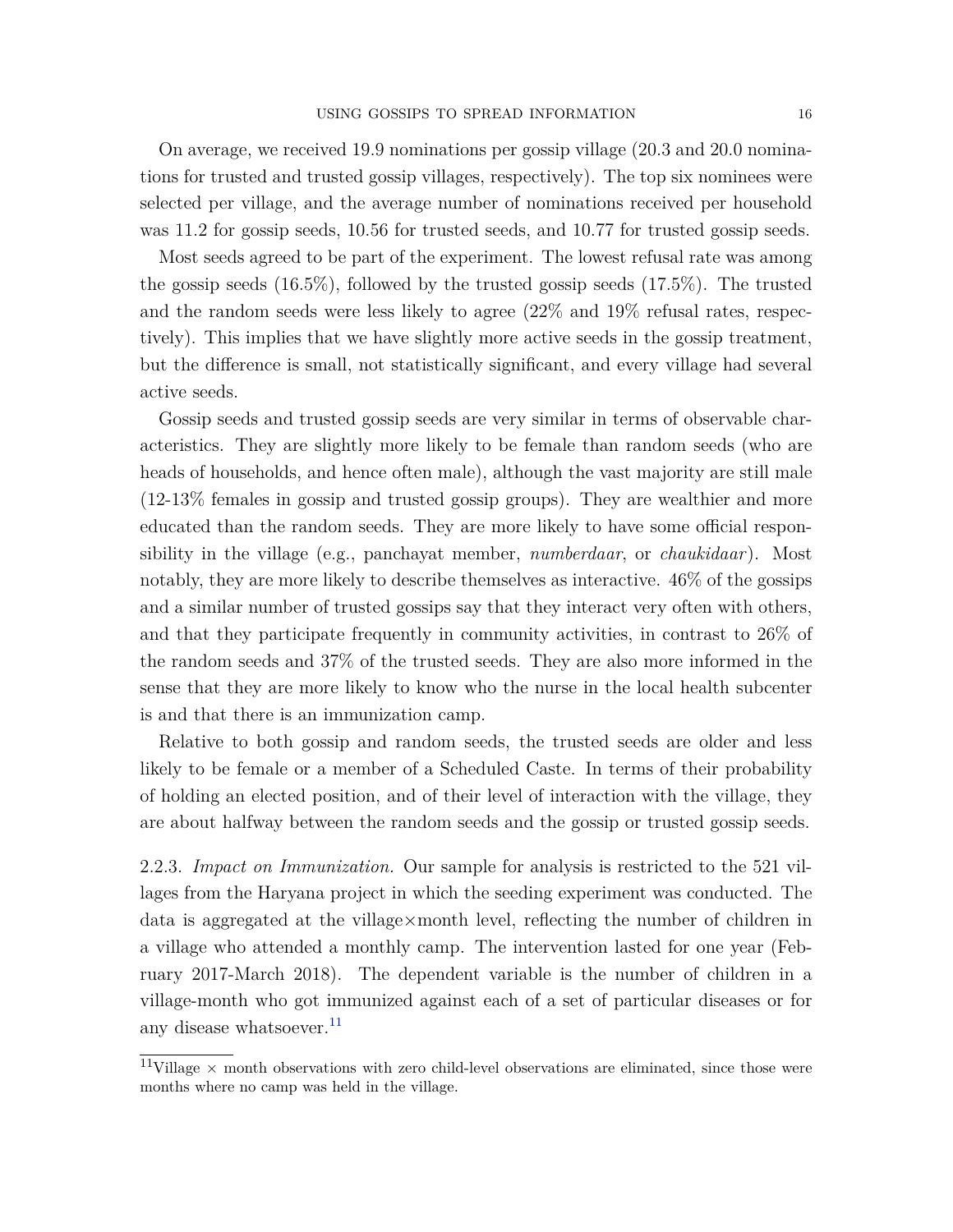On average, we received 19.9 nominations per gossip village (20.3 and 20.0 nominations for trusted and trusted gossip villages, respectively). The top six nominees were selected per village, and the average number of nominations received per household was 11.2 for gossip seeds, 10.56 for trusted seeds, and 10.77 for trusted gossip seeds.

Most seeds agreed to be part of the experiment. The lowest refusal rate was among the gossip seeds (16.5%), followed by the trusted gossip seeds (17.5%). The trusted and the random seeds were less likely to agree (22% and 19% refusal rates, respectively). This implies that we have slightly more active seeds in the gossip treatment, but the difference is small, not statistically significant, and every village had several active seeds.

Gossip seeds and trusted gossip seeds are very similar in terms of observable characteristics. They are slightly more likely to be female than random seeds (who are heads of households, and hence often male), although the vast majority are still male (12-13% females in gossip and trusted gossip groups). They are wealthier and more educated than the random seeds. They are more likely to have some official responsibility in the village (e.g., panchayat member, *numberdaar*, or *chaukidaar*). Most notably, they are more likely to describe themselves as interactive. 46% of the gossips and a similar number of trusted gossips say that they interact very often with others, and that they participate frequently in community activities, in contrast to 26% of the random seeds and 37% of the trusted seeds. They are also more informed in the sense that they are more likely to know who the nurse in the local health subcenter is and that there is an immunization camp.

Relative to both gossip and random seeds, the trusted seeds are older and less likely to be female or a member of a Scheduled Caste. In terms of their probability of holding an elected position, and of their level of interaction with the village, they are about halfway between the random seeds and the gossip or trusted gossip seeds.

2.2.3. *Impact on Immunization.* Our sample for analysis is restricted to the 521 villages from the Haryana project in which the seeding experiment was conducted. The data is aggregated at the village×month level, reflecting the number of children in a village who attended a monthly camp. The intervention lasted for one year (February 2017-March 2018). The dependent variable is the number of children in a village-month who got immunized against each of a set of particular diseases or for any disease whatsoever.[11]

[11] Village × month observations with zero child-level observations are eliminated, since those were months where no camp was held in the village.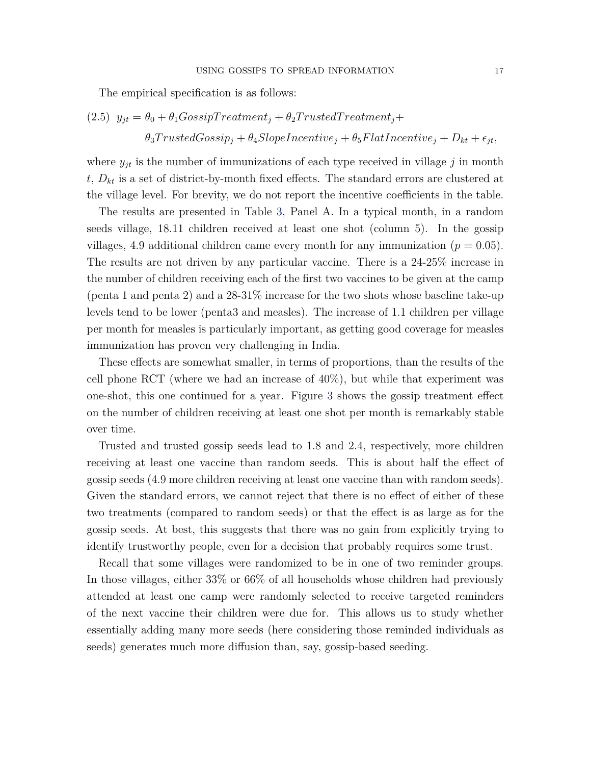The empirical specification is as follows:

$$(2.5)\quad y_{jt} = \theta_0 + \theta_1 GossipTreatment_j + \theta_2 TrustedTreatment_j + \theta_3 TrustedGossip_j + \theta_4 SlopeIncentive_j + \theta_5 FlatIncentive_j + D_{kt} + \epsilon_{jt},$$

where $y_{jt}$ is the number of immunizations of each type received in village $j$ in month $t$, $D_{kt}$ is a set of district-by-month fixed effects. The standard errors are clustered at the village level. For brevity, we do not report the incentive coefficients in the table.

The results are presented in Table 3, Panel A. In a typical month, in a random seeds village, 18.11 children received at least one shot (column 5). In the gossip villages, 4.9 additional children came every month for any immunization ($p = 0.05$). The results are not driven by any particular vaccine. There is a 24-25% increase in the number of children receiving each of the first two vaccines to be given at the camp (penta 1 and penta 2) and a 28-31% increase for the two shots whose baseline take-up levels tend to be lower (penta3 and measles). The increase of 1.1 children per village per month for measles is particularly important, as getting good coverage for measles immunization has proven very challenging in India.

These effects are somewhat smaller, in terms of proportions, than the results of the cell phone RCT (where we had an increase of 40%), but while that experiment was one-shot, this one continued for a year. Figure 3 shows the gossip treatment effect on the number of children receiving at least one shot per month is remarkably stable over time.

Trusted and trusted gossip seeds lead to 1.8 and 2.4, respectively, more children receiving at least one vaccine than random seeds. This is about half the effect of gossip seeds (4.9 more children receiving at least one vaccine than with random seeds). Given the standard errors, we cannot reject that there is no effect of either of these two treatments (compared to random seeds) or that the effect is as large as for the gossip seeds. At best, this suggests that there was no gain from explicitly trying to identify trustworthy people, even for a decision that probably requires some trust.

Recall that some villages were randomized to be in one of two reminder groups. In those villages, either 33% or 66% of all households whose children had previously attended at least one camp were randomly selected to receive targeted reminders of the next vaccine their children were due for. This allows us to study whether essentially adding many more seeds (here considering those reminded individuals as seeds) generates much more diffusion than, say, gossip-based seeding.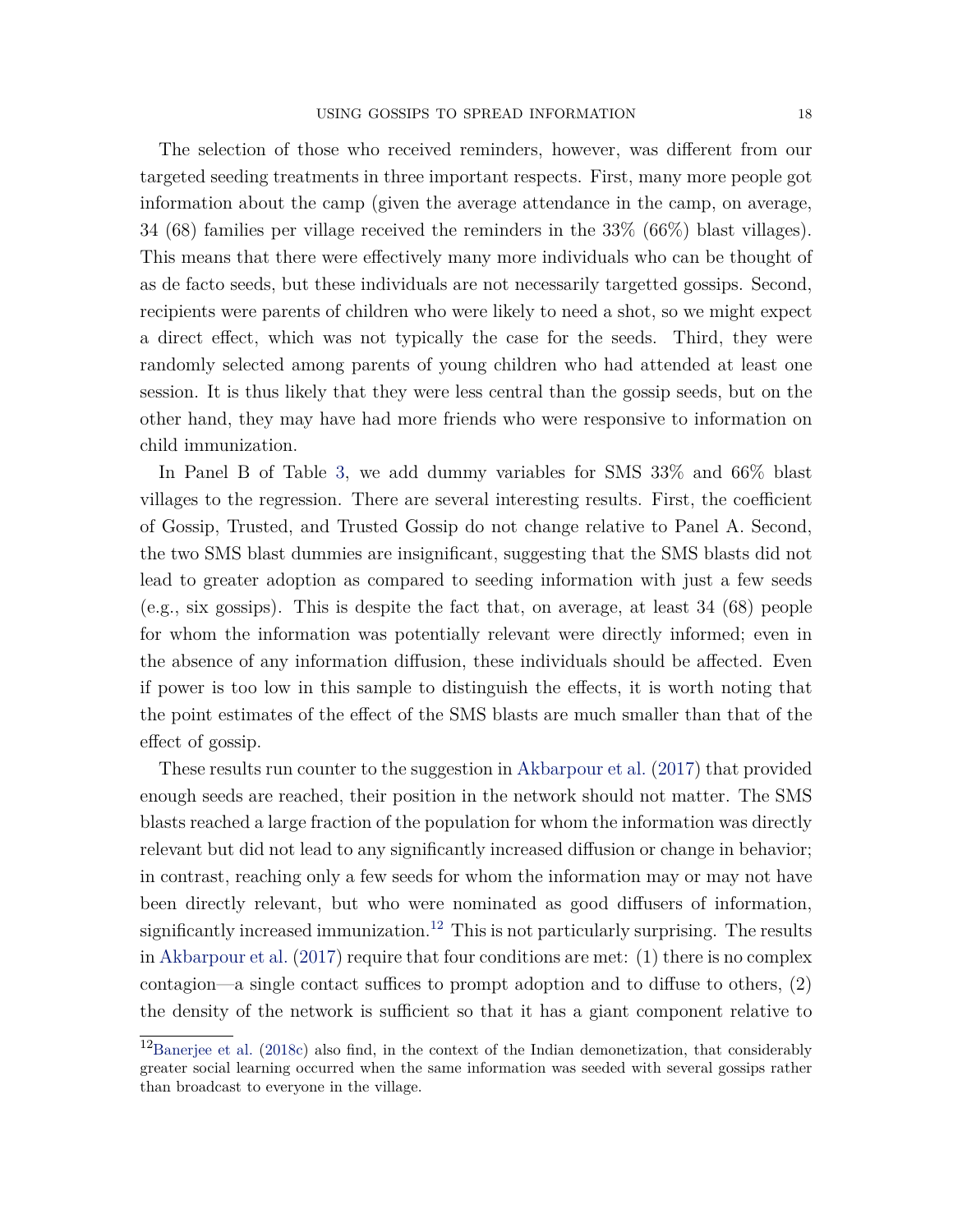The selection of those who received reminders, however, was different from our targeted seeding treatments in three important respects. First, many more people got information about the camp (given the average attendance in the camp, on average, 34 (68) families per village received the reminders in the 33% (66%) blast villages). This means that there were effectively many more individuals who can be thought of as de facto seeds, but these individuals are not necessarily targetted gossips. Second, recipients were parents of children who were likely to need a shot, so we might expect a direct effect, which was not typically the case for the seeds. Third, they were randomly selected among parents of young children who had attended at least one session. It is thus likely that they were less central than the gossip seeds, but on the other hand, they may have had more friends who were responsive to information on child immunization.

In Panel B of Table 3, we add dummy variables for SMS 33% and 66% blast villages to the regression. There are several interesting results. First, the coefficient of Gossip, Trusted, and Trusted Gossip do not change relative to Panel A. Second, the two SMS blast dummies are insignificant, suggesting that the SMS blasts did not lead to greater adoption as compared to seeding information with just a few seeds (e.g., six gossips). This is despite the fact that, on average, at least 34 (68) people for whom the information was potentially relevant were directly informed; even in the absence of any information diffusion, these individuals should be affected. Even if power is too low in this sample to distinguish the effects, it is worth noting that the point estimates of the effect of the SMS blasts are much smaller than that of the effect of gossip.

These results run counter to the suggestion in Akbarpour et al. (2017) that provided enough seeds are reached, their position in the network should not matter. The SMS blasts reached a large fraction of the population for whom the information was directly relevant but did not lead to any significantly increased diffusion or change in behavior; in contrast, reaching only a few seeds for whom the information may or may not have been directly relevant, but who were nominated as good diffusers of information, significantly increased immunization.[12] This is not particularly surprising. The results in Akbarpour et al. (2017) require that four conditions are met: (1) there is no complex contagion—a single contact suffices to prompt adoption and to diffuse to others, (2) the density of the network is sufficient so that it has a giant component relative to

[12] Banerjee et al. (2018c) also find, in the context of the Indian demonetization, that considerably greater social learning occurred when the same information was seeded with several gossips rather than broadcast to everyone in the village.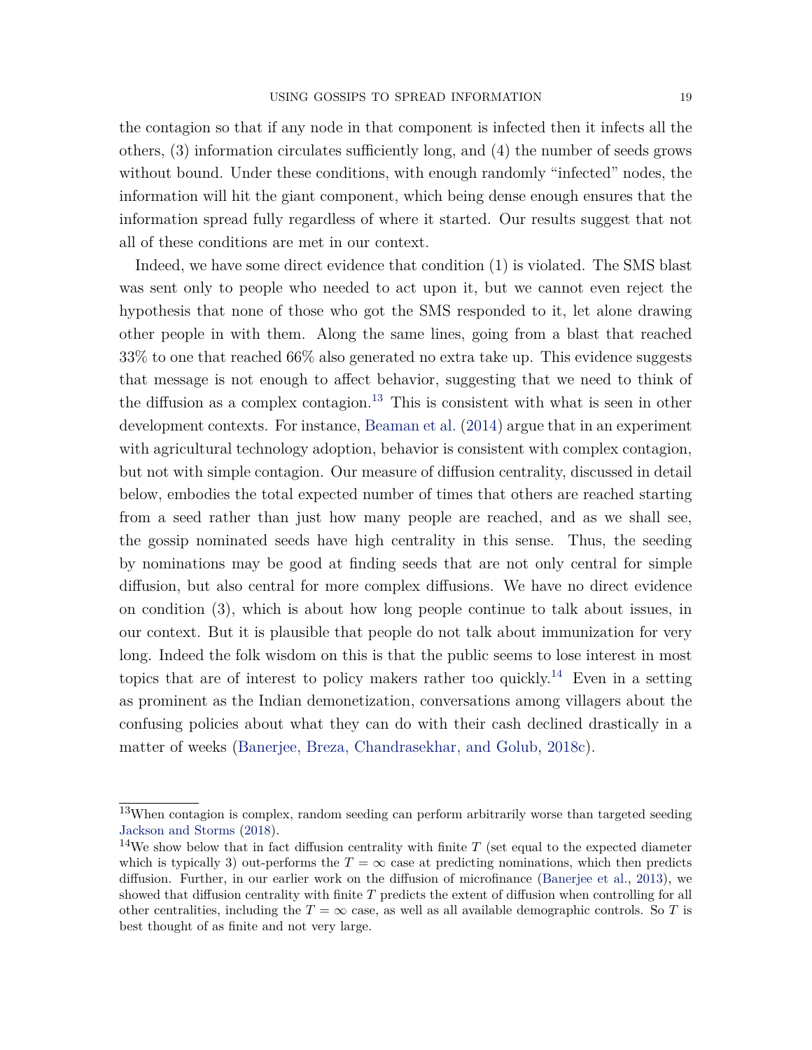the contagion so that if any node in that component is infected then it infects all the others, (3) information circulates sufficiently long, and (4) the number of seeds grows without bound. Under these conditions, with enough randomly "infected" nodes, the information will hit the giant component, which being dense enough ensures that the information spread fully regardless of where it started. Our results suggest that not all of these conditions are met in our context.

Indeed, we have some direct evidence that condition (1) is violated. The SMS blast was sent only to people who needed to act upon it, but we cannot even reject the hypothesis that none of those who got the SMS responded to it, let alone drawing other people in with them. Along the same lines, going from a blast that reached 33% to one that reached 66% also generated no extra take up. This evidence suggests that message is not enough to affect behavior, suggesting that we need to think of the diffusion as a complex contagion.[13] This is consistent with what is seen in other development contexts. For instance, Beaman et al. (2014) argue that in an experiment with agricultural technology adoption, behavior is consistent with complex contagion, but not with simple contagion. Our measure of diffusion centrality, discussed in detail below, embodies the total expected number of times that others are reached starting from a seed rather than just how many people are reached, and as we shall see, the gossip nominated seeds have high centrality in this sense. Thus, the seeding by nominations may be good at finding seeds that are not only central for simple diffusion, but also central for more complex diffusions. We have no direct evidence on condition (3), which is about how long people continue to talk about issues, in our context. But it is plausible that people do not talk about immunization for very long. Indeed the folk wisdom on this is that the public seems to lose interest in most topics that are of interest to policy makers rather too quickly.[14] Even in a setting as prominent as the Indian demonetization, conversations among villagers about the confusing policies about what they can do with their cash declined drastically in a matter of weeks (Banerjee, Breza, Chandrasekhar, and Golub, 2018c).

---

[13] When contagion is complex, random seeding can perform arbitrarily worse than targeted seeding Jackson and Storms (2018).

[14] We show below that in fact diffusion centrality with finite $T$ (set equal to the expected diameter which is typically 3) out-performs the $T = \infty$ case at predicting nominations, which then predicts diffusion. Further, in our earlier work on the diffusion of microfinance (Banerjee et al., 2013), we showed that diffusion centrality with finite $T$ predicts the extent of diffusion when controlling for all other centralities, including the $T = \infty$ case, as well as all available demographic controls. So $T$ is best thought of as finite and not very large.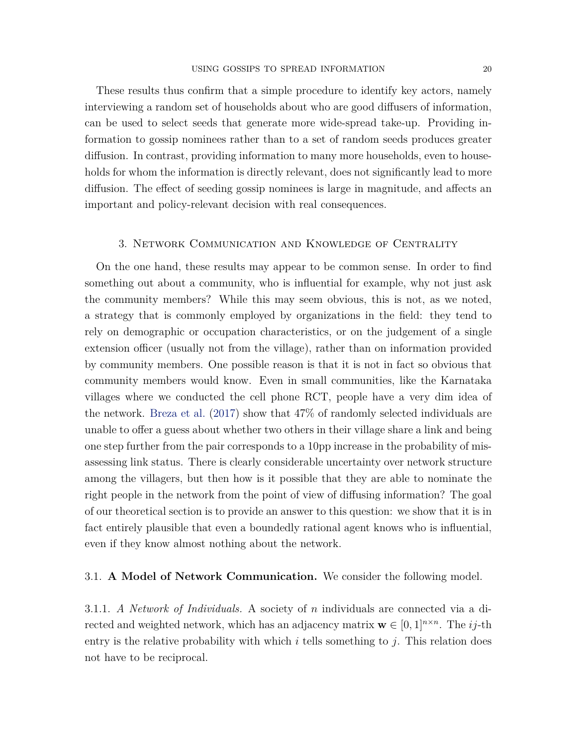These results thus confirm that a simple procedure to identify key actors, namely interviewing a random set of households about who are good diffusers of information, can be used to select seeds that generate more wide-spread take-up. Providing information to gossip nominees rather than to a set of random seeds produces greater diffusion. In contrast, providing information to many more households, even to households for whom the information is directly relevant, does not significantly lead to more diffusion. The effect of seeding gossip nominees is large in magnitude, and affects an important and policy-relevant decision with real consequences.

## 3. Network Communication and Knowledge of Centrality

On the one hand, these results may appear to be common sense. In order to find something out about a community, who is influential for example, why not just ask the community members? While this may seem obvious, this is not, as we noted, a strategy that is commonly employed by organizations in the field: they tend to rely on demographic or occupation characteristics, or on the judgement of a single extension officer (usually not from the village), rather than on information provided by community members. One possible reason is that it is not in fact so obvious that community members would know. Even in small communities, like the Karnataka villages where we conducted the cell phone RCT, people have a very dim idea of the network. Breza et al. (2017) show that 47% of randomly selected individuals are unable to offer a guess about whether two others in their village share a link and being one step further from the pair corresponds to a 10pp increase in the probability of mis-assessing link status. There is clearly considerable uncertainty over network structure among the villagers, but then how is it possible that they are able to nominate the right people in the network from the point of view of diffusing information? The goal of our theoretical section is to provide an answer to this question: we show that it is in fact entirely plausible that even a boundedly rational agent knows who is influential, even if they know almost nothing about the network.

### 3.1. **A Model of Network Communication.** 

We consider the following model.

#### 3.1.1. *A Network of Individuals.* 

A society of $n$ individuals are connected via a directed and weighted network, which has an adjacency matrix $\mathbf{w} \in [0,1]^{n \times n}$. The $ij$-th entry is the relative probability with which $i$ tells something to $j$. This relation does not have to be reciprocal.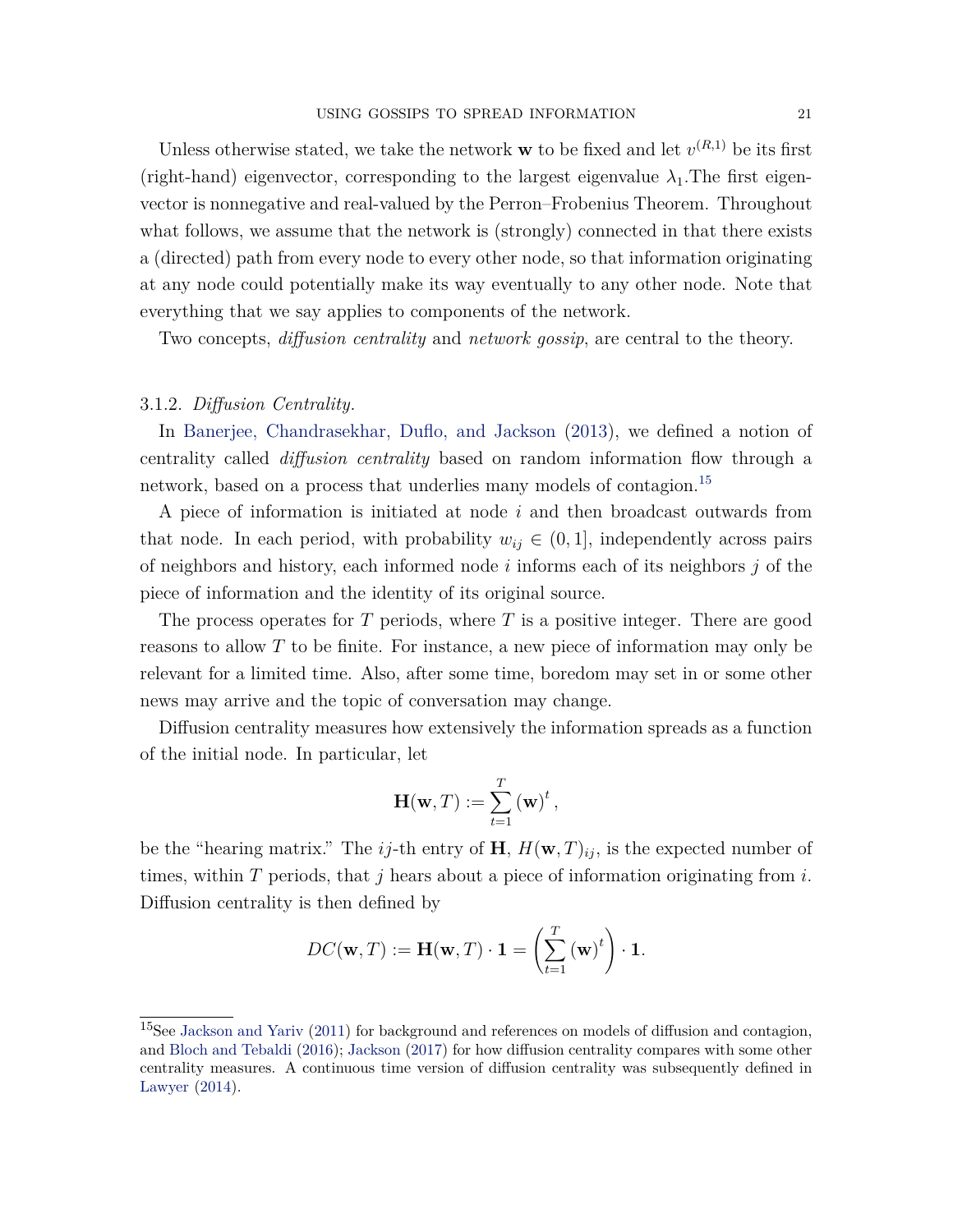Unless otherwise stated, we take the network $\mathbf{w}$ to be fixed and let $v^{(R,1)}$ be its first (right-hand) eigenvector, corresponding to the largest eigenvalue $\lambda_1$.The first eigenvector is nonnegative and real-valued by the Perron–Frobenius Theorem. Throughout what follows, we assume that the network is (strongly) connected in that there exists a (directed) path from every node to every other node, so that information originating at any node could potentially make its way eventually to any other node. Note that everything that we say applies to components of the network.

Two concepts, *diffusion centrality* and *network gossip*, are central to the theory.

### 3.1.2. *Diffusion Centrality.*

In Banerjee, Chandrasekhar, Duflo, and Jackson (2013), we defined a notion of centrality called *diffusion centrality* based on random information flow through a network, based on a process that underlies many models of contagion.[15]

A piece of information is initiated at node $i$ and then broadcast outwards from that node. In each period, with probability $w_{ij} \in (0, 1]$, independently across pairs of neighbors and history, each informed node $i$ informs each of its neighbors $j$ of the piece of information and the identity of its original source.

The process operates for $T$ periods, where $T$ is a positive integer. There are good reasons to allow $T$ to be finite. For instance, a new piece of information may only be relevant for a limited time. Also, after some time, boredom may set in or some other news may arrive and the topic of conversation may change.

Diffusion centrality measures how extensively the information spreads as a function of the initial node. In particular, let

$$\mathbf{H}(\mathbf{w}, T) := \sum_{t=1}^{T} (\mathbf{w})^t,$$

be the "hearing matrix." The $ij$-th entry of $\mathbf{H}$, $H(\mathbf{w}, T)_{ij}$, is the expected number of times, within $T$ periods, that $j$ hears about a piece of information originating from $i$. Diffusion centrality is then defined by

$$DC(\mathbf{w}, T) := \mathbf{H}(\mathbf{w}, T) \cdot \mathbf{1} = \left( \sum_{t=1}^{T} (\mathbf{w})^t \right) \cdot \mathbf{1}.$$

---

[15]See Jackson and Yariv (2011) for background and references on models of diffusion and contagion, and Bloch and Tebaldi (2016); Jackson (2017) for how diffusion centrality compares with some other centrality measures. A continuous time version of diffusion centrality was subsequently defined in Lawyer (2014).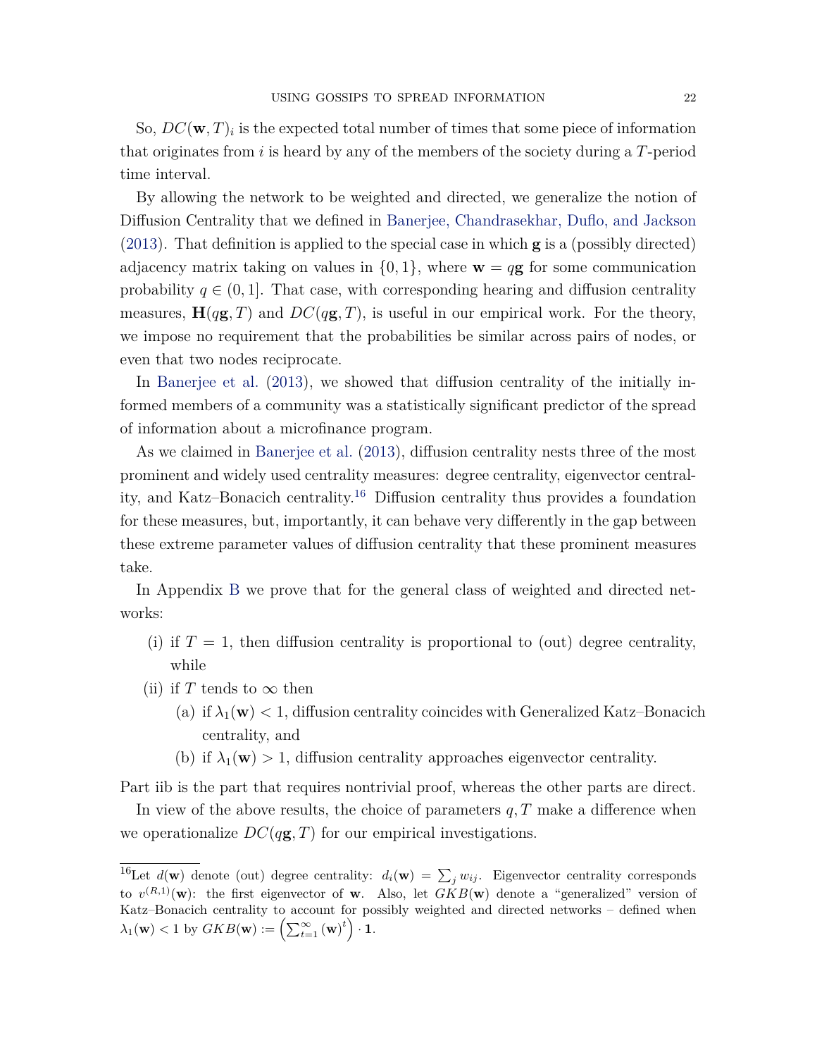So, $DC(\mathbf{w}, T)_i$ is the expected total number of times that some piece of information that originates from $i$ is heard by any of the members of the society during a $T$-period time interval.

By allowing the network to be weighted and directed, we generalize the notion of Diffusion Centrality that we defined in Banerjee, Chandrasekhar, Duflo, and Jackson (2013). That definition is applied to the special case in which $\mathbf{g}$ is a (possibly directed) adjacency matrix taking on values in $\{0, 1\}$, where $\mathbf{w} = q\mathbf{g}$ for some communication probability $q \in (0, 1]$. That case, with corresponding hearing and diffusion centrality measures, $\mathbf{H}(q\mathbf{g}, T)$ and $DC(q\mathbf{g}, T)$, is useful in our empirical work. For the theory, we impose no requirement that the probabilities be similar across pairs of nodes, or even that two nodes reciprocate.

In Banerjee et al. (2013), we showed that diffusion centrality of the initially informed members of a community was a statistically significant predictor of the spread of information about a microfinance program.

As we claimed in Banerjee et al. (2013), diffusion centrality nests three of the most prominent and widely used centrality measures: degree centrality, eigenvector centrality, and Katz–Bonacich centrality.[16] Diffusion centrality thus provides a foundation for these measures, but, importantly, it can behave very differently in the gap between these extreme parameter values of diffusion centrality that these prominent measures take.

In Appendix B we prove that for the general class of weighted and directed networks:

(i) if $T = 1$, then diffusion centrality is proportional to (out) degree centrality, while

(ii) if $T$ tends to $\infty$ then

  (a) if $\lambda_1(\mathbf{w}) < 1$, diffusion centrality coincides with Generalized Katz–Bonacich centrality, and

  (b) if $\lambda_1(\mathbf{w}) > 1$, diffusion centrality approaches eigenvector centrality.

Part iib is the part that requires nontrivial proof, whereas the other parts are direct.

In view of the above results, the choice of parameters $q, T$ make a difference when we operationalize $DC(q\mathbf{g}, T)$ for our empirical investigations.

[16] Let $d(\mathbf{w})$ denote (out) degree centrality: $d_i(\mathbf{w}) = \sum_j w_{ij}$. Eigenvector centrality corresponds to $v^{(R,1)}(\mathbf{w})$: the first eigenvector of $\mathbf{w}$. Also, let $GKB(\mathbf{w})$ denote a "generalized" version of Katz–Bonacich centrality to account for possibly weighted and directed networks – defined when $\lambda_1(\mathbf{w}) < 1$ by $GKB(\mathbf{w}) := \left(\sum_{t=1}^{\infty} (\mathbf{w})^t\right) \cdot \mathbf{1}$.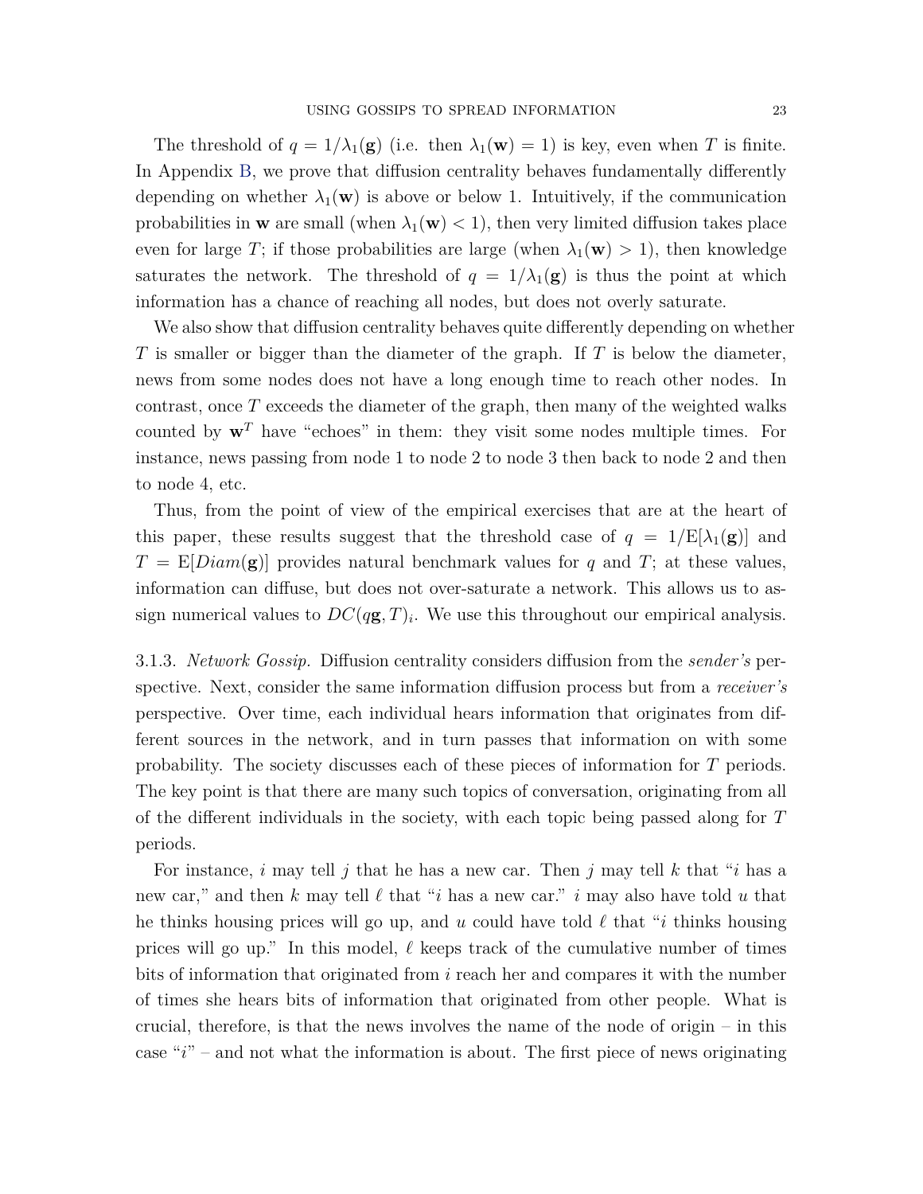The threshold of $q = 1/\lambda_1(\mathbf{g})$ (i.e. then $\lambda_1(\mathbf{w}) = 1$) is key, even when $T$ is finite. In Appendix B, we prove that diffusion centrality behaves fundamentally differently depending on whether $\lambda_1(\mathbf{w})$ is above or below 1. Intuitively, if the communication probabilities in $\mathbf{w}$ are small (when $\lambda_1(\mathbf{w}) < 1$), then very limited diffusion takes place even for large $T$; if those probabilities are large (when $\lambda_1(\mathbf{w}) > 1$), then knowledge saturates the network. The threshold of $q = 1/\lambda_1(\mathbf{g})$ is thus the point at which information has a chance of reaching all nodes, but does not overly saturate.

We also show that diffusion centrality behaves quite differently depending on whether $T$ is smaller or bigger than the diameter of the graph. If $T$ is below the diameter, news from some nodes does not have a long enough time to reach other nodes. In contrast, once $T$ exceeds the diameter of the graph, then many of the weighted walks counted by $\mathbf{w}^T$ have "echoes" in them: they visit some nodes multiple times. For instance, news passing from node 1 to node 2 to node 3 then back to node 2 and then to node 4, etc.

Thus, from the point of view of the empirical exercises that are at the heart of this paper, these results suggest that the threshold case of $q = 1/\mathrm{E}[\lambda_1(\mathbf{g})]$ and $T = \mathrm{E}[Diam(\mathbf{g})]$ provides natural benchmark values for $q$ and $T$; at these values, information can diffuse, but does not over-saturate a network. This allows us to assign numerical values to $DC(q\mathbf{g}, T)_i$. We use this throughout our empirical analysis.

3.1.3. *Network Gossip.* Diffusion centrality considers diffusion from the *sender's* perspective. Next, consider the same information diffusion process but from a *receiver's* perspective. Over time, each individual hears information that originates from different sources in the network, and in turn passes that information on with some probability. The society discusses each of these pieces of information for $T$ periods. The key point is that there are many such topics of conversation, originating from all of the different individuals in the society, with each topic being passed along for $T$ periods.

For instance, $i$ may tell $j$ that he has a new car. Then $j$ may tell $k$ that "$i$ has a new car," and then $k$ may tell $\ell$ that "$i$ has a new car." $i$ may also have told $u$ that he thinks housing prices will go up, and $u$ could have told $\ell$ that "$i$ thinks housing prices will go up." In this model, $\ell$ keeps track of the cumulative number of times bits of information that originated from $i$ reach her and compares it with the number of times she hears bits of information that originated from other people. What is crucial, therefore, is that the news involves the name of the node of origin – in this case "$i$" – and not what the information is about. The first piece of news originating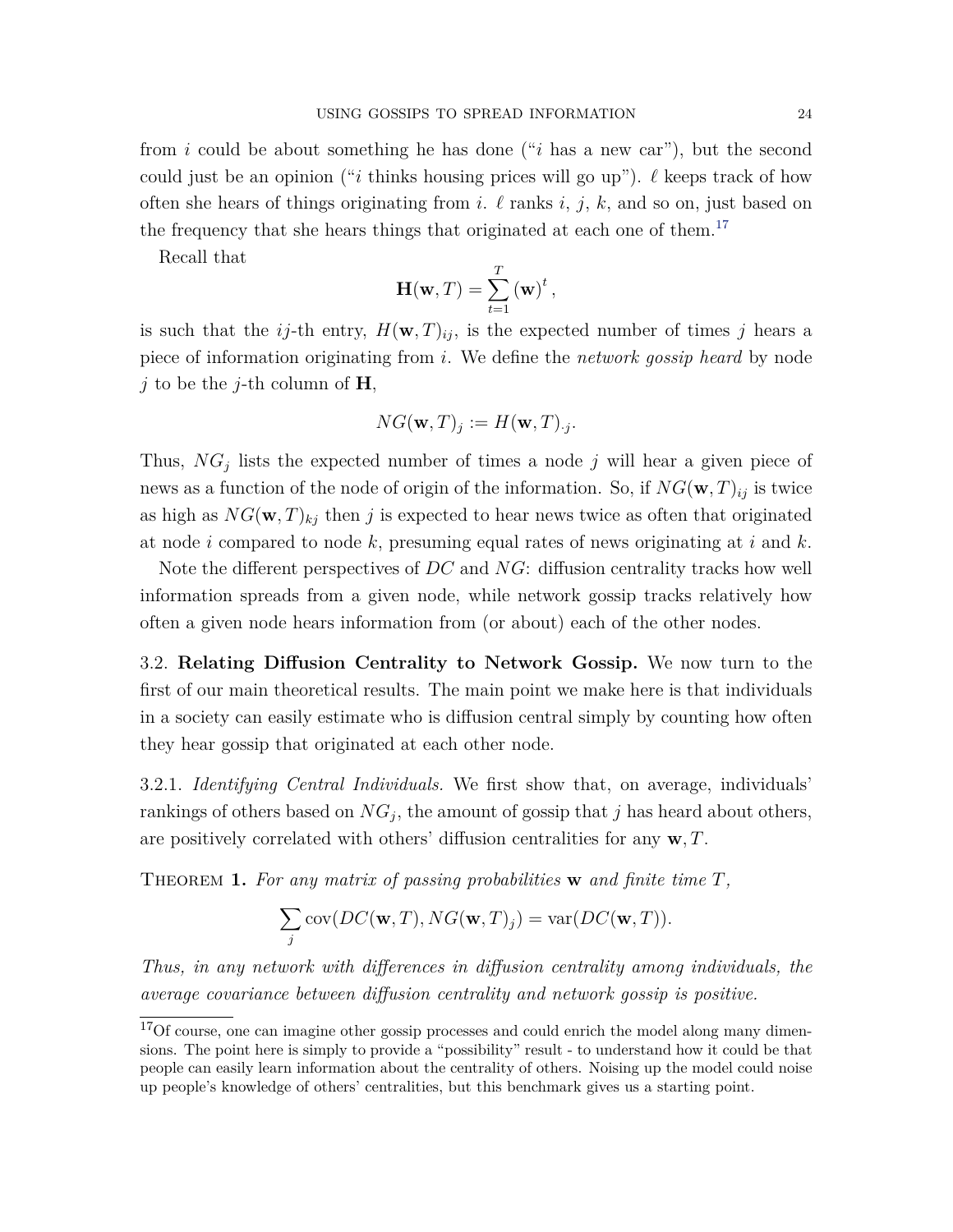from $i$ could be about something he has done ("$i$ has a new car"), but the second could just be an opinion ("$i$ thinks housing prices will go up"). $\ell$ keeps track of how often she hears of things originating from $i$. $\ell$ ranks $i$, $j$, $k$, and so on, just based on the frequency that she hears things that originated at each one of them.[17]

Recall that

$$\mathbf{H}(\mathbf{w}, T) = \sum_{t=1}^{T} (\mathbf{w})^t,$$

is such that the $ij$-th entry, $H(\mathbf{w}, T)_{ij}$, is the expected number of times $j$ hears a piece of information originating from $i$. We define the *network gossip heard* by node $j$ to be the $j$-th column of $\mathbf{H}$,

$$NG(\mathbf{w}, T)_j := H(\mathbf{w}, T)_{\cdot j}.$$

Thus, $NG_j$ lists the expected number of times a node $j$ will hear a given piece of news as a function of the node of origin of the information. So, if $NG(\mathbf{w}, T)_{ij}$ is twice as high as $NG(\mathbf{w}, T)_{kj}$ then $j$ is expected to hear news twice as often that originated at node $i$ compared to node $k$, presuming equal rates of news originating at $i$ and $k$.

Note the different perspectives of $DC$ and $NG$: diffusion centrality tracks how well information spreads from a given node, while network gossip tracks relatively how often a given node hears information from (or about) each of the other nodes.

3.2. **Relating Diffusion Centrality to Network Gossip.** We now turn to the first of our main theoretical results. The main point we make here is that individuals in a society can easily estimate who is diffusion central simply by counting how often they hear gossip that originated at each other node.

3.2.1. *Identifying Central Individuals.* We first show that, on average, individuals' rankings of others based on $NG_j$, the amount of gossip that $j$ has heard about others, are positively correlated with others' diffusion centralities for any $\mathbf{w}, T$.

Theorem **1.** *For any matrix of passing probabilities* $\mathbf{w}$ *and finite time* $T$,

$$\sum_j \operatorname{cov}(DC(\mathbf{w}, T), NG(\mathbf{w}, T)_j) = \operatorname{var}(DC(\mathbf{w}, T)).$$

*Thus, in any network with differences in diffusion centrality among individuals, the average covariance between diffusion centrality and network gossip is positive.*

[17] Of course, one can imagine other gossip processes and could enrich the model along many dimensions. The point here is simply to provide a "possibility" result - to understand how it could be that people can easily learn information about the centrality of others. Noising up the model could noise up people's knowledge of others' centralities, but this benchmark gives us a starting point.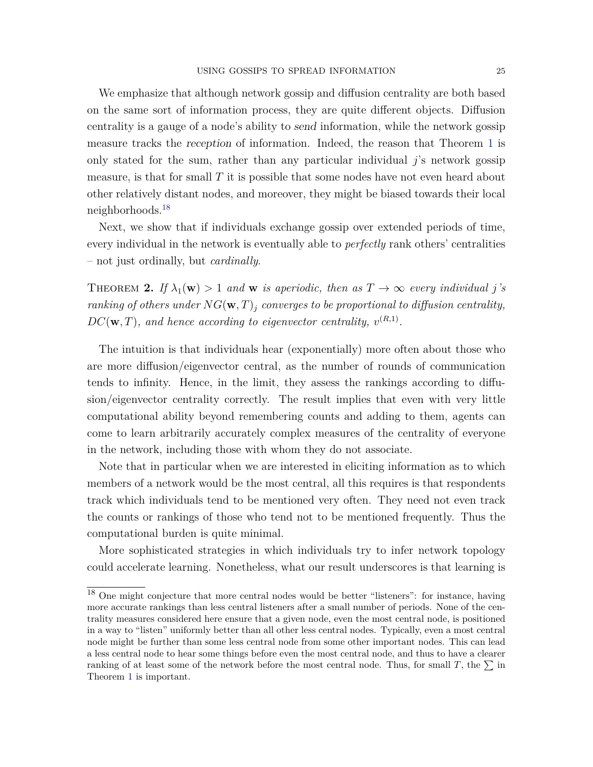We emphasize that although network gossip and diffusion centrality are both based on the same sort of information process, they are quite different objects. Diffusion centrality is a gauge of a node's ability to *send* information, while the network gossip measure tracks the *reception* of information. Indeed, the reason that Theorem 1 is only stated for the sum, rather than any particular individual $j$'s network gossip measure, is that for small $T$ it is possible that some nodes have not even heard about other relatively distant nodes, and moreover, they might be biased towards their local neighborhoods.[18]

Next, we show that if individuals exchange gossip over extended periods of time, every individual in the network is eventually able to *perfectly* rank others' centralities – not just ordinally, but *cardinally*.

**Theorem 2.** *If $\lambda_1(\mathbf{w}) > 1$ and $\mathbf{w}$ is aperiodic, then as $T \to \infty$ every individual $j$'s ranking of others under $NG(\mathbf{w}, T)_j$ converges to be proportional to diffusion centrality, $DC(\mathbf{w}, T)$, and hence according to eigenvector centrality, $v^{(R,1)}$.*

The intuition is that individuals hear (exponentially) more often about those who are more diffusion/eigenvector central, as the number of rounds of communication tends to infinity. Hence, in the limit, they assess the rankings according to diffusion/eigenvector centrality correctly. The result implies that even with very little computational ability beyond remembering counts and adding to them, agents can come to learn arbitrarily accurately complex measures of the centrality of everyone in the network, including those with whom they do not associate.

Note that in particular when we are interested in eliciting information as to which members of a network would be the most central, all this requires is that respondents track which individuals tend to be mentioned very often. They need not even track the counts or rankings of those who tend not to be mentioned frequently. Thus the computational burden is quite minimal.

More sophisticated strategies in which individuals try to infer network topology could accelerate learning. Nonetheless, what our result underscores is that learning is

[18] One might conjecture that more central nodes would be better "listeners": for instance, having more accurate rankings than less central listeners after a small number of periods. None of the centrality measures considered here ensure that a given node, even the most central node, is positioned in a way to "listen" uniformly better than all other less central nodes. Typically, even a most central node might be further than some less central node from some other important nodes. This can lead a less central node to hear some things before even the most central node, and thus to have a clearer ranking of at least some of the network before the most central node. Thus, for small $T$, the $\sum$ in Theorem 1 is important.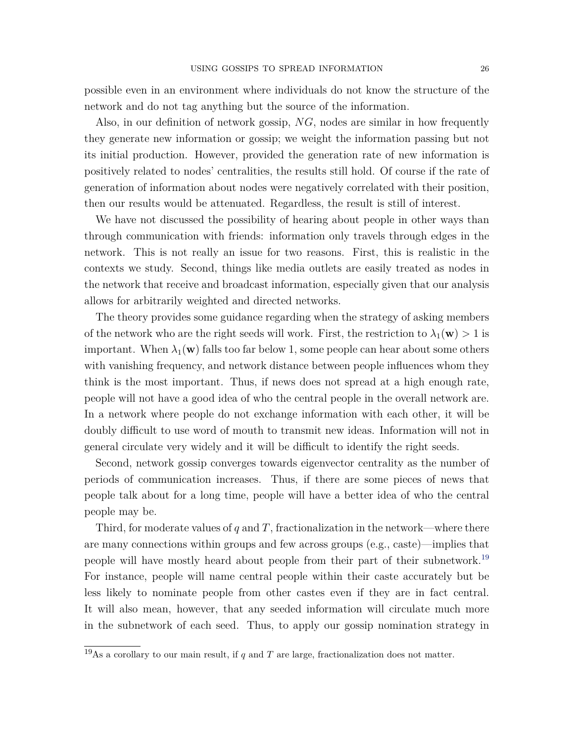possible even in an environment where individuals do not know the structure of the network and do not tag anything but the source of the information.

Also, in our definition of network gossip, $NG$, nodes are similar in how frequently they generate new information or gossip; we weight the information passing but not its initial production. However, provided the generation rate of new information is positively related to nodes' centralities, the results still hold. Of course if the rate of generation of information about nodes were negatively correlated with their position, then our results would be attenuated. Regardless, the result is still of interest.

We have not discussed the possibility of hearing about people in other ways than through communication with friends: information only travels through edges in the network. This is not really an issue for two reasons. First, this is realistic in the contexts we study. Second, things like media outlets are easily treated as nodes in the network that receive and broadcast information, especially given that our analysis allows for arbitrarily weighted and directed networks.

The theory provides some guidance regarding when the strategy of asking members of the network who are the right seeds will work. First, the restriction to $\lambda_1(\mathbf{w}) > 1$ is important. When $\lambda_1(\mathbf{w})$ falls too far below 1, some people can hear about some others with vanishing frequency, and network distance between people influences whom they think is the most important. Thus, if news does not spread at a high enough rate, people will not have a good idea of who the central people in the overall network are. In a network where people do not exchange information with each other, it will be doubly difficult to use word of mouth to transmit new ideas. Information will not in general circulate very widely and it will be difficult to identify the right seeds.

Second, network gossip converges towards eigenvector centrality as the number of periods of communication increases. Thus, if there are some pieces of news that people talk about for a long time, people will have a better idea of who the central people may be.

Third, for moderate values of $q$ and $T$, fractionalization in the network—where there are many connections within groups and few across groups (e.g., caste)—implies that people will have mostly heard about people from their part of their subnetwork.[19] For instance, people will name central people within their caste accurately but be less likely to nominate people from other castes even if they are in fact central. It will also mean, however, that any seeded information will circulate much more in the subnetwork of each seed. Thus, to apply our gossip nomination strategy in

[19]As a corollary to our main result, if $q$ and $T$ are large, fractionalization does not matter.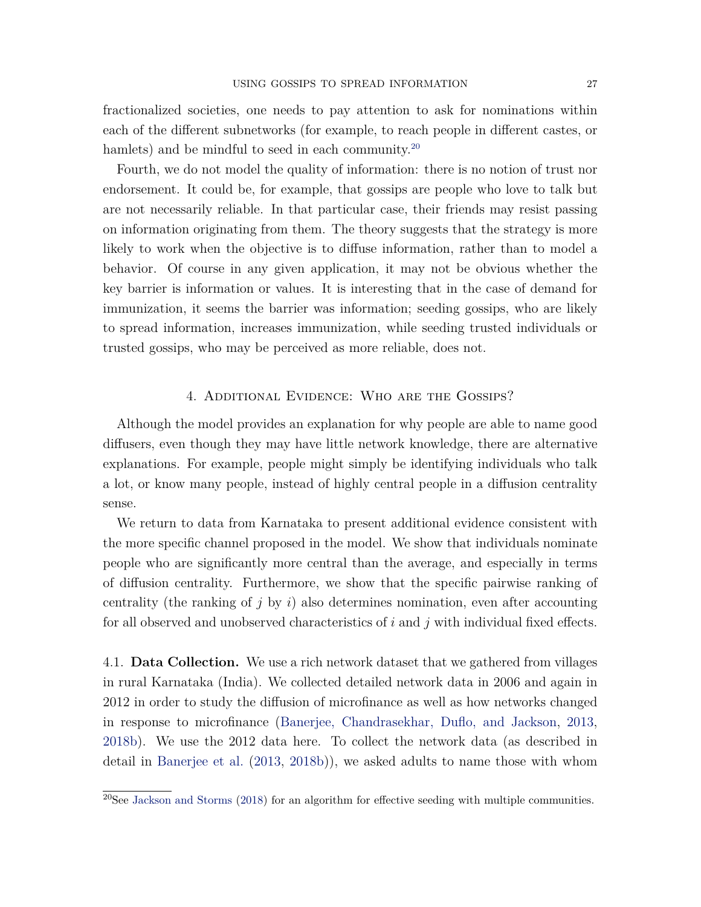fractionalized societies, one needs to pay attention to ask for nominations within each of the different subnetworks (for example, to reach people in different castes, or hamlets) and be mindful to seed in each community.[20]

Fourth, we do not model the quality of information: there is no notion of trust nor endorsement. It could be, for example, that gossips are people who love to talk but are not necessarily reliable. In that particular case, their friends may resist passing on information originating from them. The theory suggests that the strategy is more likely to work when the objective is to diffuse information, rather than to model a behavior. Of course in any given application, it may not be obvious whether the key barrier is information or values. It is interesting that in the case of demand for immunization, it seems the barrier was information; seeding gossips, who are likely to spread information, increases immunization, while seeding trusted individuals or trusted gossips, who may be perceived as more reliable, does not.

## 4. Additional Evidence: Who are the Gossips?

Although the model provides an explanation for why people are able to name good diffusers, even though they may have little network knowledge, there are alternative explanations. For example, people might simply be identifying individuals who talk a lot, or know many people, instead of highly central people in a diffusion centrality sense.

We return to data from Karnataka to present additional evidence consistent with the more specific channel proposed in the model. We show that individuals nominate people who are significantly more central than the average, and especially in terms of diffusion centrality. Furthermore, we show that the specific pairwise ranking of centrality (the ranking of $j$ by $i$) also determines nomination, even after accounting for all observed and unobserved characteristics of $i$ and $j$ with individual fixed effects.

4.1. **Data Collection.** We use a rich network dataset that we gathered from villages in rural Karnataka (India). We collected detailed network data in 2006 and again in 2012 in order to study the diffusion of microfinance as well as how networks changed in response to microfinance (Banerjee, Chandrasekhar, Duflo, and Jackson, 2013, 2018b). We use the 2012 data here. To collect the network data (as described in detail in Banerjee et al. (2013, 2018b)), we asked adults to name those with whom

[20]See Jackson and Storms (2018) for an algorithm for effective seeding with multiple communities.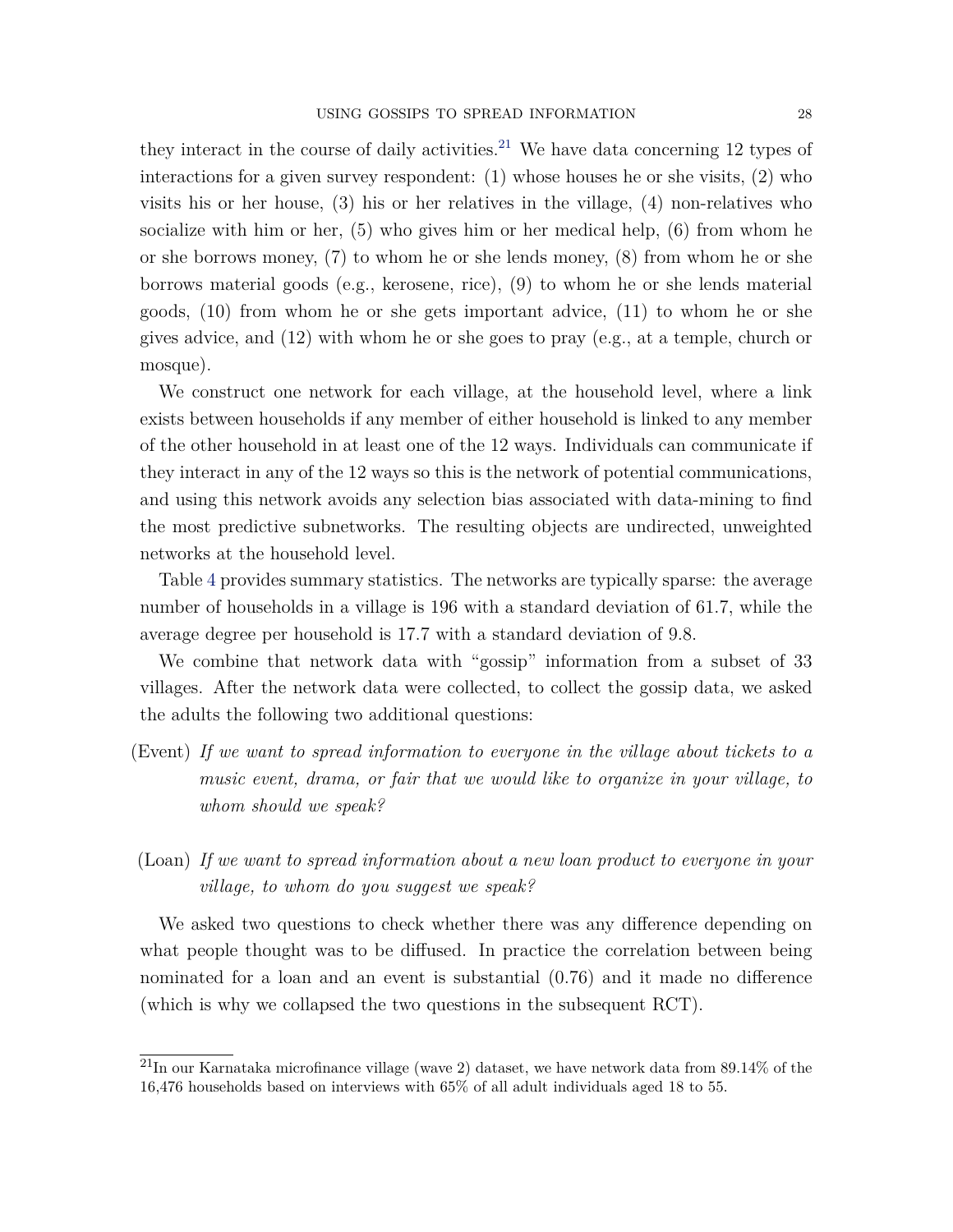they interact in the course of daily activities.[21] We have data concerning 12 types of interactions for a given survey respondent: (1) whose houses he or she visits, (2) who visits his or her house, (3) his or her relatives in the village, (4) non-relatives who socialize with him or her, (5) who gives him or her medical help, (6) from whom he or she borrows money, (7) to whom he or she lends money, (8) from whom he or she borrows material goods (e.g., kerosene, rice), (9) to whom he or she lends material goods, (10) from whom he or she gets important advice, (11) to whom he or she gives advice, and (12) with whom he or she goes to pray (e.g., at a temple, church or mosque).

We construct one network for each village, at the household level, where a link exists between households if any member of either household is linked to any member of the other household in at least one of the 12 ways. Individuals can communicate if they interact in any of the 12 ways so this is the network of potential communications, and using this network avoids any selection bias associated with data-mining to find the most predictive subnetworks. The resulting objects are undirected, unweighted networks at the household level.

Table 4 provides summary statistics. The networks are typically sparse: the average number of households in a village is 196 with a standard deviation of 61.7, while the average degree per household is 17.7 with a standard deviation of 9.8.

We combine that network data with "gossip" information from a subset of 33 villages. After the network data were collected, to collect the gossip data, we asked the adults the following two additional questions:

(Event) *If we want to spread information to everyone in the village about tickets to a music event, drama, or fair that we would like to organize in your village, to whom should we speak?*

(Loan) *If we want to spread information about a new loan product to everyone in your village, to whom do you suggest we speak?*

We asked two questions to check whether there was any difference depending on what people thought was to be diffused. In practice the correlation between being nominated for a loan and an event is substantial (0.76) and it made no difference (which is why we collapsed the two questions in the subsequent RCT).

[21]In our Karnataka microfinance village (wave 2) dataset, we have network data from 89.14% of the 16,476 households based on interviews with 65% of all adult individuals aged 18 to 55.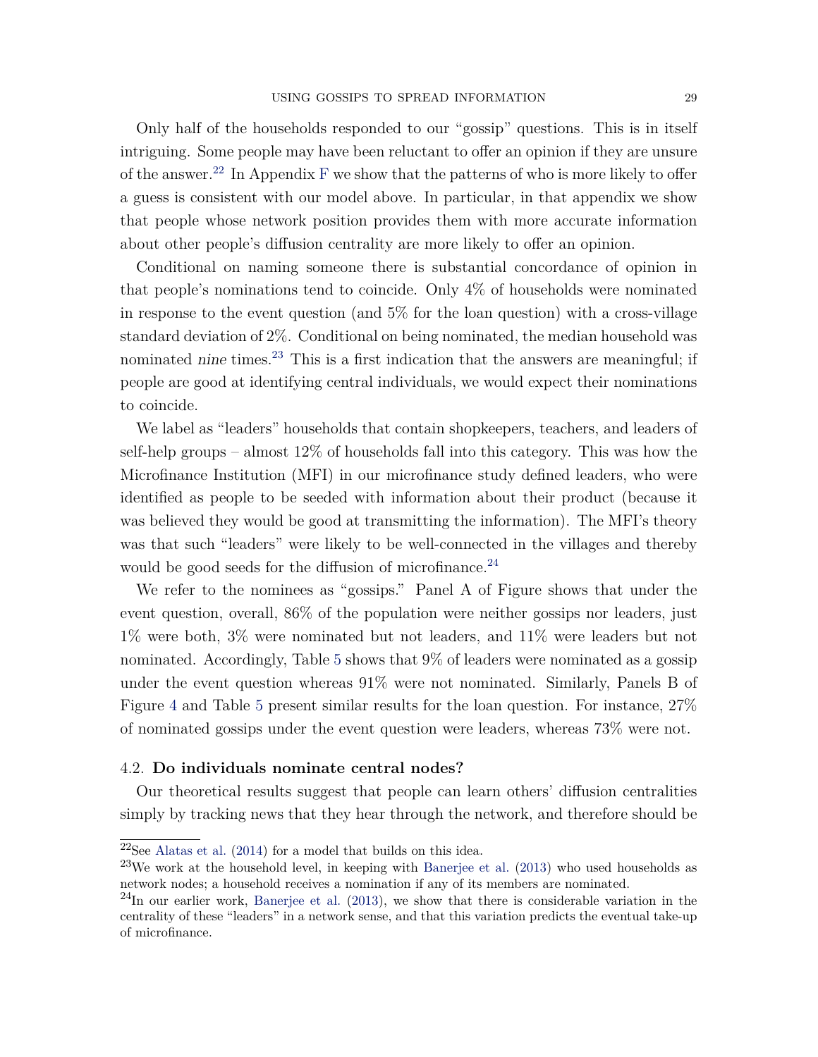Only half of the households responded to our "gossip" questions. This is in itself intriguing. Some people may have been reluctant to offer an opinion if they are unsure of the answer.[22] In Appendix F we show that the patterns of who is more likely to offer a guess is consistent with our model above. In particular, in that appendix we show that people whose network position provides them with more accurate information about other people's diffusion centrality are more likely to offer an opinion.

Conditional on naming someone there is substantial concordance of opinion in that people's nominations tend to coincide. Only 4% of households were nominated in response to the event question (and 5% for the loan question) with a cross-village standard deviation of 2%. Conditional on being nominated, the median household was nominated *nine* times.[23] This is a first indication that the answers are meaningful; if people are good at identifying central individuals, we would expect their nominations to coincide.

We label as "leaders" households that contain shopkeepers, teachers, and leaders of self-help groups – almost 12% of households fall into this category. This was how the Microfinance Institution (MFI) in our microfinance study defined leaders, who were identified as people to be seeded with information about their product (because it was believed they would be good at transmitting the information). The MFI's theory was that such "leaders" were likely to be well-connected in the villages and thereby would be good seeds for the diffusion of microfinance.[24]

We refer to the nominees as "gossips." Panel A of Figure shows that under the event question, overall, 86% of the population were neither gossips nor leaders, just 1% were both, 3% were nominated but not leaders, and 11% were leaders but not nominated. Accordingly, Table 5 shows that 9% of leaders were nominated as a gossip under the event question whereas 91% were not nominated. Similarly, Panels B of Figure 4 and Table 5 present similar results for the loan question. For instance, 27% of nominated gossips under the event question were leaders, whereas 73% were not.

### 4.2. **Do individuals nominate central nodes?**

Our theoretical results suggest that people can learn others' diffusion centralities simply by tracking news that they hear through the network, and therefore should be

---

[22] See Alatas et al. (2014) for a model that builds on this idea.

[23] We work at the household level, in keeping with Banerjee et al. (2013) who used households as network nodes; a household receives a nomination if any of its members are nominated.

[24] In our earlier work, Banerjee et al. (2013), we show that there is considerable variation in the centrality of these "leaders" in a network sense, and that this variation predicts the eventual take-up of microfinance.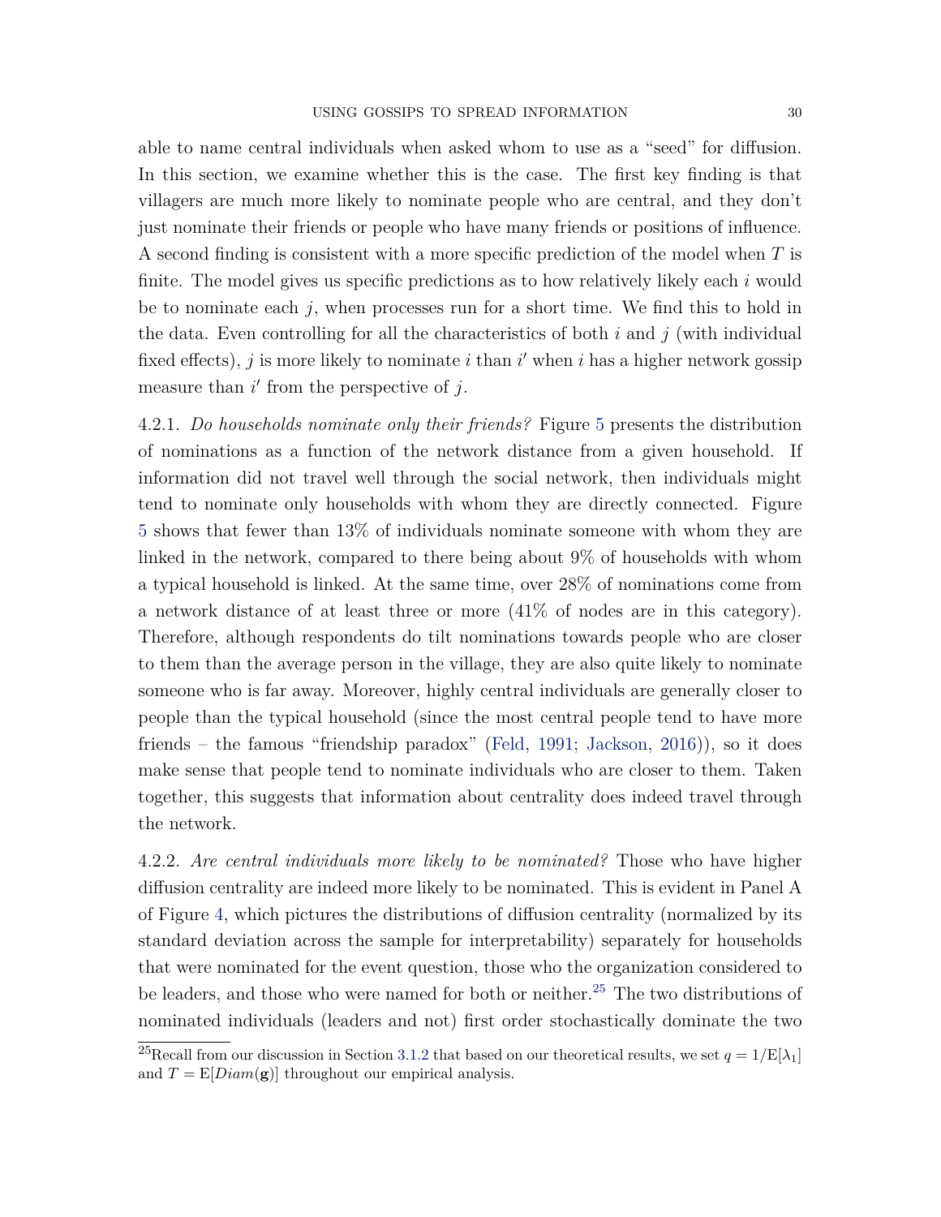able to name central individuals when asked whom to use as a "seed" for diffusion. In this section, we examine whether this is the case. The first key finding is that villagers are much more likely to nominate people who are central, and they don't just nominate their friends or people who have many friends or positions of influence. A second finding is consistent with a more specific prediction of the model when $T$ is finite. The model gives us specific predictions as to how relatively likely each $i$ would be to nominate each $j$, when processes run for a short time. We find this to hold in the data. Even controlling for all the characteristics of both $i$ and $j$ (with individual fixed effects), $j$ is more likely to nominate $i$ than $i'$ when $i$ has a higher network gossip measure than $i'$ from the perspective of $j$.

4.2.1. *Do households nominate only their friends?* Figure 5 presents the distribution of nominations as a function of the network distance from a given household. If information did not travel well through the social network, then individuals might tend to nominate only households with whom they are directly connected. Figure 5 shows that fewer than 13% of individuals nominate someone with whom they are linked in the network, compared to there being about 9% of households with whom a typical household is linked. At the same time, over 28% of nominations come from a network distance of at least three or more (41% of nodes are in this category). Therefore, although respondents do tilt nominations towards people who are closer to them than the average person in the village, they are also quite likely to nominate someone who is far away. Moreover, highly central individuals are generally closer to people than the typical household (since the most central people tend to have more friends – the famous "friendship paradox" (Feld, 1991; Jackson, 2016)), so it does make sense that people tend to nominate individuals who are closer to them. Taken together, this suggests that information about centrality does indeed travel through the network.

4.2.2. *Are central individuals more likely to be nominated?* Those who have higher diffusion centrality are indeed more likely to be nominated. This is evident in Panel A of Figure 4, which pictures the distributions of diffusion centrality (normalized by its standard deviation across the sample for interpretability) separately for households that were nominated for the event question, those who the organization considered to be leaders, and those who were named for both or neither.[25] The two distributions of nominated individuals (leaders and not) first order stochastically dominate the two

[25]Recall from our discussion in Section 3.1.2 that based on our theoretical results, we set $q = 1/\mathrm{E}[\lambda_1]$ and $T = \mathrm{E}[Diam(\mathbf{g})]$ throughout our empirical analysis.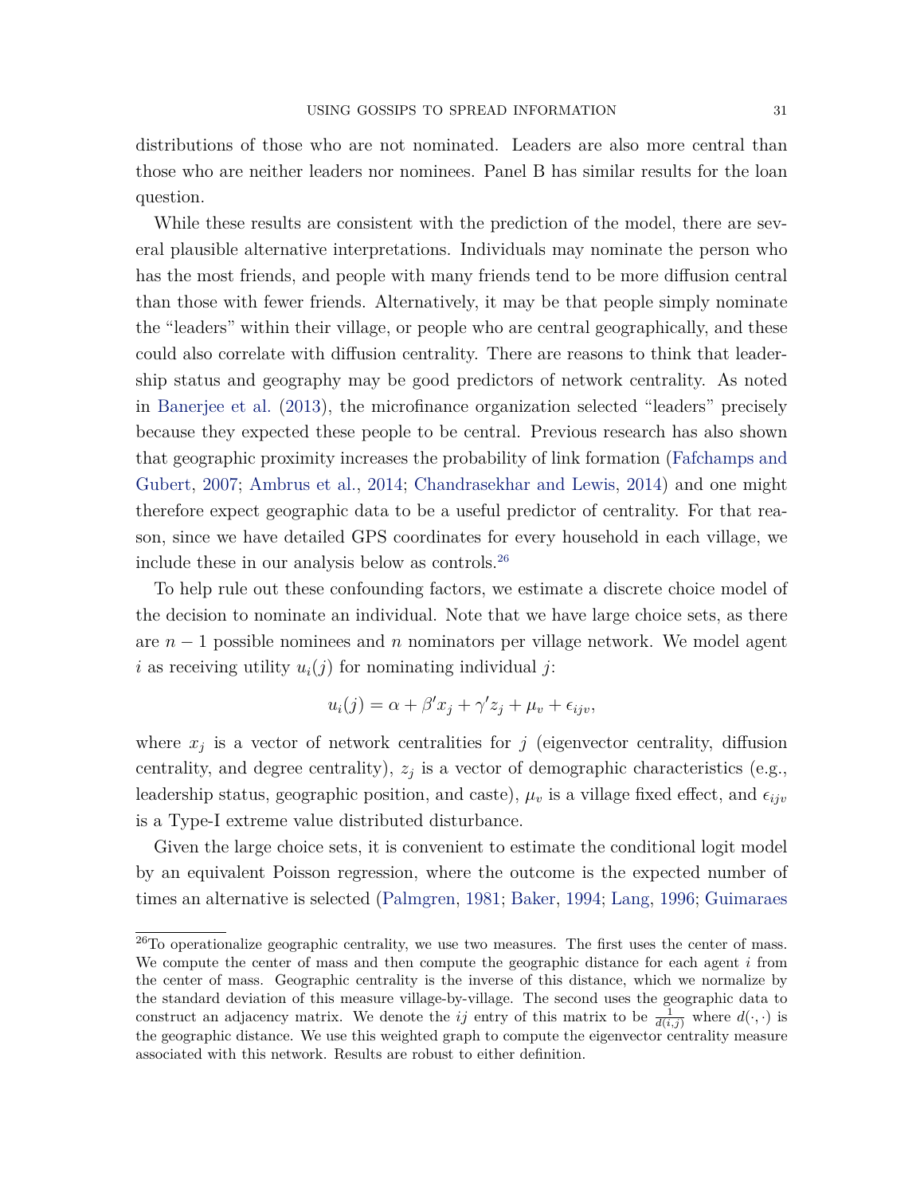distributions of those who are not nominated. Leaders are also more central than those who are neither leaders nor nominees. Panel B has similar results for the loan question.

While these results are consistent with the prediction of the model, there are several plausible alternative interpretations. Individuals may nominate the person who has the most friends, and people with many friends tend to be more diffusion central than those with fewer friends. Alternatively, it may be that people simply nominate the "leaders" within their village, or people who are central geographically, and these could also correlate with diffusion centrality. There are reasons to think that leadership status and geography may be good predictors of network centrality. As noted in Banerjee et al. (2013), the microfinance organization selected "leaders" precisely because they expected these people to be central. Previous research has also shown that geographic proximity increases the probability of link formation (Fafchamps and Gubert, 2007; Ambrus et al., 2014; Chandrasekhar and Lewis, 2014) and one might therefore expect geographic data to be a useful predictor of centrality. For that reason, since we have detailed GPS coordinates for every household in each village, we include these in our analysis below as controls.[26]

To help rule out these confounding factors, we estimate a discrete choice model of the decision to nominate an individual. Note that we have large choice sets, as there are $n-1$ possible nominees and $n$ nominators per village network. We model agent $i$ as receiving utility $u_i(j)$ for nominating individual $j$:

$$u_i(j) = \alpha + \beta' x_j + \gamma' z_j + \mu_v + \epsilon_{ijv},$$

where $x_j$ is a vector of network centralities for $j$ (eigenvector centrality, diffusion centrality, and degree centrality), $z_j$ is a vector of demographic characteristics (e.g., leadership status, geographic position, and caste), $\mu_v$ is a village fixed effect, and $\epsilon_{ijv}$ is a Type-I extreme value distributed disturbance.

Given the large choice sets, it is convenient to estimate the conditional logit model by an equivalent Poisson regression, where the outcome is the expected number of times an alternative is selected (Palmgren, 1981; Baker, 1994; Lang, 1996; Guimaraes

[26]To operationalize geographic centrality, we use two measures. The first uses the center of mass. We compute the center of mass and then compute the geographic distance for each agent $i$ from the center of mass. Geographic centrality is the inverse of this distance, which we normalize by the standard deviation of this measure village-by-village. The second uses the geographic data to construct an adjacency matrix. We denote the $ij$ entry of this matrix to be $\frac{1}{d(i,j)}$ where $d(\cdot,\cdot)$ is the geographic distance. We use this weighted graph to compute the eigenvector centrality measure associated with this network. Results are robust to either definition.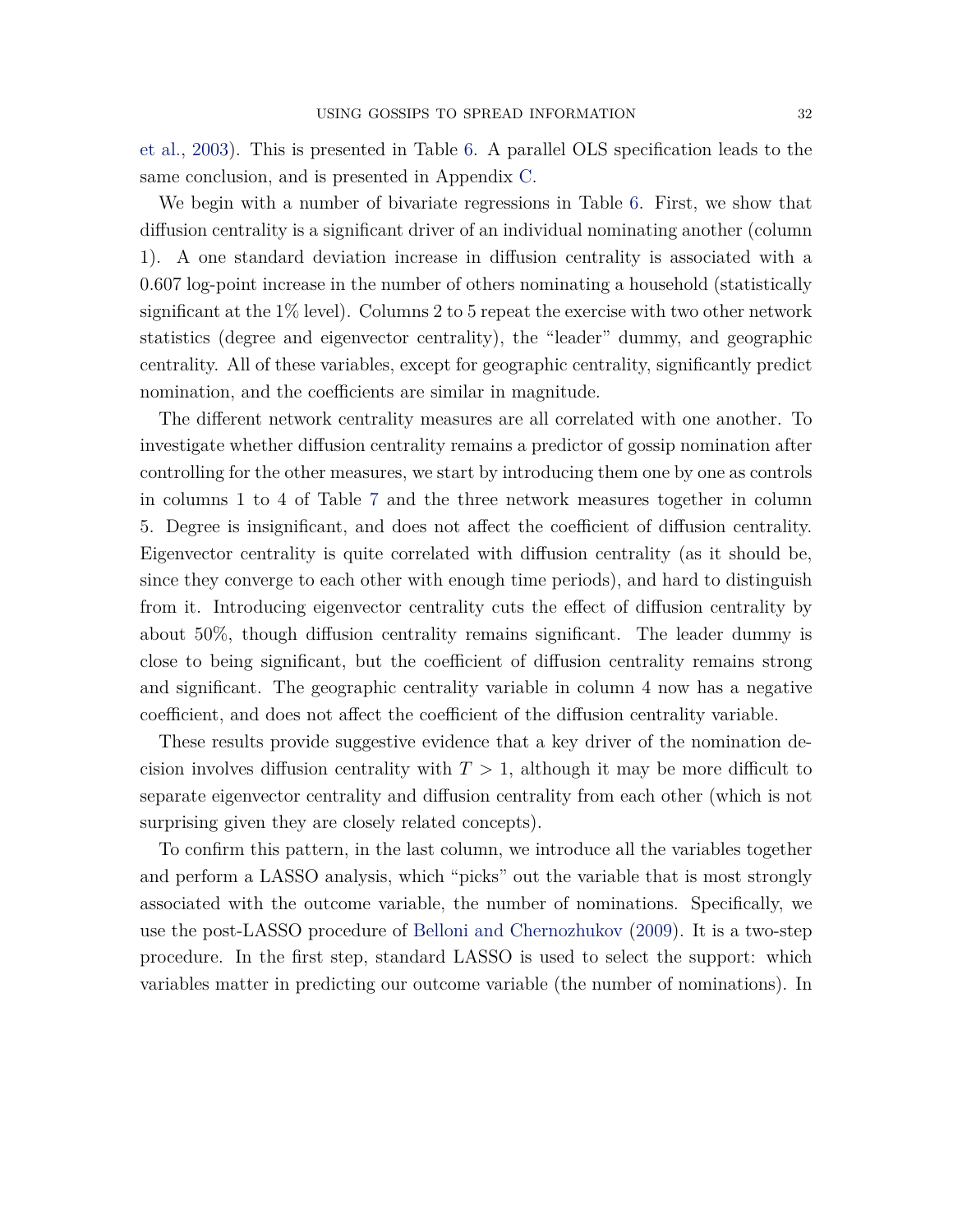et al., 2003). This is presented in Table 6. A parallel OLS specification leads to the same conclusion, and is presented in Appendix C.

We begin with a number of bivariate regressions in Table 6. First, we show that diffusion centrality is a significant driver of an individual nominating another (column 1). A one standard deviation increase in diffusion centrality is associated with a 0.607 log-point increase in the number of others nominating a household (statistically significant at the 1% level). Columns 2 to 5 repeat the exercise with two other network statistics (degree and eigenvector centrality), the "leader" dummy, and geographic centrality. All of these variables, except for geographic centrality, significantly predict nomination, and the coefficients are similar in magnitude.

The different network centrality measures are all correlated with one another. To investigate whether diffusion centrality remains a predictor of gossip nomination after controlling for the other measures, we start by introducing them one by one as controls in columns 1 to 4 of Table 7 and the three network measures together in column 5. Degree is insignificant, and does not affect the coefficient of diffusion centrality. Eigenvector centrality is quite correlated with diffusion centrality (as it should be, since they converge to each other with enough time periods), and hard to distinguish from it. Introducing eigenvector centrality cuts the effect of diffusion centrality by about 50%, though diffusion centrality remains significant. The leader dummy is close to being significant, but the coefficient of diffusion centrality remains strong and significant. The geographic centrality variable in column 4 now has a negative coefficient, and does not affect the coefficient of the diffusion centrality variable.

These results provide suggestive evidence that a key driver of the nomination decision involves diffusion centrality with $T > 1$, although it may be more difficult to separate eigenvector centrality and diffusion centrality from each other (which is not surprising given they are closely related concepts).

To confirm this pattern, in the last column, we introduce all the variables together and perform a LASSO analysis, which "picks" out the variable that is most strongly associated with the outcome variable, the number of nominations. Specifically, we use the post-LASSO procedure of Belloni and Chernozhukov (2009). It is a two-step procedure. In the first step, standard LASSO is used to select the support: which variables matter in predicting our outcome variable (the number of nominations). In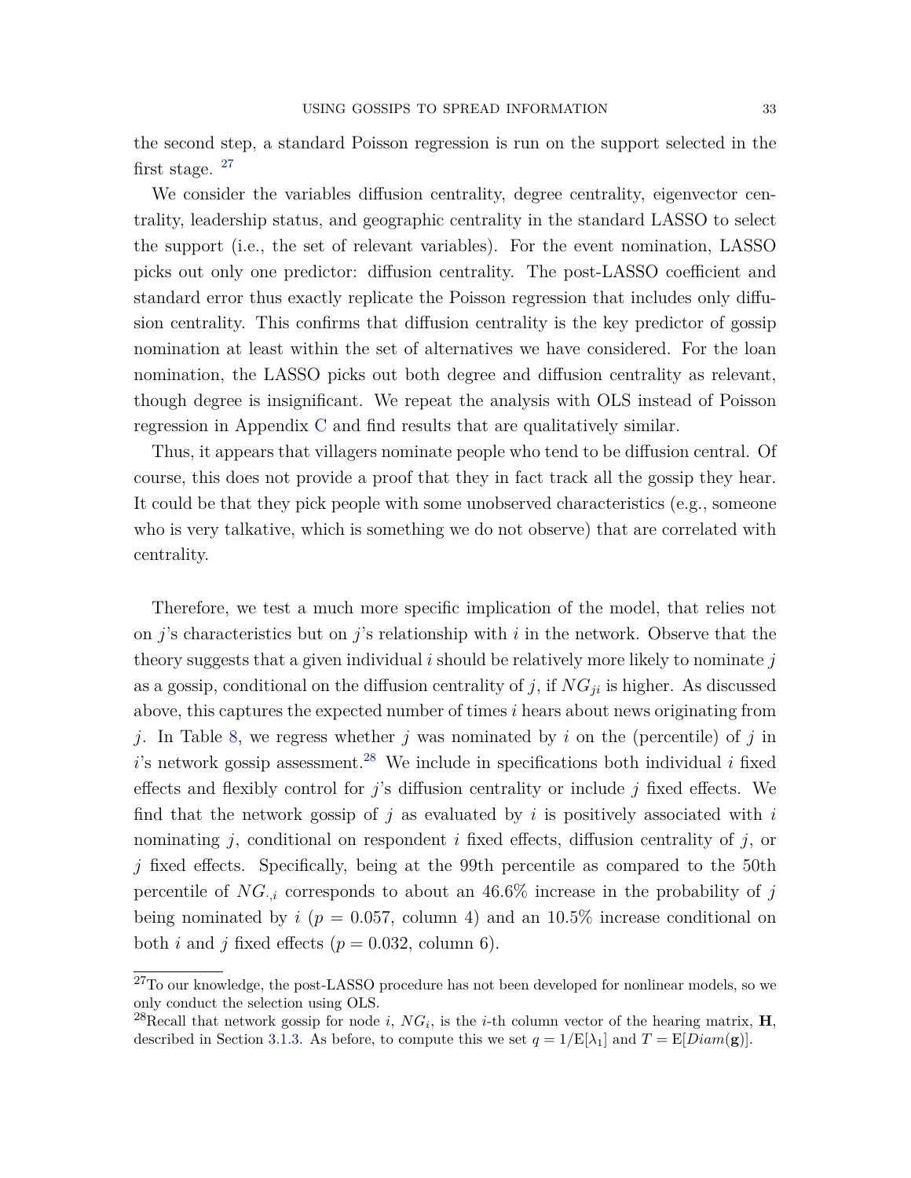the second step, a standard Poisson regression is run on the support selected in the first stage. [27]

We consider the variables diffusion centrality, degree centrality, eigenvector centrality, leadership status, and geographic centrality in the standard LASSO to select the support (i.e., the set of relevant variables). For the event nomination, LASSO picks out only one predictor: diffusion centrality. The post-LASSO coefficient and standard error thus exactly replicate the Poisson regression that includes only diffusion centrality. This confirms that diffusion centrality is the key predictor of gossip nomination at least within the set of alternatives we have considered. For the loan nomination, the LASSO picks out both degree and diffusion centrality as relevant, though degree is insignificant. We repeat the analysis with OLS instead of Poisson regression in Appendix C and find results that are qualitatively similar.

Thus, it appears that villagers nominate people who tend to be diffusion central. Of course, this does not provide a proof that they in fact track all the gossip they hear. It could be that they pick people with some unobserved characteristics (e.g., someone who is very talkative, which is something we do not observe) that are correlated with centrality.

Therefore, we test a much more specific implication of the model, that relies not on $j$'s characteristics but on $j$'s relationship with $i$ in the network. Observe that the theory suggests that a given individual $i$ should be relatively more likely to nominate $j$ as a gossip, conditional on the diffusion centrality of $j$, if $NG_{ji}$ is higher. As discussed above, this captures the expected number of times $i$ hears about news originating from $j$. In Table 8, we regress whether $j$ was nominated by $i$ on the (percentile) of $j$ in $i$'s network gossip assessment.[28] We include in specifications both individual $i$ fixed effects and flexibly control for $j$'s diffusion centrality or include $j$ fixed effects. We find that the network gossip of $j$ as evaluated by $i$ is positively associated with $i$ nominating $j$, conditional on respondent $i$ fixed effects, diffusion centrality of $j$, or $j$ fixed effects. Specifically, being at the 99th percentile as compared to the 50th percentile of $NG_{\cdot,i}$ corresponds to about an 46.6% increase in the probability of $j$ being nominated by $i$ ($p = 0.057$, column 4) and an 10.5% increase conditional on both $i$ and $j$ fixed effects ($p = 0.032$, column 6).

[27]To our knowledge, the post-LASSO procedure has not been developed for nonlinear models, so we only conduct the selection using OLS.

[28]Recall that network gossip for node $i$, $NG_i$, is the $i$-th column vector of the hearing matrix, $\mathbf{H}$, described in Section 3.1.3. As before, to compute this we set $q = 1/\mathrm{E}[\lambda_1]$ and $T = \mathrm{E}[Diam(\mathbf{g})]$.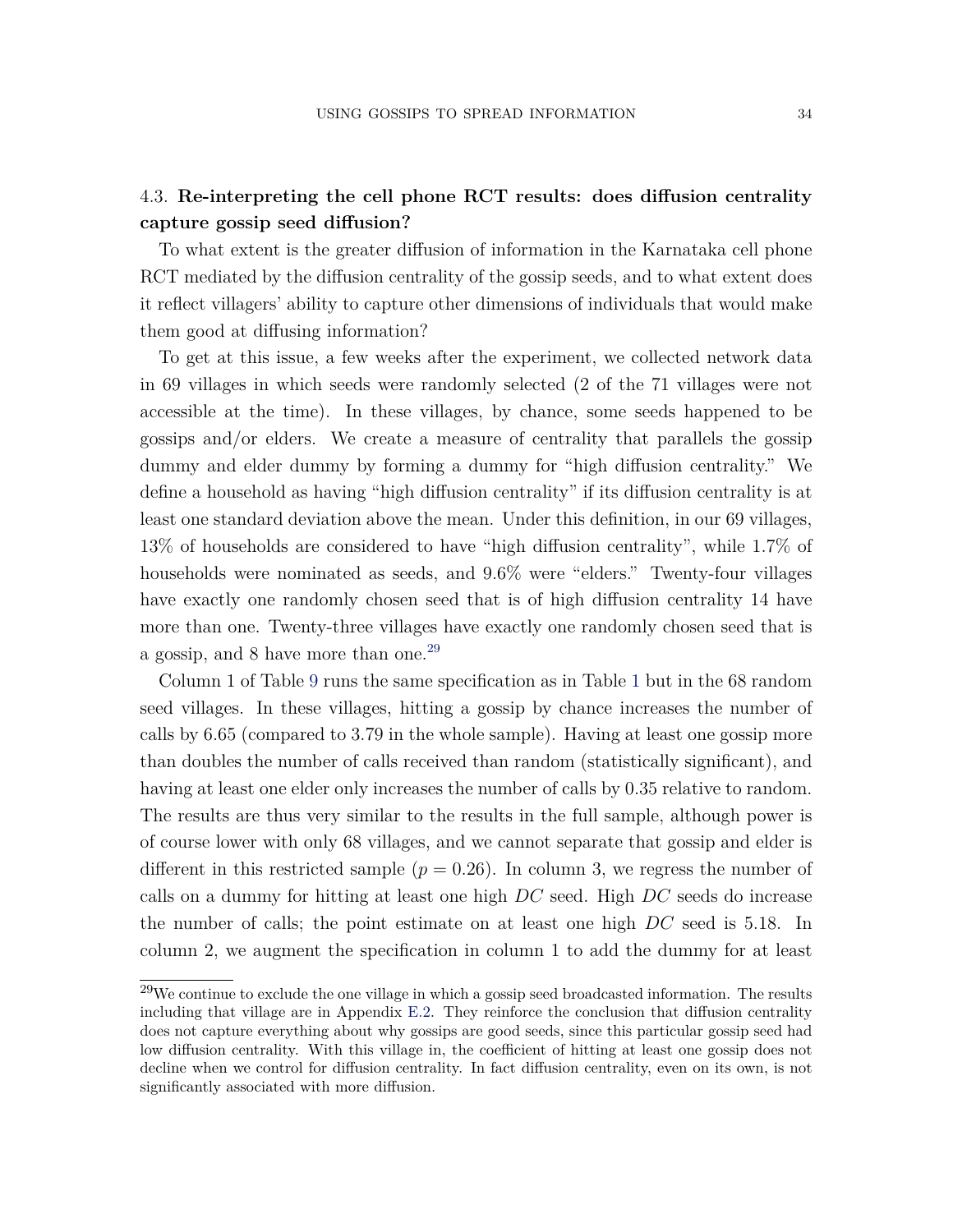### 4.3. **Re-interpreting the cell phone RCT results: does diffusion centrality capture gossip seed diffusion?**

To what extent is the greater diffusion of information in the Karnataka cell phone RCT mediated by the diffusion centrality of the gossip seeds, and to what extent does it reflect villagers' ability to capture other dimensions of individuals that would make them good at diffusing information?

To get at this issue, a few weeks after the experiment, we collected network data in 69 villages in which seeds were randomly selected (2 of the 71 villages were not accessible at the time). In these villages, by chance, some seeds happened to be gossips and/or elders. We create a measure of centrality that parallels the gossip dummy and elder dummy by forming a dummy for "high diffusion centrality." We define a household as having "high diffusion centrality" if its diffusion centrality is at least one standard deviation above the mean. Under this definition, in our 69 villages, 13% of households are considered to have "high diffusion centrality", while 1.7% of households were nominated as seeds, and 9.6% were "elders." Twenty-four villages have exactly one randomly chosen seed that is of high diffusion centrality 14 have more than one. Twenty-three villages have exactly one randomly chosen seed that is a gossip, and 8 have more than one.[29]

Column 1 of Table 9 runs the same specification as in Table 1 but in the 68 random seed villages. In these villages, hitting a gossip by chance increases the number of calls by 6.65 (compared to 3.79 in the whole sample). Having at least one gossip more than doubles the number of calls received than random (statistically significant), and having at least one elder only increases the number of calls by 0.35 relative to random. The results are thus very similar to the results in the full sample, although power is of course lower with only 68 villages, and we cannot separate that gossip and elder is different in this restricted sample ($p = 0.26$). In column 3, we regress the number of calls on a dummy for hitting at least one high *DC* seed. High *DC* seeds do increase the number of calls; the point estimate on at least one high *DC* seed is 5.18. In column 2, we augment the specification in column 1 to add the dummy for at least

[29] We continue to exclude the one village in which a gossip seed broadcasted information. The results including that village are in Appendix E.2. They reinforce the conclusion that diffusion centrality does not capture everything about why gossips are good seeds, since this particular gossip seed had low diffusion centrality. With this village in, the coefficient of hitting at least one gossip does not decline when we control for diffusion centrality. In fact diffusion centrality, even on its own, is not significantly associated with more diffusion.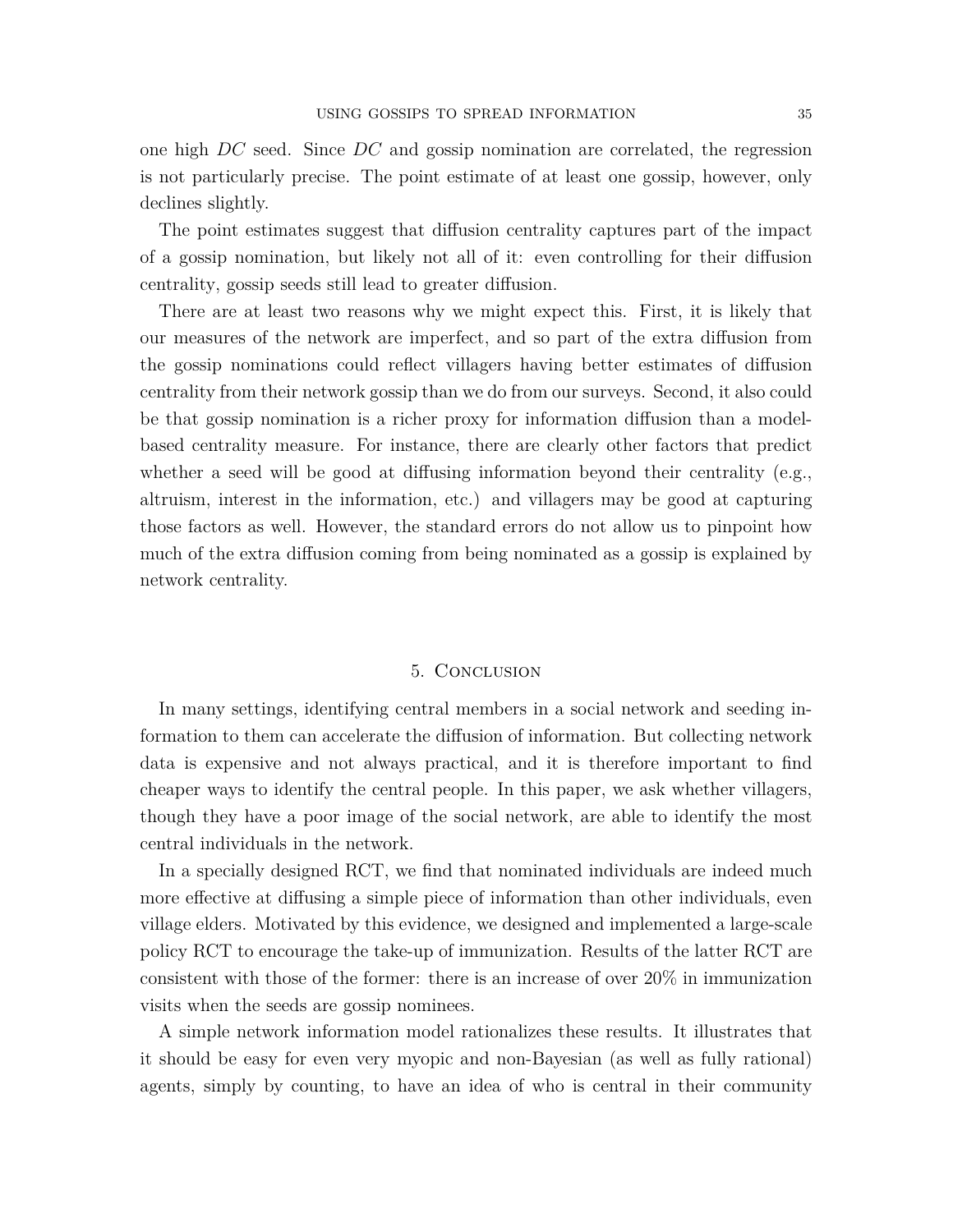one high *DC* seed. Since *DC* and gossip nomination are correlated, the regression is not particularly precise. The point estimate of at least one gossip, however, only declines slightly.

The point estimates suggest that diffusion centrality captures part of the impact of a gossip nomination, but likely not all of it: even controlling for their diffusion centrality, gossip seeds still lead to greater diffusion.

There are at least two reasons why we might expect this. First, it is likely that our measures of the network are imperfect, and so part of the extra diffusion from the gossip nominations could reflect villagers having better estimates of diffusion centrality from their network gossip than we do from our surveys. Second, it also could be that gossip nomination is a richer proxy for information diffusion than a model-based centrality measure. For instance, there are clearly other factors that predict whether a seed will be good at diffusing information beyond their centrality (e.g., altruism, interest in the information, etc.) and villagers may be good at capturing those factors as well. However, the standard errors do not allow us to pinpoint how much of the extra diffusion coming from being nominated as a gossip is explained by network centrality.

## 5. Conclusion

In many settings, identifying central members in a social network and seeding information to them can accelerate the diffusion of information. But collecting network data is expensive and not always practical, and it is therefore important to find cheaper ways to identify the central people. In this paper, we ask whether villagers, though they have a poor image of the social network, are able to identify the most central individuals in the network.

In a specially designed RCT, we find that nominated individuals are indeed much more effective at diffusing a simple piece of information than other individuals, even village elders. Motivated by this evidence, we designed and implemented a large-scale policy RCT to encourage the take-up of immunization. Results of the latter RCT are consistent with those of the former: there is an increase of over 20% in immunization visits when the seeds are gossip nominees.

A simple network information model rationalizes these results. It illustrates that it should be easy for even very myopic and non-Bayesian (as well as fully rational) agents, simply by counting, to have an idea of who is central in their community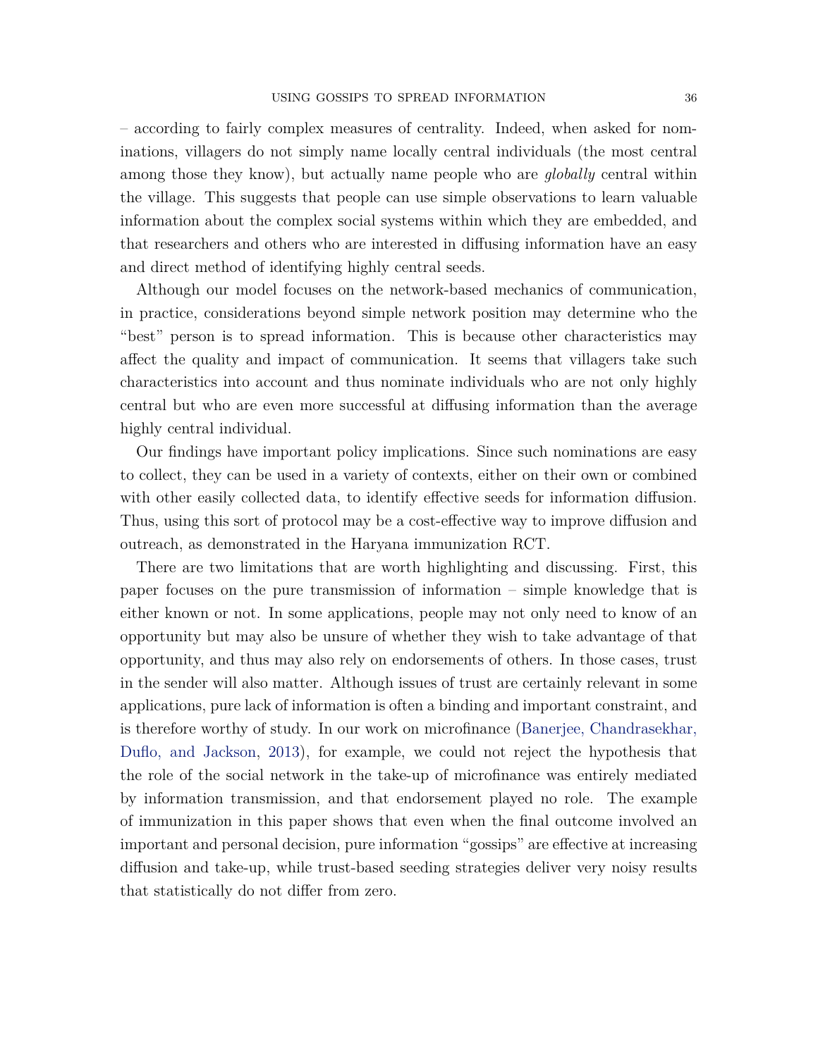– according to fairly complex measures of centrality. Indeed, when asked for nominations, villagers do not simply name locally central individuals (the most central among those they know), but actually name people who are *globally* central within the village. This suggests that people can use simple observations to learn valuable information about the complex social systems within which they are embedded, and that researchers and others who are interested in diffusing information have an easy and direct method of identifying highly central seeds.

Although our model focuses on the network-based mechanics of communication, in practice, considerations beyond simple network position may determine who the "best" person is to spread information. This is because other characteristics may affect the quality and impact of communication. It seems that villagers take such characteristics into account and thus nominate individuals who are not only highly central but who are even more successful at diffusing information than the average highly central individual.

Our findings have important policy implications. Since such nominations are easy to collect, they can be used in a variety of contexts, either on their own or combined with other easily collected data, to identify effective seeds for information diffusion. Thus, using this sort of protocol may be a cost-effective way to improve diffusion and outreach, as demonstrated in the Haryana immunization RCT.

There are two limitations that are worth highlighting and discussing. First, this paper focuses on the pure transmission of information – simple knowledge that is either known or not. In some applications, people may not only need to know of an opportunity but may also be unsure of whether they wish to take advantage of that opportunity, and thus may also rely on endorsements of others. In those cases, trust in the sender will also matter. Although issues of trust are certainly relevant in some applications, pure lack of information is often a binding and important constraint, and is therefore worthy of study. In our work on microfinance (Banerjee, Chandrasekhar, Duflo, and Jackson, 2013), for example, we could not reject the hypothesis that the role of the social network in the take-up of microfinance was entirely mediated by information transmission, and that endorsement played no role. The example of immunization in this paper shows that even when the final outcome involved an important and personal decision, pure information "gossips" are effective at increasing diffusion and take-up, while trust-based seeding strategies deliver very noisy results that statistically do not differ from zero.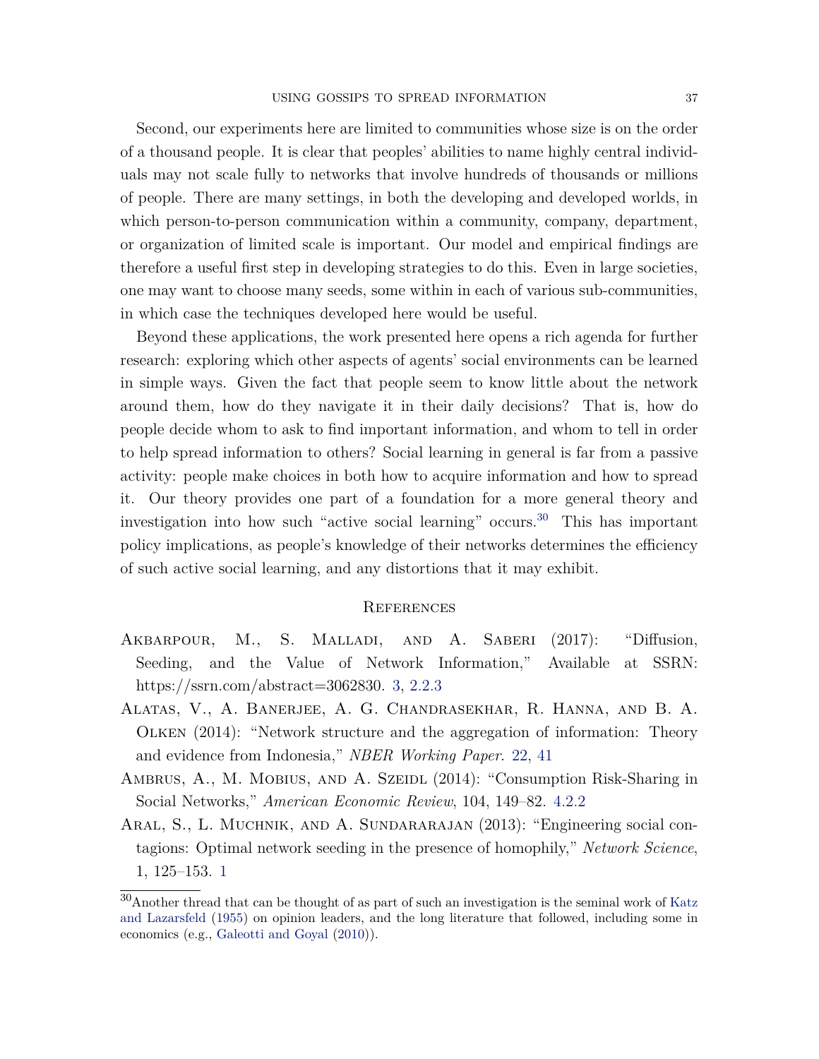Second, our experiments here are limited to communities whose size is on the order of a thousand people. It is clear that peoples' abilities to name highly central individuals may not scale fully to networks that involve hundreds of thousands or millions of people. There are many settings, in both the developing and developed worlds, in which person-to-person communication within a community, company, department, or organization of limited scale is important. Our model and empirical findings are therefore a useful first step in developing strategies to do this. Even in large societies, one may want to choose many seeds, some within in each of various sub-communities, in which case the techniques developed here would be useful.

Beyond these applications, the work presented here opens a rich agenda for further research: exploring which other aspects of agents' social environments can be learned in simple ways. Given the fact that people seem to know little about the network around them, how do they navigate it in their daily decisions? That is, how do people decide whom to ask to find important information, and whom to tell in order to help spread information to others? Social learning in general is far from a passive activity: people make choices in both how to acquire information and how to spread it. Our theory provides one part of a foundation for a more general theory and investigation into how such "active social learning" occurs.[30] This has important policy implications, as people's knowledge of their networks determines the efficiency of such active social learning, and any distortions that it may exhibit.

## References

Akbarpour, M., S. Malladi, and A. Saberi (2017): "Diffusion, Seeding, and the Value of Network Information," Available at SSRN: https://ssrn.com/abstract=3062830. 3, 2.2.3

Alatas, V., A. Banerjee, A. G. Chandrasekhar, R. Hanna, and B. A. Olken (2014): "Network structure and the aggregation of information: Theory and evidence from Indonesia," *NBER Working Paper*. 22, 41

Ambrus, A., M. Mobius, and A. Szeidl (2014): "Consumption Risk-Sharing in Social Networks," *American Economic Review*, 104, 149–82. 4.2.2

Aral, S., L. Muchnik, and A. Sundararajan (2013): "Engineering social contagions: Optimal network seeding in the presence of homophily," *Network Science*, 1, 125–153. 1

[30] Another thread that can be thought of as part of such an investigation is the seminal work of Katz and Lazarsfeld (1955) on opinion leaders, and the long literature that followed, including some in economics (e.g., Galeotti and Goyal (2010)).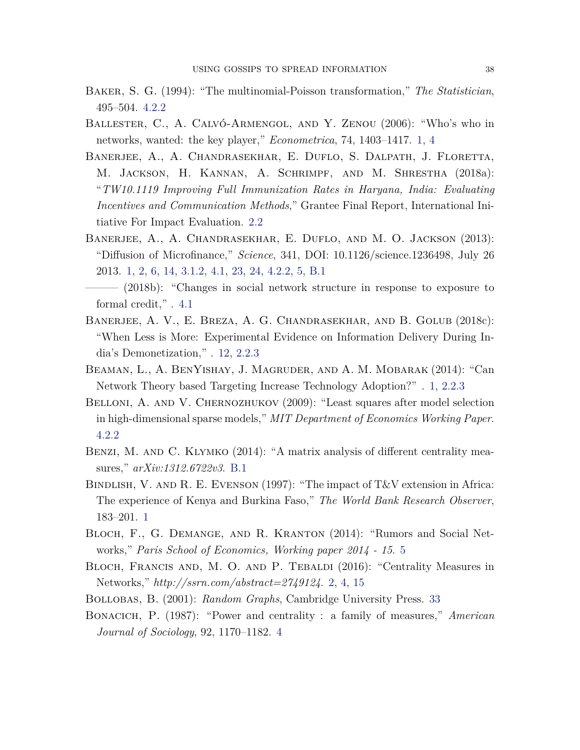Baker, S. G. (1994): "The multinomial-Poisson transformation," *The Statistician*, 495–504. 4.2.2

Ballester, C., A. Calvó-Armengol, and Y. Zenou (2006): "Who's who in networks, wanted: the key player," *Econometrica*, 74, 1403–1417. 1, 4

Banerjee, A., A. Chandrasekhar, E. Duflo, S. Dalpath, J. Floretta, M. Jackson, H. Kannan, A. Schrimpf, and M. Shrestha (2018a): "*TW10.1119 Improving Full Immunization Rates in Haryana, India: Evaluating Incentives and Communication Methods*," Grantee Final Report, International Initiative For Impact Evaluation. 2.2

Banerjee, A., A. Chandrasekhar, E. Duflo, and M. O. Jackson (2013): "Diffusion of Microfinance," *Science*, 341, DOI: 10.1126/science.1236498, July 26 2013. 1, 2, 6, 14, 3.1.2, 4.1, 23, 24, 4.2.2, 5, B.1

——— (2018b): "Changes in social network structure in response to exposure to formal credit," . 4.1

Banerjee, A. V., E. Breza, A. G. Chandrasekhar, and B. Golub (2018c): "When Less is More: Experimental Evidence on Information Delivery During India's Demonetization," . 12, 2.2.3

Beaman, L., A. BenYishay, J. Magruder, and A. M. Mobarak (2014): "Can Network Theory based Targeting Increase Technology Adoption?" . 1, 2.2.3

Belloni, A. and V. Chernozhukov (2009): "Least squares after model selection in high-dimensional sparse models," *MIT Department of Economics Working Paper*. 4.2.2

Benzi, M. and C. Klymko (2014): "A matrix analysis of different centrality measures," *arXiv:1312.6722v3*. B.1

Bindlish, V. and R. E. Evenson (1997): "The impact of T&V extension in Africa: The experience of Kenya and Burkina Faso," *The World Bank Research Observer*, 183–201. 1

Bloch, F., G. Demange, and R. Kranton (2014): "Rumors and Social Networks," *Paris School of Economics, Working paper 2014 - 15*. 5

Bloch, Francis and, M. O. and P. Tebaldi (2016): "Centrality Measures in Networks," *http://ssrn.com/abstract=2749124*. 2, 4, 15

Bollobas, B. (2001): *Random Graphs*, Cambridge University Press. 33

Bonacich, P. (1987): "Power and centrality : a family of measures," *American Journal of Sociology*, 92, 1170–1182. 4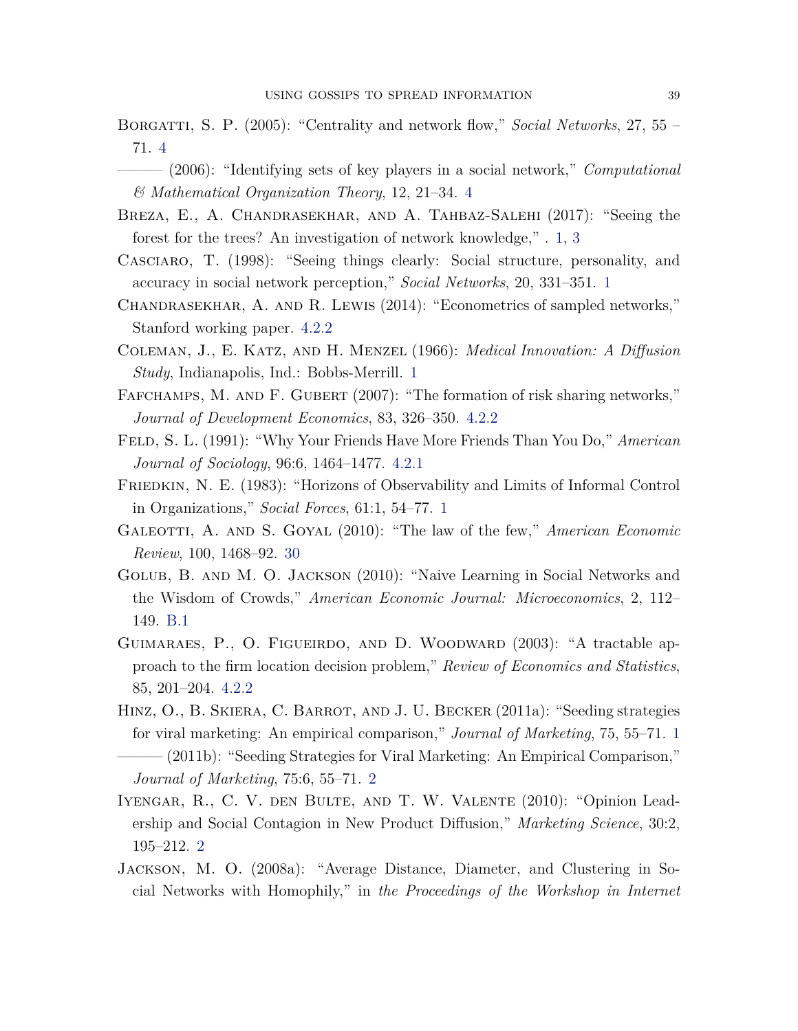Borgatti, S. P. (2005): "Centrality and network flow," *Social Networks*, 27, 55 – 71. 4

——— (2006): "Identifying sets of key players in a social network," *Computational & Mathematical Organization Theory*, 12, 21–34. 4

Breza, E., A. Chandrasekhar, and A. Tahbaz-Salehi (2017): "Seeing the forest for the trees? An investigation of network knowledge," . 1, 3

Casciaro, T. (1998): "Seeing things clearly: Social structure, personality, and accuracy in social network perception," *Social Networks*, 20, 331–351. 1

Chandrasekhar, A. and R. Lewis (2014): "Econometrics of sampled networks," Stanford working paper. 4.2.2

Coleman, J., E. Katz, and H. Menzel (1966): *Medical Innovation: A Diffusion Study*, Indianapolis, Ind.: Bobbs-Merrill. 1

Fafchamps, M. and F. Gubert (2007): "The formation of risk sharing networks," *Journal of Development Economics*, 83, 326–350. 4.2.2

Feld, S. L. (1991): "Why Your Friends Have More Friends Than You Do," *American Journal of Sociology*, 96:6, 1464–1477. 4.2.1

Friedkin, N. E. (1983): "Horizons of Observability and Limits of Informal Control in Organizations," *Social Forces*, 61:1, 54–77. 1

Galeotti, A. and S. Goyal (2010): "The law of the few," *American Economic Review*, 100, 1468–92. 30

Golub, B. and M. O. Jackson (2010): "Naive Learning in Social Networks and the Wisdom of Crowds," *American Economic Journal: Microeconomics*, 2, 112–149. B.1

Guimaraes, P., O. Figueirdo, and D. Woodward (2003): "A tractable approach to the firm location decision problem," *Review of Economics and Statistics*, 85, 201–204. 4.2.2

Hinz, O., B. Skiera, C. Barrot, and J. U. Becker (2011a): "Seeding strategies for viral marketing: An empirical comparison," *Journal of Marketing*, 75, 55–71. 1

——— (2011b): "Seeding Strategies for Viral Marketing: An Empirical Comparison," *Journal of Marketing*, 75:6, 55–71. 2

Iyengar, R., C. V. den Bulte, and T. W. Valente (2010): "Opinion Leadership and Social Contagion in New Product Diffusion," *Marketing Science*, 30:2, 195–212. 2

Jackson, M. O. (2008a): "Average Distance, Diameter, and Clustering in Social Networks with Homophily," in *the Proceedings of the Workshop in Internet*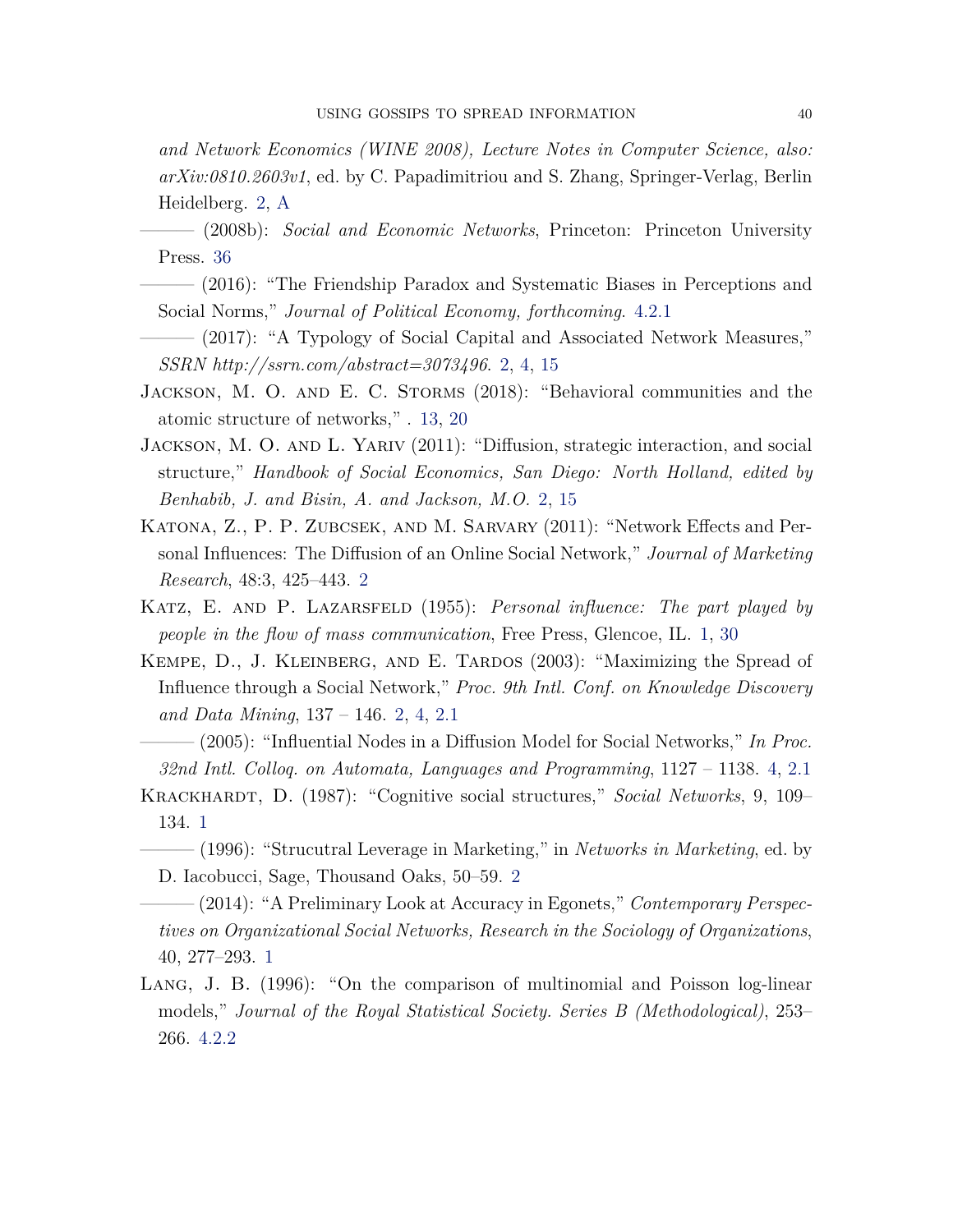*and Network Economics (WINE 2008), Lecture Notes in Computer Science, also: arXiv:0810.2603v1*, ed. by C. Papadimitriou and S. Zhang, Springer-Verlag, Berlin Heidelberg. 2, A

——— (2008b): *Social and Economic Networks*, Princeton: Princeton University Press. 36

——— (2016): "The Friendship Paradox and Systematic Biases in Perceptions and Social Norms," *Journal of Political Economy, forthcoming*. 4.2.1

——— (2017): "A Typology of Social Capital and Associated Network Measures," *SSRN http://ssrn.com/abstract=3073496*. 2, 4, 15

Jackson, M. O. and E. C. Storms (2018): "Behavioral communities and the atomic structure of networks," . 13, 20

Jackson, M. O. and L. Yariv (2011): "Diffusion, strategic interaction, and social structure," *Handbook of Social Economics, San Diego: North Holland, edited by Benhabib, J. and Bisin, A. and Jackson, M.O.* 2, 15

Katona, Z., P. P. Zubcsek, and M. Sarvary (2011): "Network Effects and Personal Influences: The Diffusion of an Online Social Network," *Journal of Marketing Research*, 48:3, 425–443. 2

Katz, E. and P. Lazarsfeld (1955): *Personal influence: The part played by people in the flow of mass communication*, Free Press, Glencoe, IL. 1, 30

Kempe, D., J. Kleinberg, and E. Tardos (2003): "Maximizing the Spread of Influence through a Social Network," *Proc. 9th Intl. Conf. on Knowledge Discovery and Data Mining*, 137 – 146. 2, 4, 2.1

——— (2005): "Influential Nodes in a Diffusion Model for Social Networks," *In Proc. 32nd Intl. Colloq. on Automata, Languages and Programming*, 1127 – 1138. 4, 2.1

Krackhardt, D. (1987): "Cognitive social structures," *Social Networks*, 9, 109–134. 1

——— (1996): "Strucutral Leverage in Marketing," in *Networks in Marketing*, ed. by D. Iacobucci, Sage, Thousand Oaks, 50–59. 2

——— (2014): "A Preliminary Look at Accuracy in Egonets," *Contemporary Perspectives on Organizational Social Networks, Research in the Sociology of Organizations*, 40, 277–293. 1

Lang, J. B. (1996): "On the comparison of multinomial and Poisson log-linear models," *Journal of the Royal Statistical Society. Series B (Methodological)*, 253–266. 4.2.2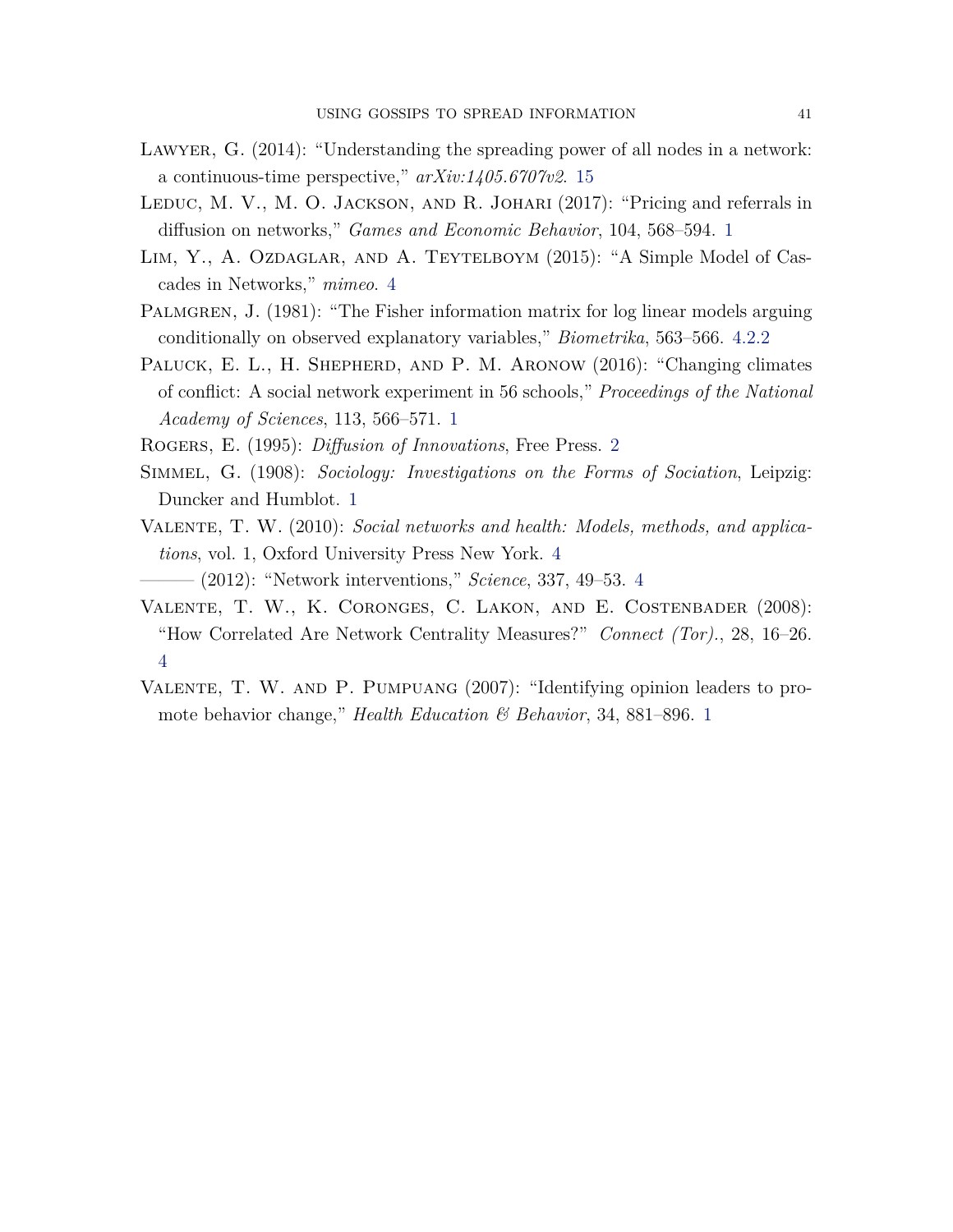Lawyer, G. (2014): "Understanding the spreading power of all nodes in a network: a continuous-time perspective," *arXiv:1405.6707v2*. 15

Leduc, M. V., M. O. Jackson, and R. Johari (2017): "Pricing and referrals in diffusion on networks," *Games and Economic Behavior*, 104, 568–594. 1

Lim, Y., A. Ozdaglar, and A. Teytelboym (2015): "A Simple Model of Cascades in Networks," *mimeo*. 4

Palmgren, J. (1981): "The Fisher information matrix for log linear models arguing conditionally on observed explanatory variables," *Biometrika*, 563–566. 4.2.2

Paluck, E. L., H. Shepherd, and P. M. Aronow (2016): "Changing climates of conflict: A social network experiment in 56 schools," *Proceedings of the National Academy of Sciences*, 113, 566–571. 1

Rogers, E. (1995): *Diffusion of Innovations*, Free Press. 2

Simmel, G. (1908): *Sociology: Investigations on the Forms of Sociation*, Leipzig: Duncker and Humblot. 1

Valente, T. W. (2010): *Social networks and health: Models, methods, and applications*, vol. 1, Oxford University Press New York. 4

——— (2012): "Network interventions," *Science*, 337, 49–53. 4

Valente, T. W., K. Coronges, C. Lakon, and E. Costenbader (2008): "How Correlated Are Network Centrality Measures?" *Connect (Tor).*, 28, 16–26. 4

Valente, T. W. and P. Pumpuang (2007): "Identifying opinion leaders to promote behavior change," *Health Education & Behavior*, 34, 881–896. 1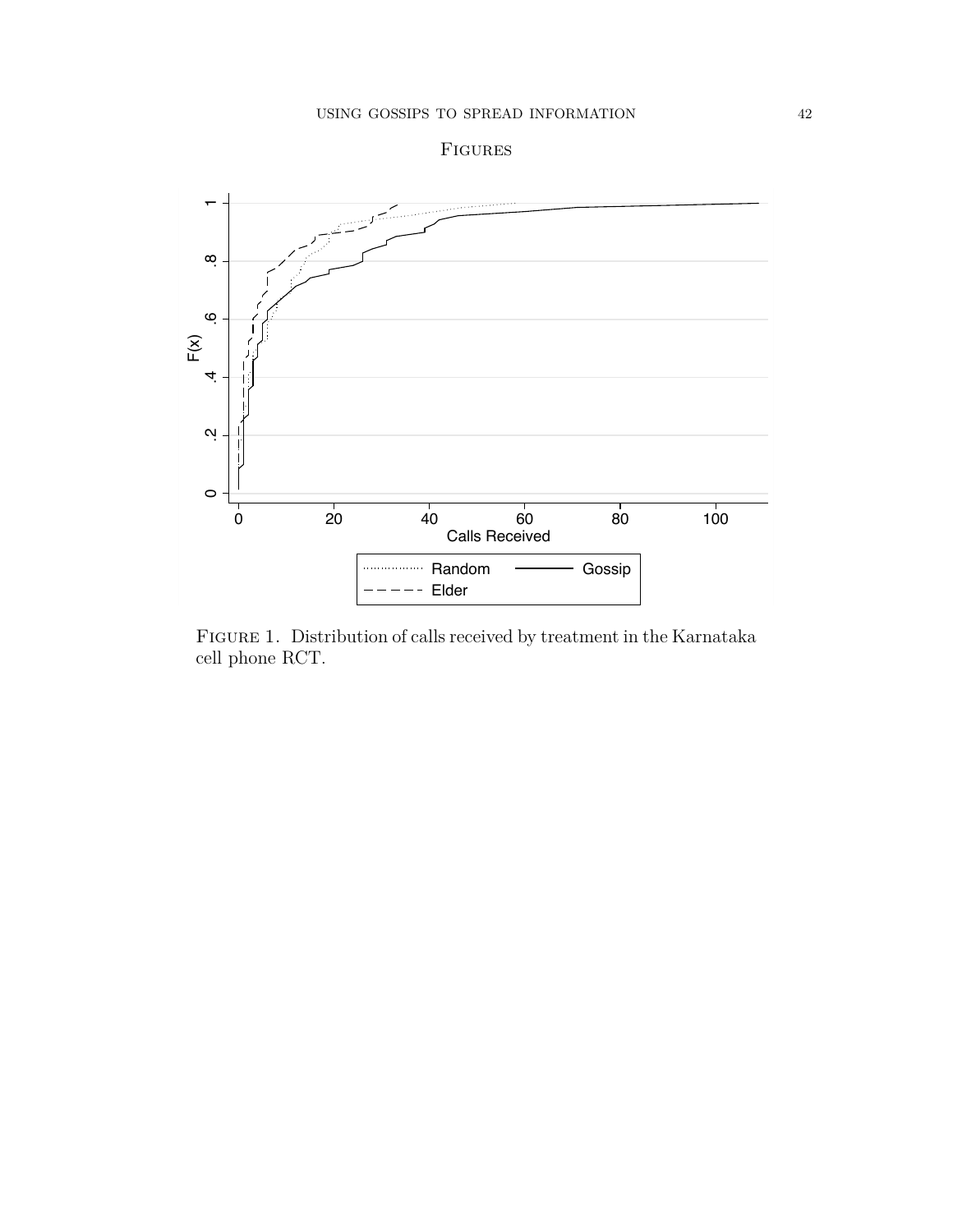# Figures

Figure 1. Distribution of calls received by treatment in the Karnataka cell phone RCT.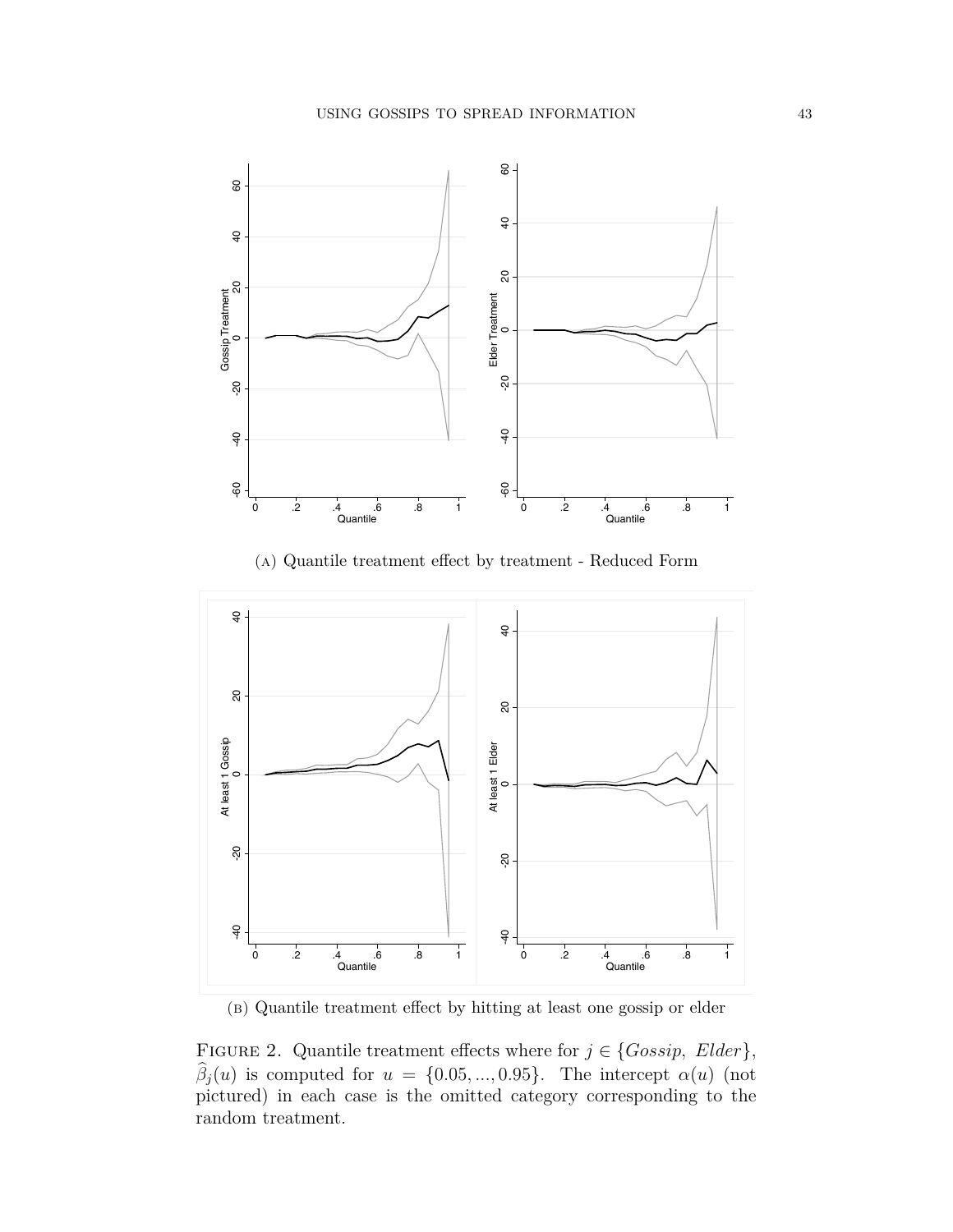(a) Quantile treatment effect by treatment - Reduced Form

(b) Quantile treatment effect by hitting at least one gossip or elder

Figure 2. Quantile treatment effects where for $j \in \{Gossip,\ Elder\}$, $\widehat{\beta}_j(u)$ is computed for $u = \{0.05, ..., 0.95\}$. The intercept $\alpha(u)$ (not pictured) in each case is the omitted category corresponding to the random treatment.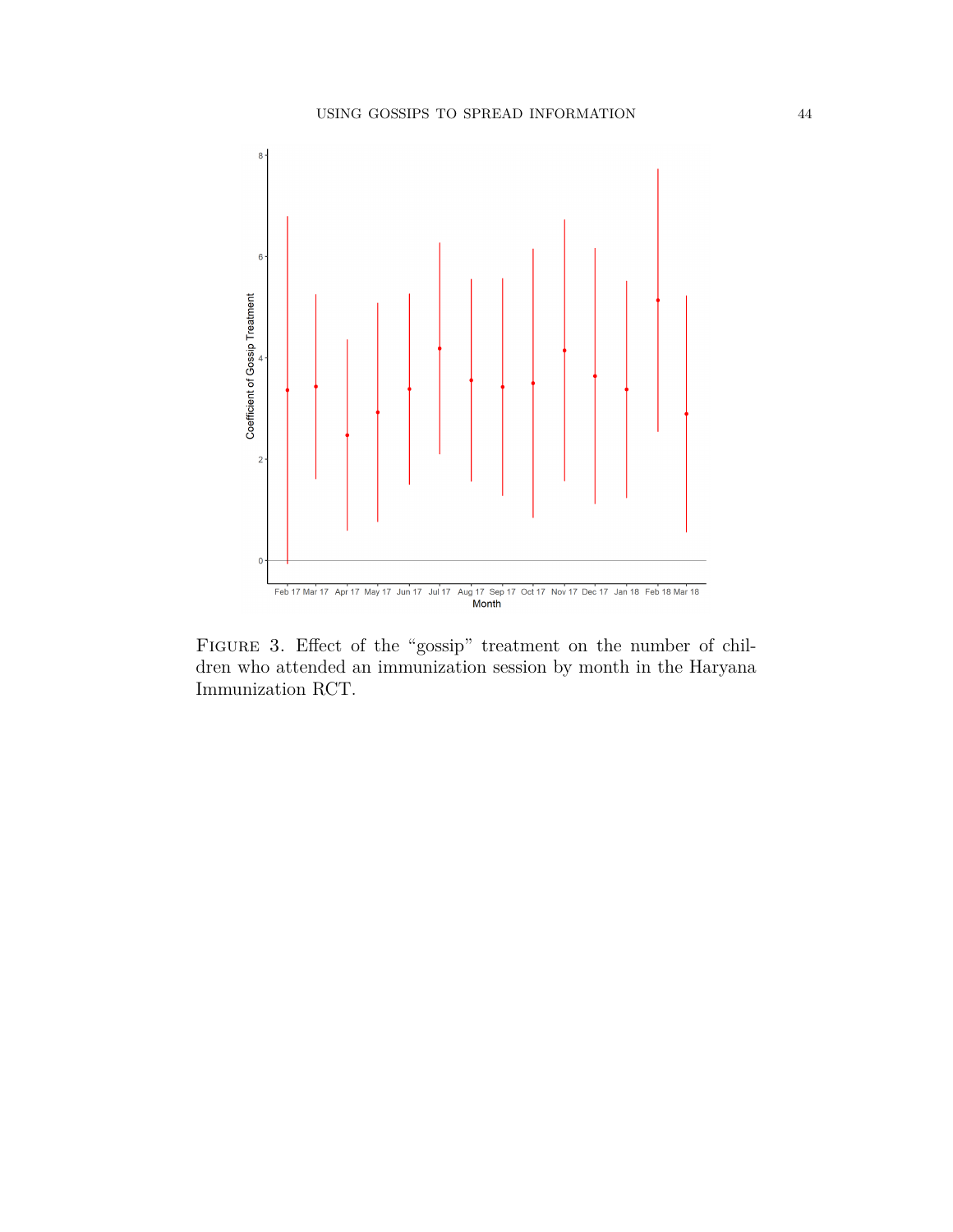Figure 3. Effect of the "gossip" treatment on the number of children who attended an immunization session by month in the Haryana Immunization RCT.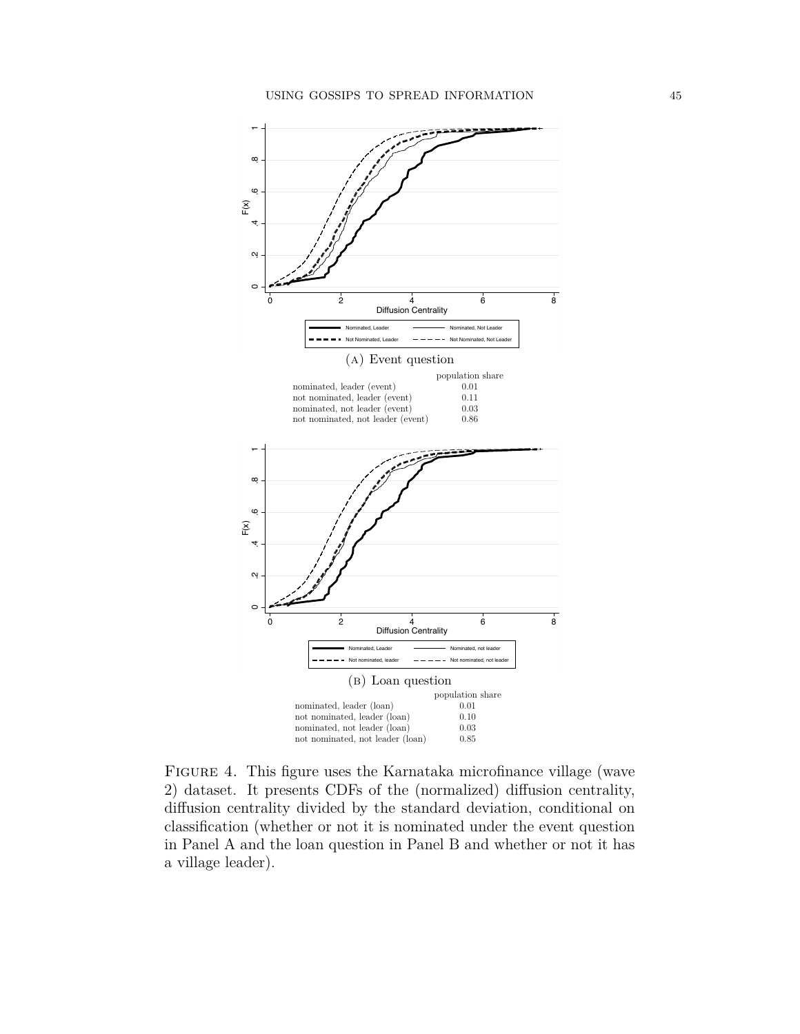(A) Event question

| | population share |
|---|---|
| nominated, leader (event) | 0.01 |
| not nominated, leader (event) | 0.11 |
| nominated, not leader (event) | 0.03 |
| not nominated, not leader (event) | 0.86 |

(B) Loan question

| | population share |
|---|---|
| nominated, leader (loan) | 0.01 |
| not nominated, leader (loan) | 0.10 |
| nominated, not leader (loan) | 0.03 |
| not nominated, not leader (loan) | 0.85 |

Figure 4. This figure uses the Karnataka microfinance village (wave 2) dataset. It presents CDFs of the (normalized) diffusion centrality, diffusion centrality divided by the standard deviation, conditional on classification (whether or not it is nominated under the event question in Panel A and the loan question in Panel B and whether or not it has a village leader).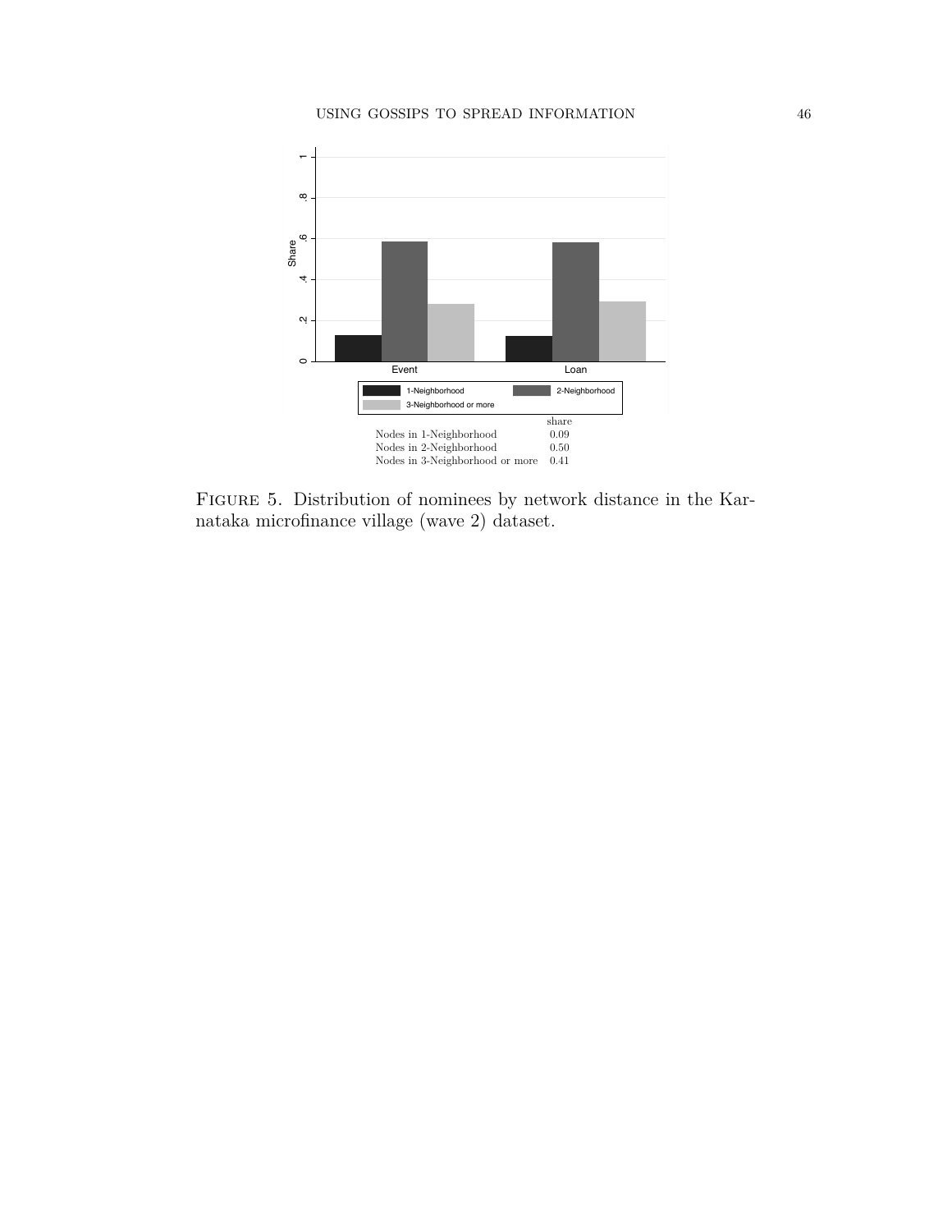| | share |
|---|---|
| Nodes in 1-Neighborhood | 0.09 |
| Nodes in 2-Neighborhood | 0.50 |
| Nodes in 3-Neighborhood or more | 0.41 |

FIGURE 5. Distribution of nominees by network distance in the Karnataka microfinance village (wave 2) dataset.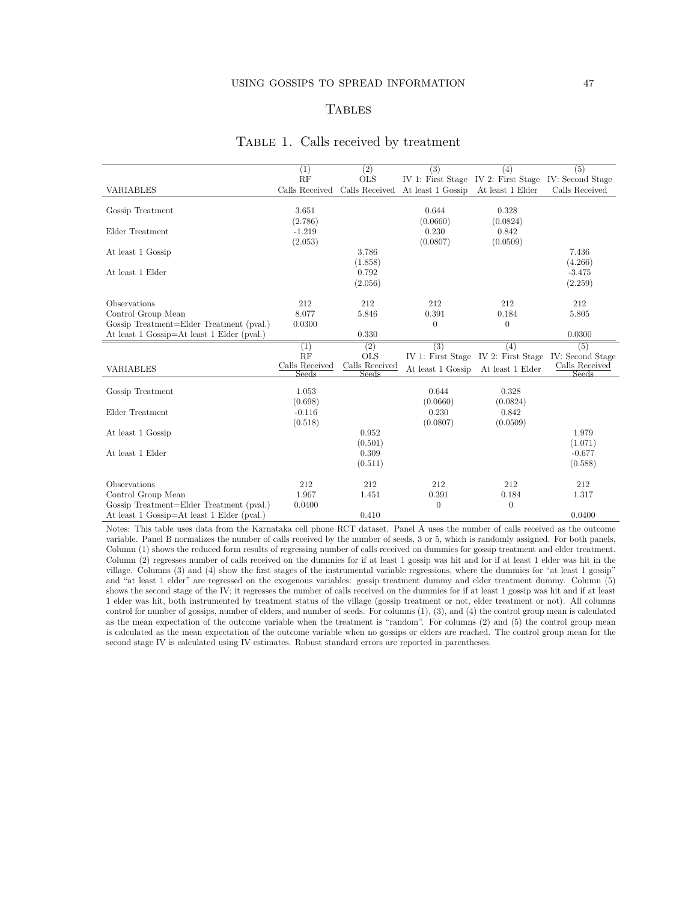## Tables

Table 1. Calls received by treatment

| VARIABLES | (1) RF Calls Received | (2) OLS Calls Received | (3) IV 1: First Stage At least 1 Gossip | (4) IV 2: First Stage At least 1 Elder | (5) IV: Second Stage Calls Received |
|---|---|---|---|---|---|
| Gossip Treatment | 3.651 | | 0.644 | 0.328 | |
| | (2.786) | | (0.0660) | (0.0824) | |
| Elder Treatment | -1.219 | | 0.230 | 0.842 | |
| | (2.053) | | (0.0807) | (0.0509) | |
| At least 1 Gossip | | 3.786 | | | 7.436 |
| | | (1.858) | | | (4.266) |
| At least 1 Elder | | 0.792 | | | -3.475 |
| | | (2.056) | | | (2.259) |
| Observations | 212 | 212 | 212 | 212 | 212 |
| Control Group Mean | 8.077 | 5.846 | 0.391 | 0.184 | 5.805 |
| Gossip Treatment=Elder Treatment (pval.) | 0.0300 | | 0 | 0 | |
| At least 1 Gossip=At least 1 Elder (pval.) | | 0.330 | | | 0.0300 |

| VARIABLES | (1) RF Calls Received / Seeds | (2) OLS Calls Received / Seeds | (3) IV 1: First Stage At least 1 Gossip | (4) IV 2: First Stage At least 1 Elder | (5) IV: Second Stage Calls Received / Seeds |
|---|---|---|---|---|---|
| Gossip Treatment | 1.053 | | 0.644 | 0.328 | |
| | (0.698) | | (0.0660) | (0.0824) | |
| Elder Treatment | -0.116 | | 0.230 | 0.842 | |
| | (0.518) | | (0.0807) | (0.0509) | |
| At least 1 Gossip | | 0.952 | | | 1.979 |
| | | (0.501) | | | (1.071) |
| At least 1 Elder | | 0.309 | | | -0.677 |
| | | (0.511) | | | (0.588) |
| Observations | 212 | 212 | 212 | 212 | 212 |
| Control Group Mean | 1.967 | 1.451 | 0.391 | 0.184 | 1.317 |
| Gossip Treatment=Elder Treatment (pval.) | 0.0400 | | 0 | 0 | |
| At least 1 Gossip=At least 1 Elder (pval.) | | 0.410 | | | 0.0400 |

Notes: This table uses data from the Karnataka cell phone RCT dataset. Panel A uses the number of calls received as the outcome variable. Panel B normalizes the number of calls received by the number of seeds, 3 or 5, which is randomly assigned. For both panels, Column (1) shows the reduced form results of regressing number of calls received on dummies for gossip treatment and elder treatment. Column (2) regresses number of calls received on the dummies for if at least 1 gossip was hit and for if at least 1 elder was hit in the village. Columns (3) and (4) show the first stages of the instrumental variable regressions, where the dummies for "at least 1 gossip" and "at least 1 elder" are regressed on the exogenous variables: gossip treatment dummy and elder treatment dummy. Column (5) shows the second stage of the IV; it regresses the number of calls received on the dummies for if at least 1 gossip was hit and if at least 1 elder was hit, both instrumented by treatment status of the village (gossip treatment or not, elder treatment or not). All columns control for number of gossips, number of elders, and number of seeds. For columns (1), (3), and (4) the control group mean is calculated as the mean expectation of the outcome variable when the treatment is "random". For columns (2) and (5) the control group mean is calculated as the mean expectation of the outcome variable when no gossips or elders are reached. The control group mean for the second stage IV is calculated using IV estimates. Robust standard errors are reported in parentheses.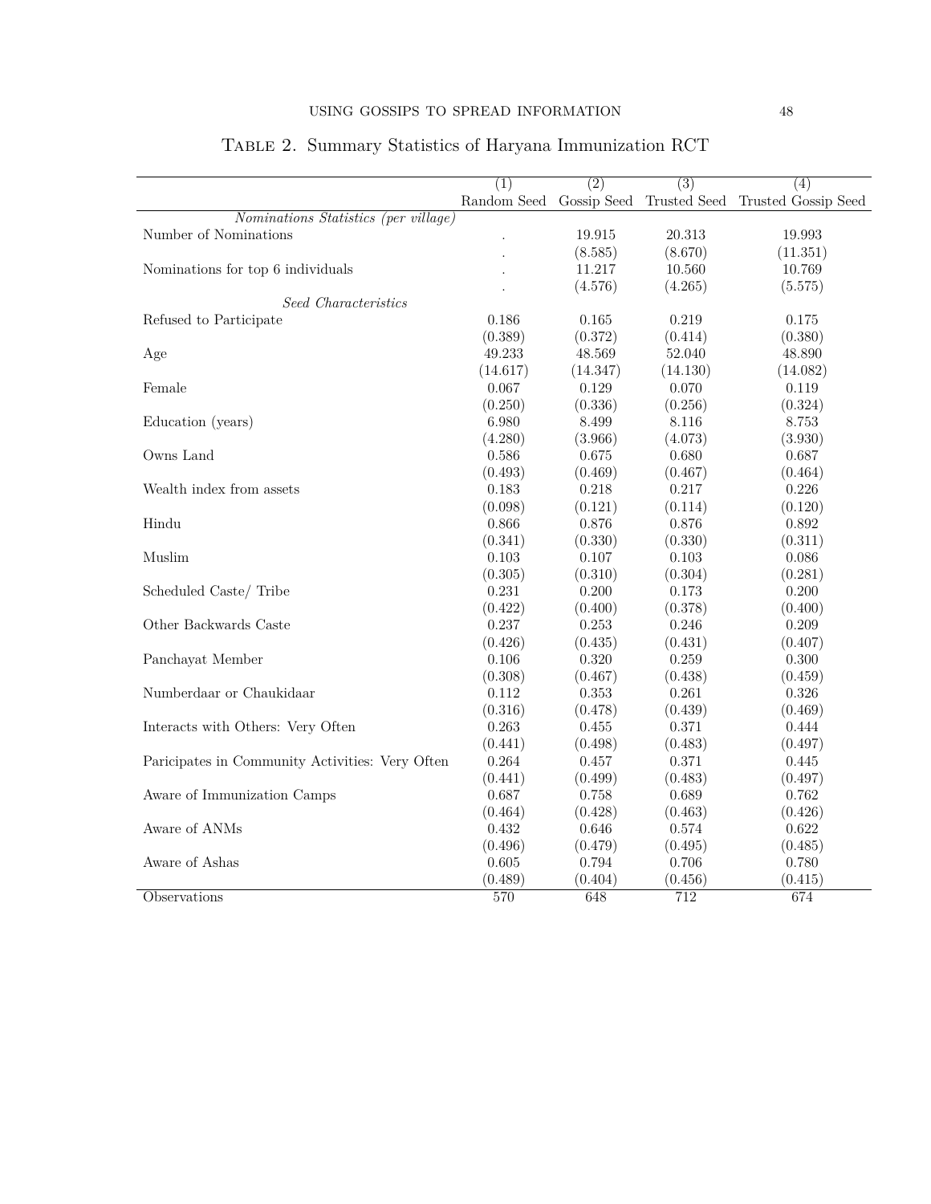## Table 2. Summary Statistics of Haryana Immunization RCT

| | (1) | (2) | (3) | (4) |
|---|---|---|---|---|
| | Random Seed | Gossip Seed | Trusted Seed | Trusted Gossip Seed |
| *Nominations Statistics (per village)* | | | | |
| Number of Nominations | . | 19.915 | 20.313 | 19.993 |
| | . | (8.585) | (8.670) | (11.351) |
| Nominations for top 6 individuals | . | 11.217 | 10.560 | 10.769 |
| | . | (4.576) | (4.265) | (5.575) |
| *Seed Characteristics* | | | | |
| Refused to Participate | 0.186 | 0.165 | 0.219 | 0.175 |
| | (0.389) | (0.372) | (0.414) | (0.380) |
| Age | 49.233 | 48.569 | 52.040 | 48.890 |
| | (14.617) | (14.347) | (14.130) | (14.082) |
| Female | 0.067 | 0.129 | 0.070 | 0.119 |
| | (0.250) | (0.336) | (0.256) | (0.324) |
| Education (years) | 6.980 | 8.499 | 8.116 | 8.753 |
| | (4.280) | (3.966) | (4.073) | (3.930) |
| Owns Land | 0.586 | 0.675 | 0.680 | 0.687 |
| | (0.493) | (0.469) | (0.467) | (0.464) |
| Wealth index from assets | 0.183 | 0.218 | 0.217 | 0.226 |
| | (0.098) | (0.121) | (0.114) | (0.120) |
| Hindu | 0.866 | 0.876 | 0.876 | 0.892 |
| | (0.341) | (0.330) | (0.330) | (0.311) |
| Muslim | 0.103 | 0.107 | 0.103 | 0.086 |
| | (0.305) | (0.310) | (0.304) | (0.281) |
| Scheduled Caste/ Tribe | 0.231 | 0.200 | 0.173 | 0.200 |
| | (0.422) | (0.400) | (0.378) | (0.400) |
| Other Backwards Caste | 0.237 | 0.253 | 0.246 | 0.209 |
| | (0.426) | (0.435) | (0.431) | (0.407) |
| Panchayat Member | 0.106 | 0.320 | 0.259 | 0.300 |
| | (0.308) | (0.467) | (0.438) | (0.459) |
| Numberdaar or Chaukidaar | 0.112 | 0.353 | 0.261 | 0.326 |
| | (0.316) | (0.478) | (0.439) | (0.469) |
| Interacts with Others: Very Often | 0.263 | 0.455 | 0.371 | 0.444 |
| | (0.441) | (0.498) | (0.483) | (0.497) |
| Paricipates in Community Activities: Very Often | 0.264 | 0.457 | 0.371 | 0.445 |
| | (0.441) | (0.499) | (0.483) | (0.497) |
| Aware of Immunization Camps | 0.687 | 0.758 | 0.689 | 0.762 |
| | (0.464) | (0.428) | (0.463) | (0.426) |
| Aware of ANMs | 0.432 | 0.646 | 0.574 | 0.622 |
| | (0.496) | (0.479) | (0.495) | (0.485) |
| Aware of Ashas | 0.605 | 0.794 | 0.706 | 0.780 |
| | (0.489) | (0.404) | (0.456) | (0.415) |
| Observations | 570 | 648 | 712 | 674 |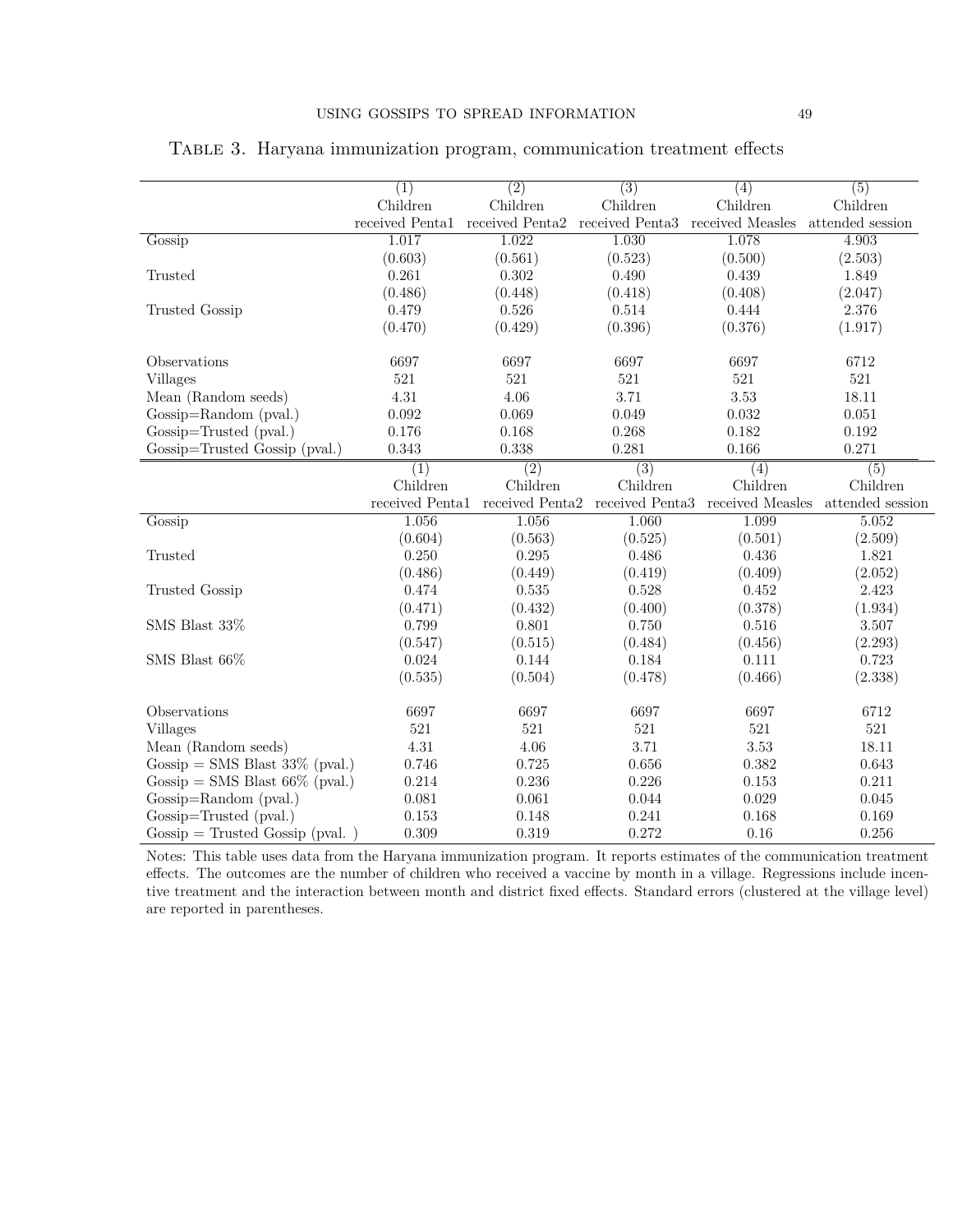Table 3. Haryana immunization program, communication treatment effects

| | (1) | (2) | (3) | (4) | (5) |
|---|---|---|---|---|---|
| | Children received Penta1 | Children received Penta2 | Children received Penta3 | Children received Measles | Children attended session |
| Gossip | 1.017 | 1.022 | 1.030 | 1.078 | 4.903 |
| | (0.603) | (0.561) | (0.523) | (0.500) | (2.503) |
| Trusted | 0.261 | 0.302 | 0.490 | 0.439 | 1.849 |
| | (0.486) | (0.448) | (0.418) | (0.408) | (2.047) |
| Trusted Gossip | 0.479 | 0.526 | 0.514 | 0.444 | 2.376 |
| | (0.470) | (0.429) | (0.396) | (0.376) | (1.917) |
| Observations | 6697 | 6697 | 6697 | 6697 | 6712 |
| Villages | 521 | 521 | 521 | 521 | 521 |
| Mean (Random seeds) | 4.31 | 4.06 | 3.71 | 3.53 | 18.11 |
| Gossip=Random (pval.) | 0.092 | 0.069 | 0.049 | 0.032 | 0.051 |
| Gossip=Trusted (pval.) | 0.176 | 0.168 | 0.268 | 0.182 | 0.192 |
| Gossip=Trusted Gossip (pval.) | 0.343 | 0.338 | 0.281 | 0.166 | 0.271 |

| | (1) | (2) | (3) | (4) | (5) |
|---|---|---|---|---|---|
| | Children received Penta1 | Children received Penta2 | Children received Penta3 | Children received Measles | Children attended session |
| Gossip | 1.056 | 1.056 | 1.060 | 1.099 | 5.052 |
| | (0.604) | (0.563) | (0.525) | (0.501) | (2.509) |
| Trusted | 0.250 | 0.295 | 0.486 | 0.436 | 1.821 |
| | (0.486) | (0.449) | (0.419) | (0.409) | (2.052) |
| Trusted Gossip | 0.474 | 0.535 | 0.528 | 0.452 | 2.423 |
| | (0.471) | (0.432) | (0.400) | (0.378) | (1.934) |
| SMS Blast 33% | 0.799 | 0.801 | 0.750 | 0.516 | 3.507 |
| | (0.547) | (0.515) | (0.484) | (0.456) | (2.293) |
| SMS Blast 66% | 0.024 | 0.144 | 0.184 | 0.111 | 0.723 |
| | (0.535) | (0.504) | (0.478) | (0.466) | (2.338) |
| Observations | 6697 | 6697 | 6697 | 6697 | 6712 |
| Villages | 521 | 521 | 521 | 521 | 521 |
| Mean (Random seeds) | 4.31 | 4.06 | 3.71 | 3.53 | 18.11 |
| Gossip = SMS Blast 33% (pval.) | 0.746 | 0.725 | 0.656 | 0.382 | 0.643 |
| Gossip = SMS Blast 66% (pval.) | 0.214 | 0.236 | 0.226 | 0.153 | 0.211 |
| Gossip=Random (pval.) | 0.081 | 0.061 | 0.044 | 0.029 | 0.045 |
| Gossip=Trusted (pval.) | 0.153 | 0.148 | 0.241 | 0.168 | 0.169 |
| Gossip = Trusted Gossip (pval. ) | 0.309 | 0.319 | 0.272 | 0.16 | 0.256 |

Notes: This table uses data from the Haryana immunization program. It reports estimates of the communication treatment effects. The outcomes are the number of children who received a vaccine by month in a village. Regressions include incentive treatment and the interaction between month and district fixed effects. Standard errors (clustered at the village level) are reported in parentheses.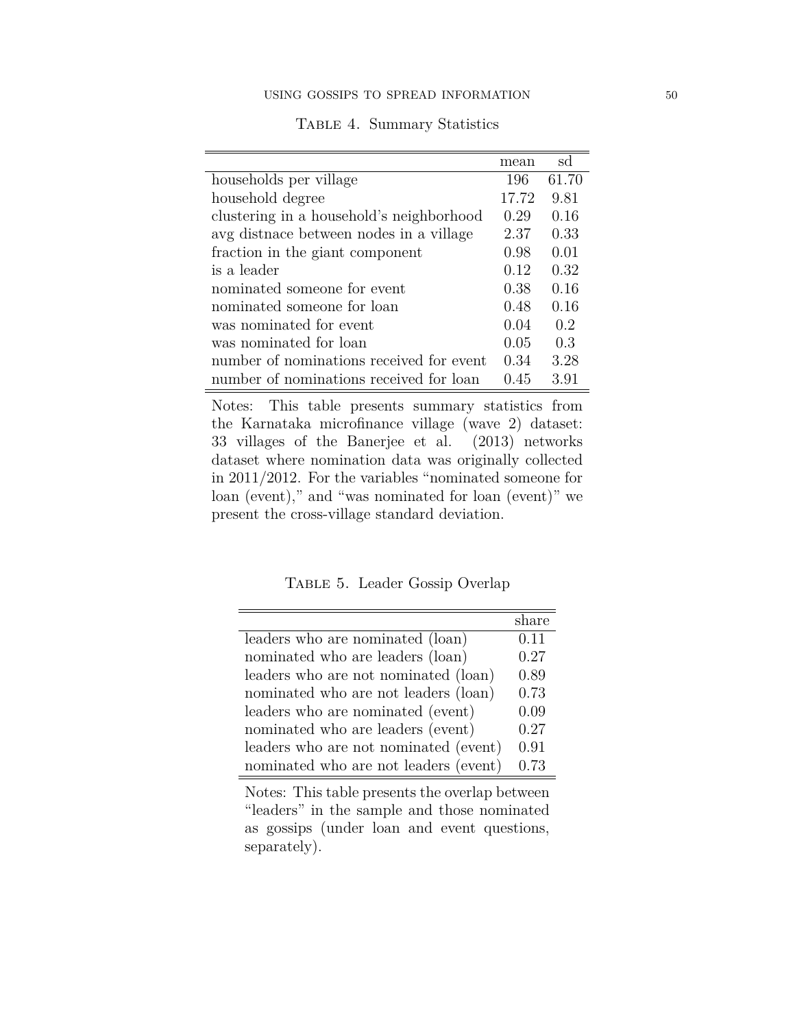Table 4. Summary Statistics

| | mean | sd |
|---|---|---|
| households per village | 196 | 61.70 |
| household degree | 17.72 | 9.81 |
| clustering in a household's neighborhood | 0.29 | 0.16 |
| avg distnace between nodes in a village | 2.37 | 0.33 |
| fraction in the giant component | 0.98 | 0.01 |
| is a leader | 0.12 | 0.32 |
| nominated someone for event | 0.38 | 0.16 |
| nominated someone for loan | 0.48 | 0.16 |
| was nominated for event | 0.04 | 0.2 |
| was nominated for loan | 0.05 | 0.3 |
| number of nominations received for event | 0.34 | 3.28 |
| number of nominations received for loan | 0.45 | 3.91 |

Notes: This table presents summary statistics from the Karnataka microfinance village (wave 2) dataset: 33 villages of the Banerjee et al. (2013) networks dataset where nomination data was originally collected in 2011/2012. For the variables "nominated someone for loan (event)," and "was nominated for loan (event)" we present the cross-village standard deviation.

Table 5. Leader Gossip Overlap

| | share |
|---|---|
| leaders who are nominated (loan) | 0.11 |
| nominated who are leaders (loan) | 0.27 |
| leaders who are not nominated (loan) | 0.89 |
| nominated who are not leaders (loan) | 0.73 |
| leaders who are nominated (event) | 0.09 |
| nominated who are leaders (event) | 0.27 |
| leaders who are not nominated (event) | 0.91 |
| nominated who are not leaders (event) | 0.73 |

Notes: This table presents the overlap between "leaders" in the sample and those nominated as gossips (under loan and event questions, separately).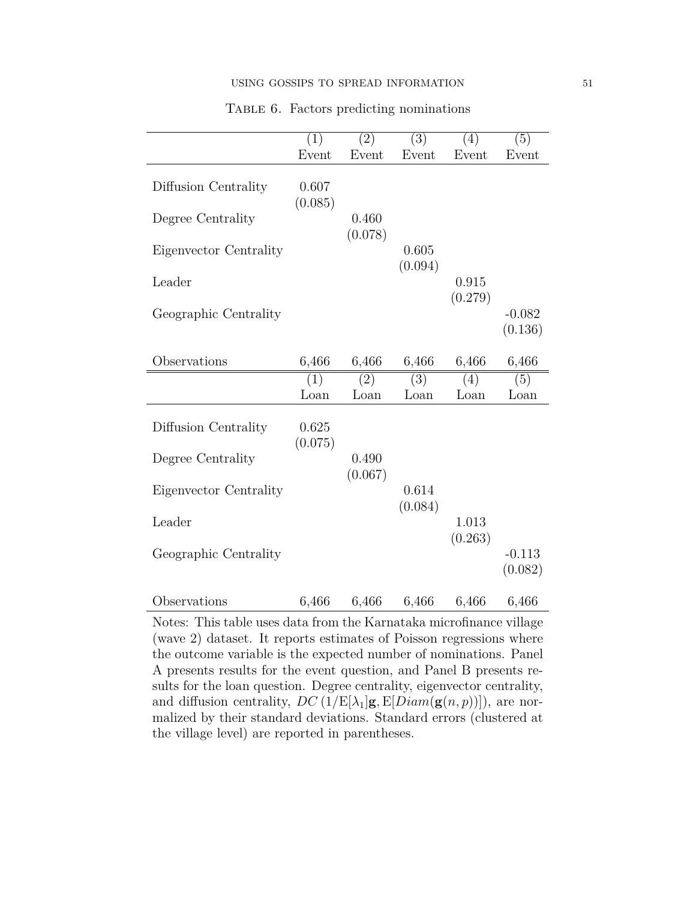Table 6. Factors predicting nominations

| | (1) | (2) | (3) | (4) | (5) |
|---|---|---|---|---|---|
| | Event | Event | Event | Event | Event |
| Diffusion Centrality | 0.607 | | | | |
| | (0.085) | | | | |
| Degree Centrality | | 0.460 | | | |
| | | (0.078) | | | |
| Eigenvector Centrality | | | 0.605 | | |
| | | | (0.094) | | |
| Leader | | | | 0.915 | |
| | | | | (0.279) | |
| Geographic Centrality | | | | | -0.082 |
| | | | | | (0.136) |
| Observations | 6,466 | 6,466 | 6,466 | 6,466 | 6,466 |
| | (1) | (2) | (3) | (4) | (5) |
| | Loan | Loan | Loan | Loan | Loan |
| Diffusion Centrality | 0.625 | | | | |
| | (0.075) | | | | |
| Degree Centrality | | 0.490 | | | |
| | | (0.067) | | | |
| Eigenvector Centrality | | | 0.614 | | |
| | | | (0.084) | | |
| Leader | | | | 1.013 | |
| | | | | (0.263) | |
| Geographic Centrality | | | | | -0.113 |
| | | | | | (0.082) |
| Observations | 6,466 | 6,466 | 6,466 | 6,466 | 6,466 |

Notes: This table uses data from the Karnataka microfinance village (wave 2) dataset. It reports estimates of Poisson regressions where the outcome variable is the expected number of nominations. Panel A presents results for the event question, and Panel B presents results for the loan question. Degree centrality, eigenvector centrality, and diffusion centrality, $DC\,(1/\mathrm{E}[\lambda_1]\mathbf{g}, \mathrm{E}[Diam(\mathbf{g}(n,p))])$, are normalized by their standard deviations. Standard errors (clustered at the village level) are reported in parentheses.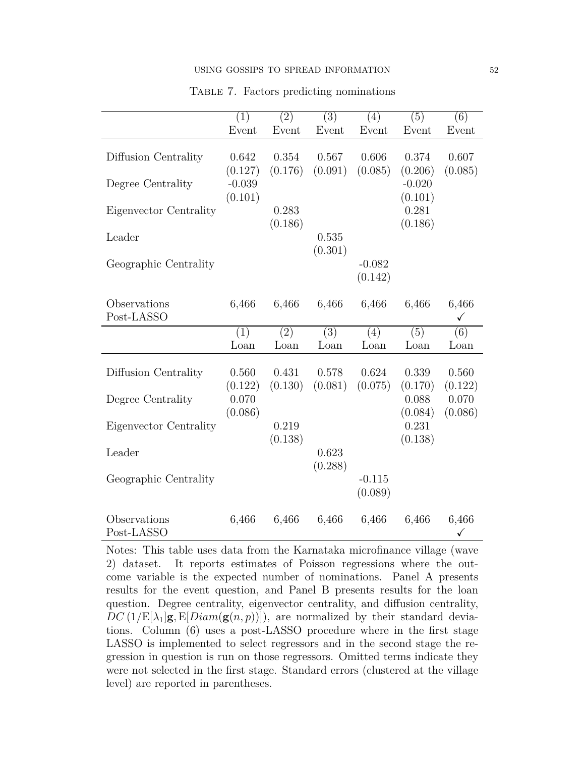Table 7. Factors predicting nominations

| | (1) Event | (2) Event | (3) Event | (4) Event | (5) Event | (6) Event |
|---|---|---|---|---|---|---|
| Diffusion Centrality | 0.642 | 0.354 | 0.567 | 0.606 | 0.374 | 0.607 |
| | (0.127) | (0.176) | (0.091) | (0.085) | (0.206) | (0.085) |
| Degree Centrality | -0.039 | | | | -0.020 | |
| | (0.101) | | | | (0.101) | |
| Eigenvector Centrality | | 0.283 | | | 0.281 | |
| | | (0.186) | | | (0.186) | |
| Leader | | | 0.535 | | | |
| | | | (0.301) | | | |
| Geographic Centrality | | | | -0.082 | | |
| | | | | (0.142) | | |
| Observations | 6,466 | 6,466 | 6,466 | 6,466 | 6,466 | 6,466 |
| Post-LASSO | | | | | | ✓ |

| | (1) Loan | (2) Loan | (3) Loan | (4) Loan | (5) Loan | (6) Loan |
|---|---|---|---|---|---|---|
| Diffusion Centrality | 0.560 | 0.431 | 0.578 | 0.624 | 0.339 | 0.560 |
| | (0.122) | (0.130) | (0.081) | (0.075) | (0.170) | (0.122) |
| Degree Centrality | 0.070 | | | | 0.088 | 0.070 |
| | (0.086) | | | | (0.084) | (0.086) |
| Eigenvector Centrality | | 0.219 | | | 0.231 | |
| | | (0.138) | | | (0.138) | |
| Leader | | | 0.623 | | | |
| | | | (0.288) | | | |
| Geographic Centrality | | | | -0.115 | | |
| | | | | (0.089) | | |
| Observations | 6,466 | 6,466 | 6,466 | 6,466 | 6,466 | 6,466 |
| Post-LASSO | | | | | | ✓ |

Notes: This table uses data from the Karnataka microfinance village (wave 2) dataset. It reports estimates of Poisson regressions where the outcome variable is the expected number of nominations. Panel A presents results for the event question, and Panel B presents results for the loan question. Degree centrality, eigenvector centrality, and diffusion centrality, $DC\left(1/\mathrm{E}[\lambda_1]\mathbf{g}, \mathrm{E}[Diam(\mathbf{g}(n,p))]\right)$, are normalized by their standard deviations. Column (6) uses a post-LASSO procedure where in the first stage LASSO is implemented to select regressors and in the second stage the regression in question is run on those regressors. Omitted terms indicate they were not selected in the first stage. Standard errors (clustered at the village level) are reported in parentheses.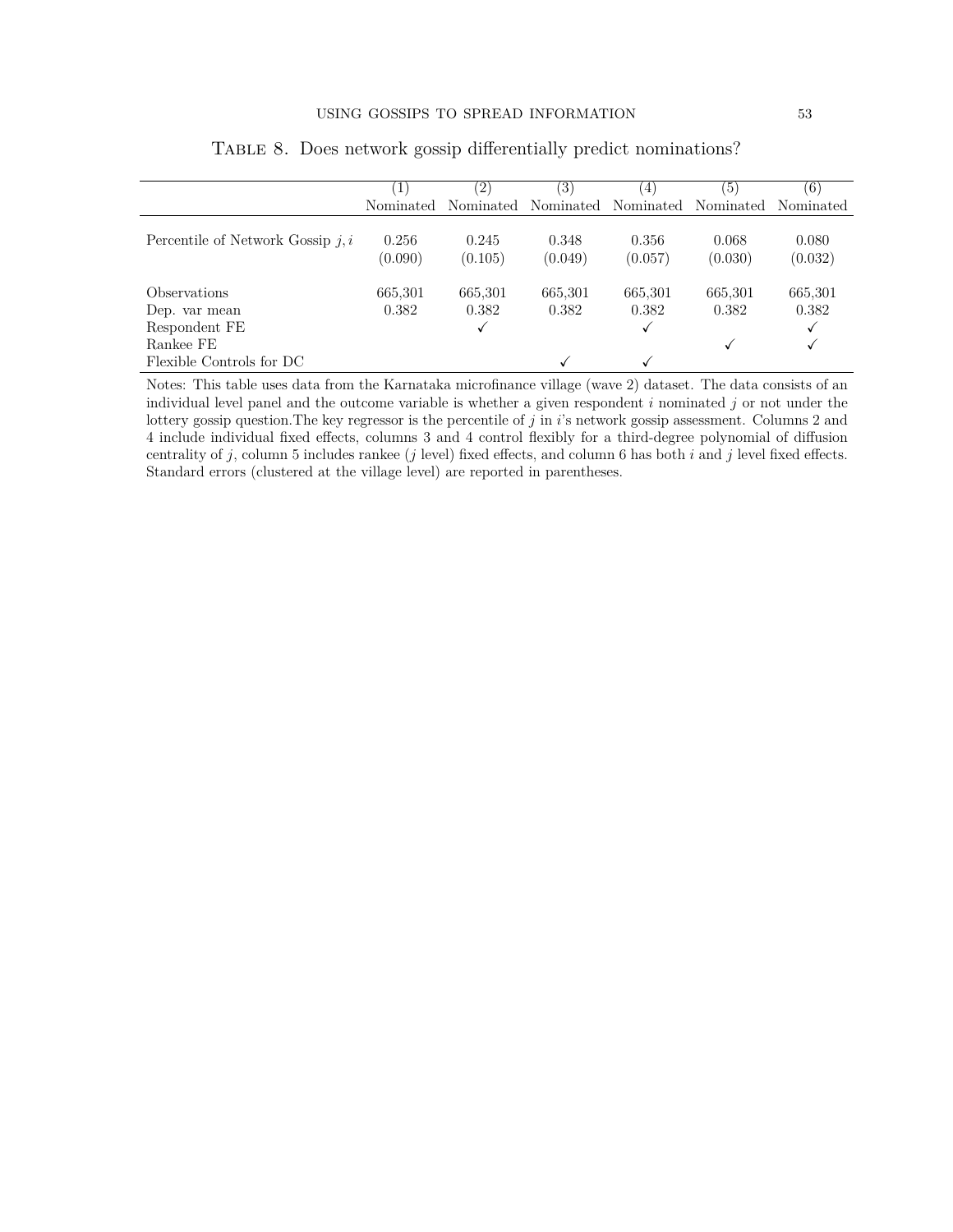Table 8. Does network gossip differentially predict nominations?

| | (1) | (2) | (3) | (4) | (5) | (6) |
|---|---|---|---|---|---|---|
| | Nominated | Nominated | Nominated | Nominated | Nominated | Nominated |
| Percentile of Network Gossip $j, i$ | 0.256 | 0.245 | 0.348 | 0.356 | 0.068 | 0.080 |
| | (0.090) | (0.105) | (0.049) | (0.057) | (0.030) | (0.032) |
| Observations | 665,301 | 665,301 | 665,301 | 665,301 | 665,301 | 665,301 |
| Dep. var mean | 0.382 | 0.382 | 0.382 | 0.382 | 0.382 | 0.382 |
| Respondent FE | | ✓ | | ✓ | | ✓ |
| Rankee FE | | | | | ✓ | ✓ |
| Flexible Controls for DC | | | ✓ | ✓ | | |

Notes: This table uses data from the Karnataka microfinance village (wave 2) dataset. The data consists of an individual level panel and the outcome variable is whether a given respondent $i$ nominated $j$ or not under the lottery gossip question.The key regressor is the percentile of $j$ in $i$'s network gossip assessment. Columns 2 and 4 include individual fixed effects, columns 3 and 4 control flexibly for a third-degree polynomial of diffusion centrality of $j$, column 5 includes rankee ($j$ level) fixed effects, and column 6 has both $i$ and $j$ level fixed effects. Standard errors (clustered at the village level) are reported in parentheses.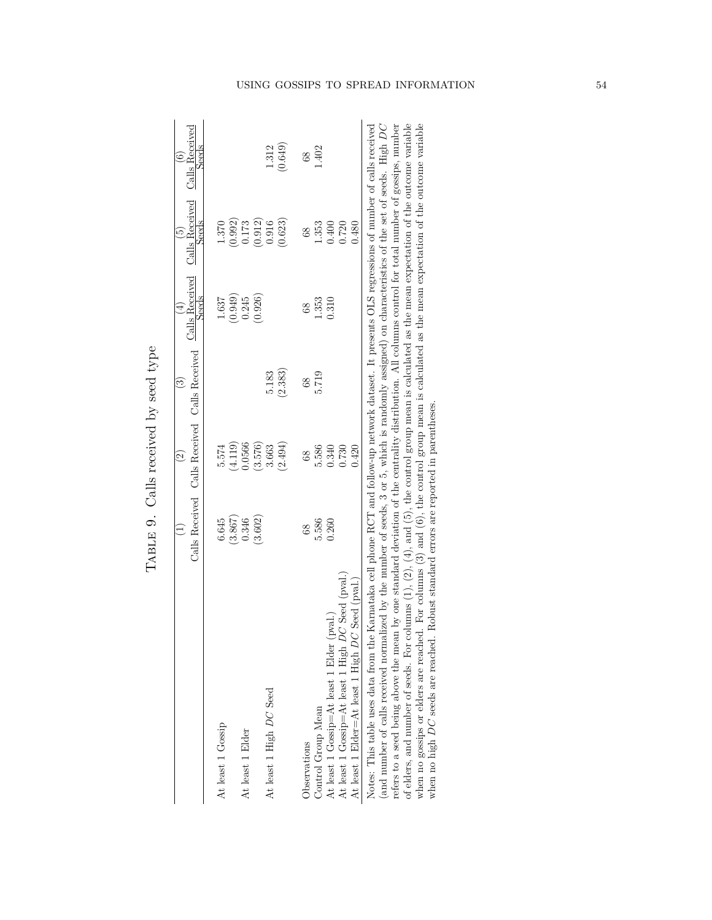Table 9. Calls received by seed type

| | (1) | (2) | (3) | (4) | (5) | (6) |
|---|---|---|---|---|---|---|
| | Calls Received | Calls Received | Calls Received | Calls Received / Seeds | Calls Received / Seeds | Calls Received / Seeds |
| At least 1 Gossip | 6.645 | 5.574 | | 1.637 | 1.370 | |
| | (3.867) | (4.119) | | (0.949) | (0.992) | |
| At least 1 Elder | 0.346 | 0.0566 | | 0.245 | 0.173 | |
| | (3.602) | (3.576) | | (0.926) | (0.912) | |
| At least 1 High $DC$ Seed | | 3.663 | 5.183 | | 0.916 | 1.312 |
| | | (2.494) | (2.383) | | (0.623) | (0.649) |
| Observations | 68 | 68 | 68 | 68 | 68 | 68 |
| Control Group Mean | 5.586 | 5.586 | 5.719 | 1.353 | 1.353 | 1.402 |
| At least 1 Gossip=At least 1 Elder (pval.) | 0.260 | 0.340 | | 0.310 | 0.400 | |
| At least 1 Gossip=At least 1 High $DC$ Seed (pval.) | | 0.730 | | | 0.720 | |
| At least 1 Elder=At least 1 High $DC$ Seed (pval.) | | 0.420 | | | 0.480 | |

Notes: This table uses data from the Karnataka cell phone RCT and follow-up network dataset. It presents OLS regressions of number of calls received (and number of calls received normalized by the number of seeds, 3 or 5, which is randomly assigned) on characteristics of the set of seeds. High $DC$ refers to a seed being above the mean by one standard deviation of the centrality distribution. All columns control for total number of gossips, number of elders, and number of seeds. For columns (1), (2), (4), and (5), the control group mean is calculated as the mean expectation of the outcome variable when no gossips or elders are reached. For columns (3) and (6), the control group mean is calculated as the mean expectation of the outcome variable when no high $DC$ seeds are reached. Robust standard errors are reported in parentheses.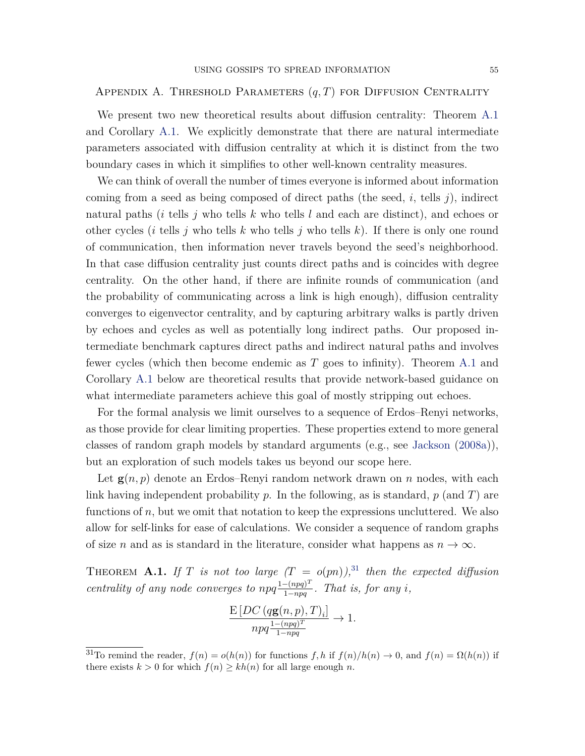## Appendix A. Threshold Parameters $(q, T)$ for Diffusion Centrality

We present two new theoretical results about diffusion centrality: Theorem A.1 and Corollary A.1. We explicitly demonstrate that there are natural intermediate parameters associated with diffusion centrality at which it is distinct from the two boundary cases in which it simplifies to other well-known centrality measures.

We can think of overall the number of times everyone is informed about information coming from a seed as being composed of direct paths (the seed, $i$, tells $j$), indirect natural paths ($i$ tells $j$ who tells $k$ who tells $l$ and each are distinct), and echoes or other cycles ($i$ tells $j$ who tells $k$ who tells $j$ who tells $k$). If there is only one round of communication, then information never travels beyond the seed's neighborhood. In that case diffusion centrality just counts direct paths and is coincides with degree centrality. On the other hand, if there are infinite rounds of communication (and the probability of communicating across a link is high enough), diffusion centrality converges to eigenvector centrality, and by capturing arbitrary walks is partly driven by echoes and cycles as well as potentially long indirect paths. Our proposed intermediate benchmark captures direct paths and indirect natural paths and involves fewer cycles (which then become endemic as $T$ goes to infinity). Theorem A.1 and Corollary A.1 below are theoretical results that provide network-based guidance on what intermediate parameters achieve this goal of mostly stripping out echoes.

For the formal analysis we limit ourselves to a sequence of Erdos–Renyi networks, as those provide for clear limiting properties. These properties extend to more general classes of random graph models by standard arguments (e.g., see Jackson (2008a)), but an exploration of such models takes us beyond our scope here.

Let $\mathbf{g}(n, p)$ denote an Erdos–Renyi random network drawn on $n$ nodes, with each link having independent probability $p$. In the following, as is standard, $p$ (and $T$) are functions of $n$, but we omit that notation to keep the expressions uncluttered. We also allow for self-links for ease of calculations. We consider a sequence of random graphs of size $n$ and as is standard in the literature, consider what happens as $n \to \infty$.

**Theorem A.1.** *If $T$ is not too large ($T = o(pn)$),*[31] *then the expected diffusion centrality of any node converges to $npq\frac{1-(npq)^T}{1-npq}$. That is, for any $i$,*

$$\frac{\mathrm{E}\left[DC\left(q\mathbf{g}(n,p), T\right)_i\right]}{npq\frac{1-(npq)^T}{1-npq}} \to 1.$$

[31] To remind the reader, $f(n) = o(h(n))$ for functions $f, h$ if $f(n)/h(n) \to 0$, and $f(n) = \Omega(h(n))$ if there exists $k > 0$ for which $f(n) \geq kh(n)$ for all large enough $n$.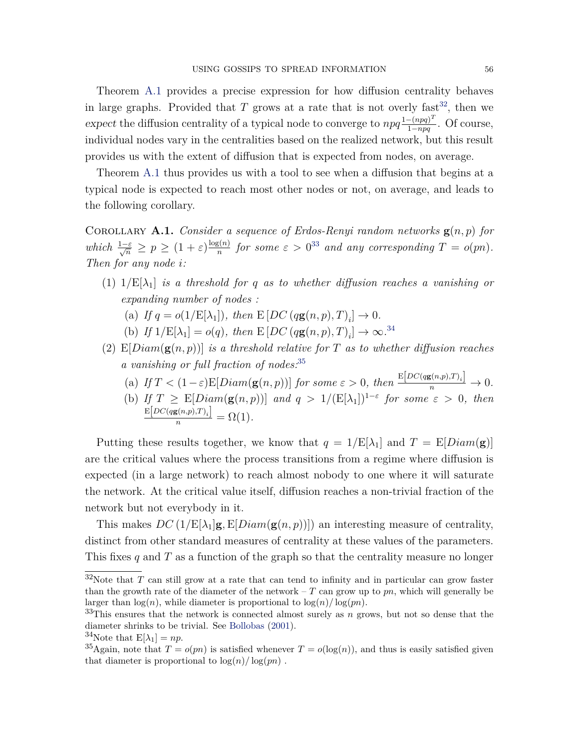Theorem A.1 provides a precise expression for how diffusion centrality behaves in large graphs. Provided that $T$ grows at a rate that is not overly fast[32], then we *expect* the diffusion centrality of a typical node to converge to $npq\frac{1-(npq)^T}{1-npq}$. Of course, individual nodes vary in the centralities based on the realized network, but this result provides us with the extent of diffusion that is expected from nodes, on average.

Theorem A.1 thus provides us with a tool to see when a diffusion that begins at a typical node is expected to reach most other nodes or not, on average, and leads to the following corollary.

Corollary **A.1.** *Consider a sequence of Erdos-Renyi random networks* $\mathbf{g}(n,p)$ *for which* $\frac{1-\varepsilon}{\sqrt{n}} \geq p \geq (1+\varepsilon)\frac{\log(n)}{n}$ *for some* $\varepsilon > 0$[33] *and any corresponding* $T = o(pn)$*. Then for any node* $i$*:*

(1) $1/\mathrm{E}[\lambda_1]$ *is a threshold for* $q$ *as to whether diffusion reaches a vanishing or expanding number of nodes :*
   (a) *If* $q = o(1/\mathrm{E}[\lambda_1])$*, then* $\mathrm{E}\left[DC\left(q\mathbf{g}(n,p),T\right)_i\right] \to 0$*.*
   (b) *If* $1/\mathrm{E}[\lambda_1] = o(q)$*, then* $\mathrm{E}\left[DC\left(q\mathbf{g}(n,p),T\right)_i\right] \to \infty$*.*[34]

(2) $\mathrm{E}[Diam(\mathbf{g}(n,p))]$ *is a threshold relative for* $T$ *as to whether diffusion reaches a vanishing or full fraction of nodes:*[35]
   (a) *If* $T < (1-\varepsilon)\mathrm{E}[Diam(\mathbf{g}(n,p))]$ *for some* $\varepsilon > 0$*, then* $\frac{\mathrm{E}\left[DC(q\mathbf{g}(n,p),T)_i\right]}{n} \to 0$*.*
   (b) *If* $T \geq \mathrm{E}[Diam(\mathbf{g}(n,p))]$ *and* $q > 1/(\mathrm{E}[\lambda_1])^{1-\varepsilon}$ *for some* $\varepsilon > 0$*, then* $\frac{\mathrm{E}\left[DC(q\mathbf{g}(n,p),T)_i\right]}{n} = \Omega(1)$*.*

Putting these results together, we know that $q = 1/\mathrm{E}[\lambda_1]$ and $T = \mathrm{E}[Diam(\mathbf{g})]$ are the critical values where the process transitions from a regime where diffusion is expected (in a large network) to reach almost nobody to one where it will saturate the network. At the critical value itself, diffusion reaches a non-trivial fraction of the network but not everybody in it.

This makes $DC\left(1/\mathrm{E}[\lambda_1]\mathbf{g}, \mathrm{E}[Diam(\mathbf{g}(n,p))]\right)$ an interesting measure of centrality, distinct from other standard measures of centrality at these values of the parameters. This fixes $q$ and $T$ as a function of the graph so that the centrality measure no longer

---

[32] Note that $T$ can still grow at a rate that can tend to infinity and in particular can grow faster than the growth rate of the diameter of the network – $T$ can grow up to $pn$, which will generally be larger than $\log(n)$, while diameter is proportional to $\log(n)/\log(pn)$.

[33] This ensures that the network is connected almost surely as $n$ grows, but not so dense that the diameter shrinks to be trivial. See Bollobas (2001).

[34] Note that $\mathrm{E}[\lambda_1] = np$.

[35] Again, note that $T = o(pn)$ is satisfied whenever $T = o(\log(n))$, and thus is easily satisfied given that diameter is proportional to $\log(n)/\log(pn)$ .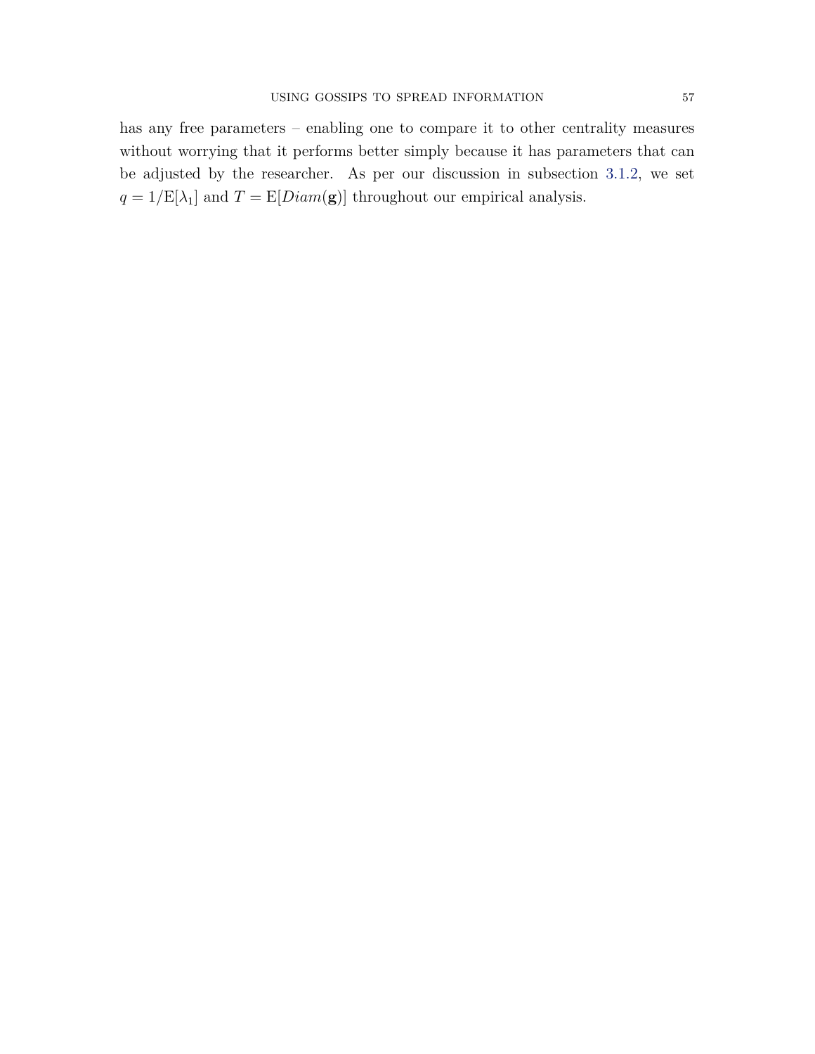has any free parameters – enabling one to compare it to other centrality measures without worrying that it performs better simply because it has parameters that can be adjusted by the researcher. As per our discussion in subsection 3.1.2, we set $q = 1/\mathrm{E}[\lambda_1]$ and $T = \mathrm{E}[Diam(\mathbf{g})]$ throughout our empirical analysis.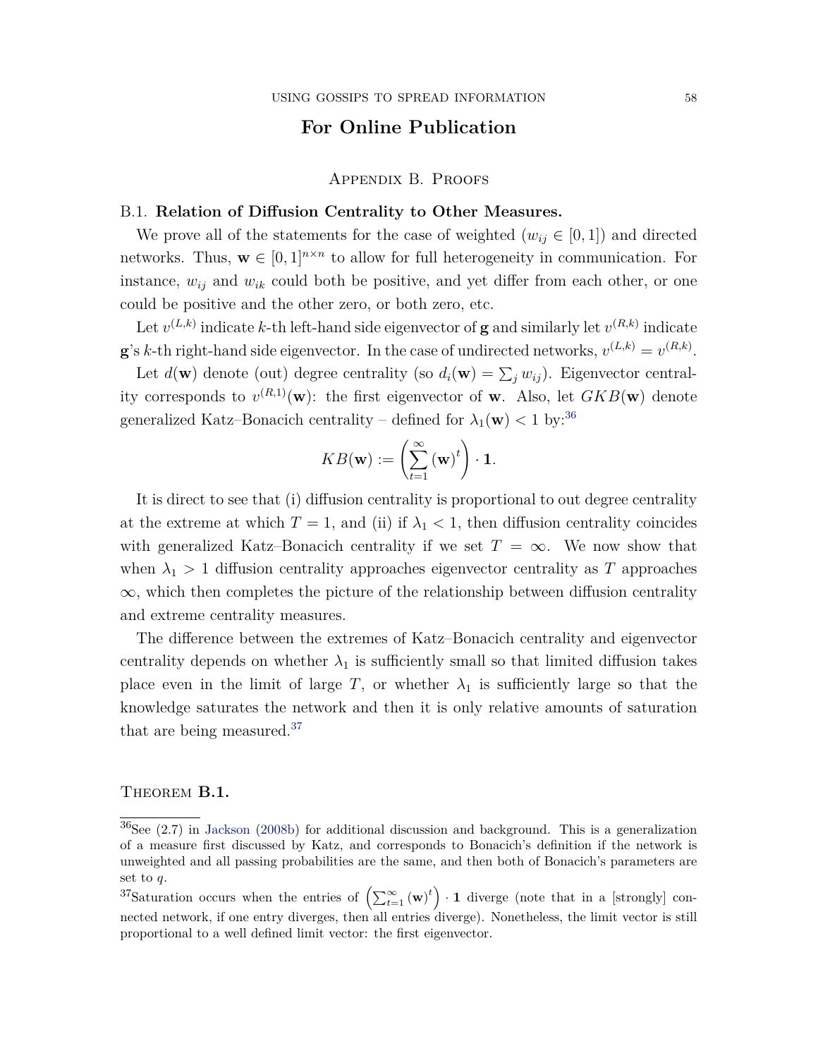## For Online Publication

# Appendix B. Proofs

### B.1. Relation of Diffusion Centrality to Other Measures.

We prove all of the statements for the case of weighted ($w_{ij} \in [0,1]$) and directed networks. Thus, $\mathbf{w} \in [0,1]^{n \times n}$ to allow for full heterogeneity in communication. For instance, $w_{ij}$ and $w_{ik}$ could both be positive, and yet differ from each other, or one could be positive and the other zero, or both zero, etc.

Let $v^{(L,k)}$ indicate $k$-th left-hand side eigenvector of $\mathbf{g}$ and similarly let $v^{(R,k)}$ indicate $\mathbf{g}$'s $k$-th right-hand side eigenvector. In the case of undirected networks, $v^{(L,k)} = v^{(R,k)}$.

Let $d(\mathbf{w})$ denote (out) degree centrality (so $d_i(\mathbf{w}) = \sum_j w_{ij}$). Eigenvector centrality corresponds to $v^{(R,1)}(\mathbf{w})$: the first eigenvector of $\mathbf{w}$. Also, let $GKB(\mathbf{w})$ denote generalized Katz–Bonacich centrality – defined for $\lambda_1(\mathbf{w}) < 1$ by:[36]

$$KB(\mathbf{w}) := \left( \sum_{t=1}^{\infty} (\mathbf{w})^t \right) \cdot \mathbf{1}.$$

It is direct to see that (i) diffusion centrality is proportional to out degree centrality at the extreme at which $T = 1$, and (ii) if $\lambda_1 < 1$, then diffusion centrality coincides with generalized Katz–Bonacich centrality if we set $T = \infty$. We now show that when $\lambda_1 > 1$ diffusion centrality approaches eigenvector centrality as $T$ approaches $\infty$, which then completes the picture of the relationship between diffusion centrality and extreme centrality measures.

The difference between the extremes of Katz–Bonacich centrality and eigenvector centrality depends on whether $\lambda_1$ is sufficiently small so that limited diffusion takes place even in the limit of large $T$, or whether $\lambda_1$ is sufficiently large so that the knowledge saturates the network and then it is only relative amounts of saturation that are being measured.[37]

Theorem **B.1.**

[36] See (2.7) in Jackson (2008b) for additional discussion and background. This is a generalization of a measure first discussed by Katz, and corresponds to Bonacich's definition if the network is unweighted and all passing probabilities are the same, and then both of Bonacich's parameters are set to $q$.

[37] Saturation occurs when the entries of $\left( \sum_{t=1}^{\infty} (\mathbf{w})^t \right) \cdot \mathbf{1}$ diverge (note that in a [strongly] connected network, if one entry diverges, then all entries diverge). Nonetheless, the limit vector is still proportional to a well defined limit vector: the first eigenvector.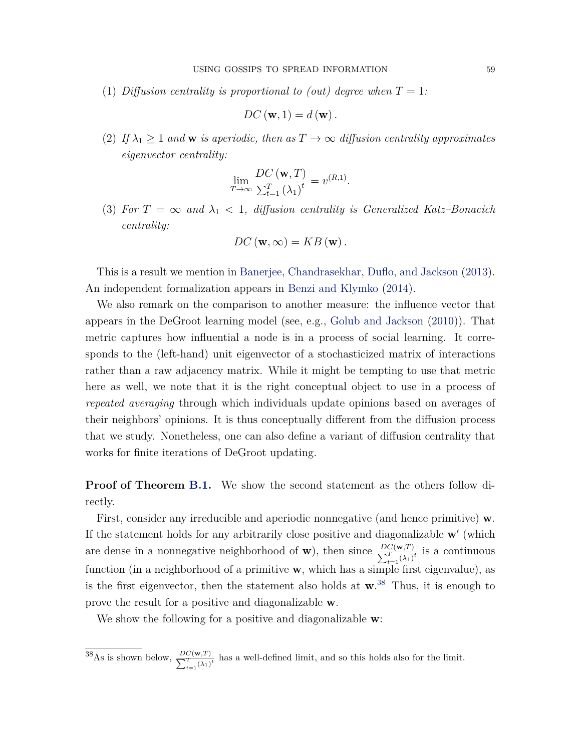(1) *Diffusion centrality is proportional to (out) degree when $T = 1$:*

$$DC(\mathbf{w}, 1) = d(\mathbf{w}).$$

(2) *If $\lambda_1 \geq 1$ and $\mathbf{w}$ is aperiodic, then as $T \to \infty$ diffusion centrality approximates eigenvector centrality:*

$$\lim_{T \to \infty} \frac{DC(\mathbf{w}, T)}{\sum_{t=1}^{T} (\lambda_1)^t} = v^{(R,1)}.$$

(3) *For $T = \infty$ and $\lambda_1 < 1$, diffusion centrality is Generalized Katz–Bonacich centrality:*

$$DC(\mathbf{w}, \infty) = KB(\mathbf{w}).$$

This is a result we mention in Banerjee, Chandrasekhar, Duflo, and Jackson (2013). An independent formalization appears in Benzi and Klymko (2014).

We also remark on the comparison to another measure: the influence vector that appears in the DeGroot learning model (see, e.g., Golub and Jackson (2010)). That metric captures how influential a node is in a process of social learning. It corresponds to the (left-hand) unit eigenvector of a stochasticized matrix of interactions rather than a raw adjacency matrix. While it might be tempting to use that metric here as well, we note that it is the right conceptual object to use in a process of *repeated averaging* through which individuals update opinions based on averages of their neighbors' opinions. It is thus conceptually different from the diffusion process that we study. Nonetheless, one can also define a variant of diffusion centrality that works for finite iterations of DeGroot updating.

**Proof of Theorem B.1.** We show the second statement as the others follow directly.

First, consider any irreducible and aperiodic nonnegative (and hence primitive) $\mathbf{w}$. If the statement holds for any arbitrarily close positive and diagonalizable $\mathbf{w}'$ (which are dense in a nonnegative neighborhood of $\mathbf{w}$), then since $\frac{DC(\mathbf{w},T)}{\sum_{t=1}^{T}(\lambda_1)^t}$ is a continuous function (in a neighborhood of a primitive $\mathbf{w}$, which has a simple first eigenvalue), as is the first eigenvector, then the statement also holds at $\mathbf{w}$.[38] Thus, it is enough to prove the result for a positive and diagonalizable $\mathbf{w}$.

We show the following for a positive and diagonalizable $\mathbf{w}$:

[38] As is shown below, $\frac{DC(\mathbf{w},T)}{\sum_{t=1}^{T}(\lambda_1)^t}$ has a well-defined limit, and so this holds also for the limit.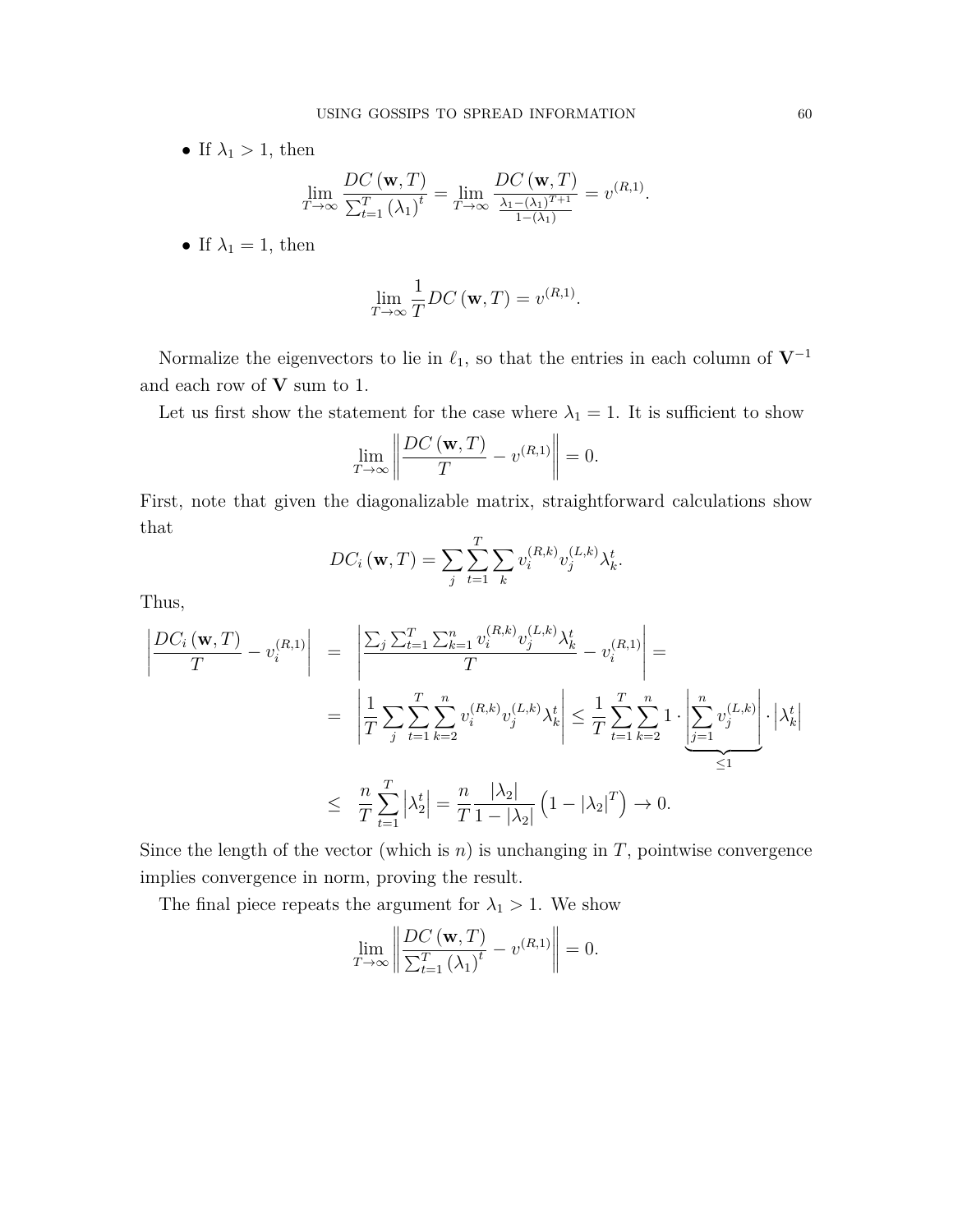- If $\lambda_1 > 1$, then

$$\lim_{T\to\infty} \frac{DC(\mathbf{w},T)}{\sum_{t=1}^{T}(\lambda_1)^t} = \lim_{T\to\infty} \frac{DC(\mathbf{w},T)}{\frac{\lambda_1 - (\lambda_1)^{T+1}}{1-(\lambda_1)}} = v^{(R,1)}.$$

- If $\lambda_1 = 1$, then

$$\lim_{T\to\infty} \frac{1}{T} DC(\mathbf{w},T) = v^{(R,1)}.$$

Normalize the eigenvectors to lie in $\ell_1$, so that the entries in each column of $\mathbf{V}^{-1}$ and each row of $\mathbf{V}$ sum to 1.

Let us first show the statement for the case where $\lambda_1 = 1$. It is sufficient to show

$$\lim_{T\to\infty} \left\| \frac{DC(\mathbf{w},T)}{T} - v^{(R,1)} \right\| = 0.$$

First, note that given the diagonalizable matrix, straightforward calculations show that

$$DC_i(\mathbf{w},T) = \sum_j \sum_{t=1}^{T} \sum_k v_i^{(R,k)} v_j^{(L,k)} \lambda_k^t.$$

Thus,

$$\begin{aligned}
\left| \frac{DC_i(\mathbf{w},T)}{T} - v_i^{(R,1)} \right| &= \left| \frac{\sum_j \sum_{t=1}^{T} \sum_{k=1}^{n} v_i^{(R,k)} v_j^{(L,k)} \lambda_k^t}{T} - v_i^{(R,1)} \right| = \\
&= \left| \frac{1}{T} \sum_j \sum_{t=1}^{T} \sum_{k=2}^{n} v_i^{(R,k)} v_j^{(L,k)} \lambda_k^t \right| \leq \frac{1}{T} \sum_{t=1}^{T} \sum_{k=2}^{n} 1 \cdot \underbrace{\left| \sum_{j=1}^{n} v_j^{(L,k)} \right|}_{\leq 1} \cdot \left| \lambda_k^t \right| \\
&\leq \frac{n}{T} \sum_{t=1}^{T} \left| \lambda_2^t \right| = \frac{n}{T} \frac{|\lambda_2|}{1-|\lambda_2|} \left( 1 - |\lambda_2|^T \right) \to 0.
\end{aligned}$$

Since the length of the vector (which is $n$) is unchanging in $T$, pointwise convergence implies convergence in norm, proving the result.

The final piece repeats the argument for $\lambda_1 > 1$. We show

$$\lim_{T\to\infty} \left\| \frac{DC(\mathbf{w},T)}{\sum_{t=1}^{T}(\lambda_1)^t} - v^{(R,1)} \right\| = 0.$$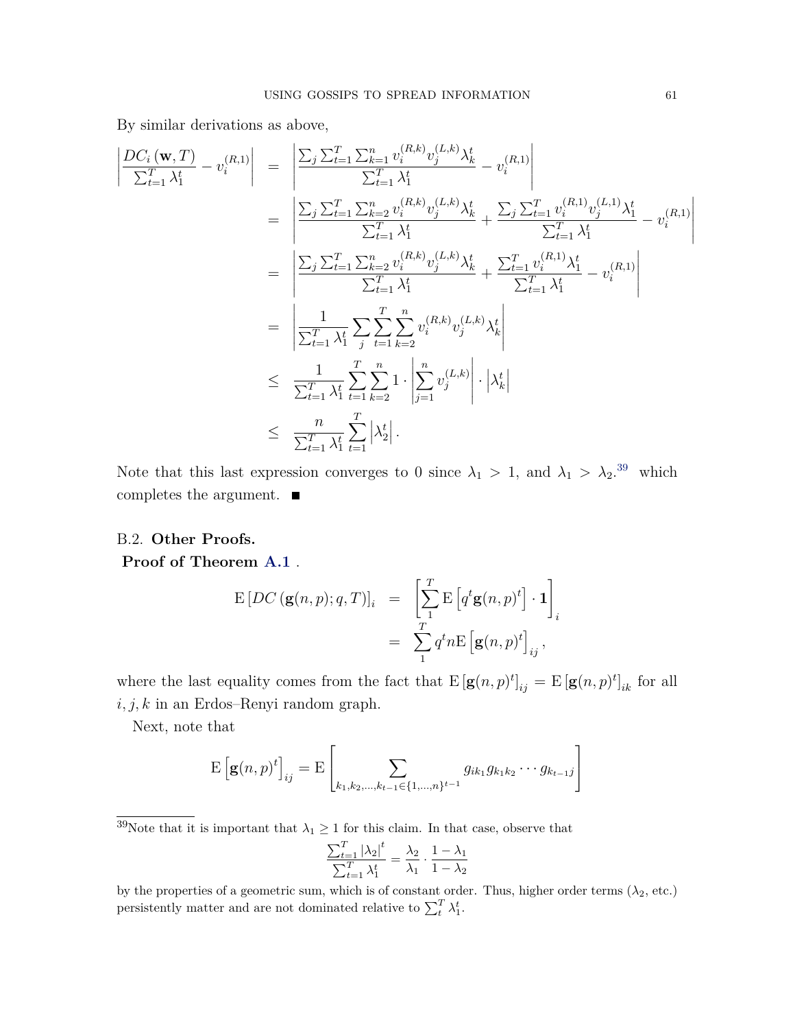By similar derivations as above,

$$
\begin{aligned}
\left|\frac{DC_i(\mathbf{w},T)}{\sum_{t=1}^{T}\lambda_1^t} - v_i^{(R,1)}\right| &= \left|\frac{\sum_j\sum_{t=1}^{T}\sum_{k=1}^{n} v_i^{(R,k)} v_j^{(L,k)} \lambda_k^t}{\sum_{t=1}^{T}\lambda_1^t} - v_i^{(R,1)}\right| \\
&= \left|\frac{\sum_j\sum_{t=1}^{T}\sum_{k=2}^{n} v_i^{(R,k)} v_j^{(L,k)} \lambda_k^t}{\sum_{t=1}^{T}\lambda_1^t} + \frac{\sum_j\sum_{t=1}^{T} v_i^{(R,1)} v_j^{(L,1)} \lambda_1^t}{\sum_{t=1}^{T}\lambda_1^t} - v_i^{(R,1)}\right| \\
&= \left|\frac{\sum_j\sum_{t=1}^{T}\sum_{k=2}^{n} v_i^{(R,k)} v_j^{(L,k)} \lambda_k^t}{\sum_{t=1}^{T}\lambda_1^t} + \frac{\sum_{t=1}^{T} v_i^{(R,1)} \lambda_1^t}{\sum_{t=1}^{T}\lambda_1^t} - v_i^{(R,1)}\right| \\
&= \left|\frac{1}{\sum_{t=1}^{T}\lambda_1^t}\sum_j\sum_{t=1}^{T}\sum_{k=2}^{n} v_i^{(R,k)} v_j^{(L,k)} \lambda_k^t\right| \\
&\leq \frac{1}{\sum_{t=1}^{T}\lambda_1^t}\sum_{t=1}^{T}\sum_{k=2}^{n} 1\cdot\left|\sum_{j=1}^{n} v_j^{(L,k)}\right|\cdot\left|\lambda_k^t\right| \\
&\leq \frac{n}{\sum_{t=1}^{T}\lambda_1^t}\sum_{t=1}^{T}\left|\lambda_2^t\right|.
\end{aligned}
$$

Note that this last expression converges to 0 since $\lambda_1 > 1$, and $\lambda_1 > \lambda_2$.[39] which completes the argument. ■

## B.2. Other Proofs.

**Proof of Theorem A.1** .

$$
\begin{aligned}
\mathrm{E}\left[DC\left(\mathbf{g}(n,p);q,T\right)\right]_i &= \left[\sum_{1}^{T}\mathrm{E}\left[q^t\mathbf{g}(n,p)^t\right]\cdot\mathbf{1}\right]_i \\
&= \sum_{1}^{T} q^t n \mathrm{E}\left[\mathbf{g}(n,p)^t\right]_{ij},
\end{aligned}
$$

where the last equality comes from the fact that $\mathrm{E}\left[\mathbf{g}(n,p)^t\right]_{ij} = \mathrm{E}\left[\mathbf{g}(n,p)^t\right]_{ik}$ for all $i,j,k$ in an Erdos–Renyi random graph.

Next, note that

$$
\mathrm{E}\left[\mathbf{g}(n,p)^t\right]_{ij} = \mathrm{E}\left[\sum_{k_1,k_2,\ldots,k_{t-1}\in\{1,\ldots,n\}^{t-1}} g_{ik_1}g_{k_1k_2}\cdots g_{k_{t-1}j}\right]
$$

---

[39] Note that it is important that $\lambda_1 \geq 1$ for this claim. In that case, observe that

$$
\frac{\sum_{t=1}^{T}\left|\lambda_2\right|^t}{\sum_{t=1}^{T}\lambda_1^t} = \frac{\lambda_2}{\lambda_1}\cdot\frac{1-\lambda_1}{1-\lambda_2}
$$

by the properties of a geometric sum, which is of constant order. Thus, higher order terms ($\lambda_2$, etc.) persistently matter and are not dominated relative to $\sum_t^T \lambda_1^t$.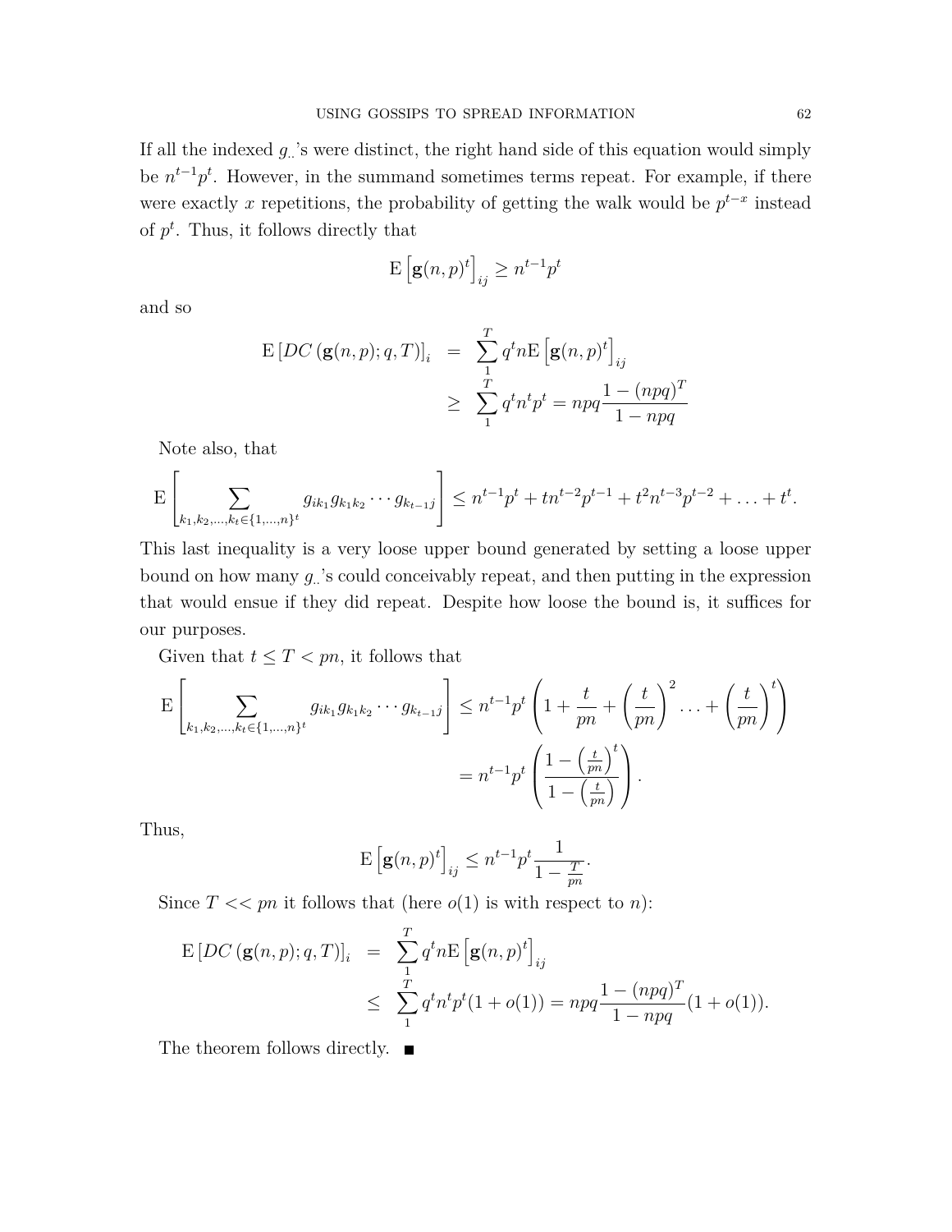If all the indexed $g_{..}$'s were distinct, the right hand side of this equation would simply be $n^{t-1}p^t$. However, in the summand sometimes terms repeat. For example, if there were exactly $x$ repetitions, the probability of getting the walk would be $p^{t-x}$ instead of $p^t$. Thus, it follows directly that

$$\mathrm{E}\left[\mathbf{g}(n,p)^t\right]_{ij} \geq n^{t-1}p^t$$

and so

$$\begin{aligned}
\mathrm{E}\left[DC\left(\mathbf{g}(n,p);q,T\right)\right]_i &= \sum_1^T q^t n \mathrm{E}\left[\mathbf{g}(n,p)^t\right]_{ij} \\
&\geq \sum_1^T q^t n^t p^t = npq\frac{1-(npq)^T}{1-npq}
\end{aligned}$$

Note also, that

$$\mathrm{E}\left[\sum_{k_1,k_2,\ldots,k_t\in\{1,\ldots,n\}^t} g_{ik_1}g_{k_1k_2}\cdots g_{k_{t-1}j}\right] \leq n^{t-1}p^t + tn^{t-2}p^{t-1} + t^2n^{t-3}p^{t-2} + \ldots + t^t.$$

This last inequality is a very loose upper bound generated by setting a loose upper bound on how many $g_{..}$'s could conceivably repeat, and then putting in the expression that would ensue if they did repeat. Despite how loose the bound is, it suffices for our purposes.

Given that $t \leq T < pn$, it follows that

$$\begin{aligned}
\mathrm{E}\left[\sum_{k_1,k_2,\ldots,k_t\in\{1,\ldots,n\}^t} g_{ik_1}g_{k_1k_2}\cdots g_{k_{t-1}j}\right] &\leq n^{t-1}p^t\left(1+\frac{t}{pn}+\left(\frac{t}{pn}\right)^2\ldots+\left(\frac{t}{pn}\right)^t\right) \\
&= n^{t-1}p^t\left(\frac{1-\left(\frac{t}{pn}\right)^t}{1-\left(\frac{t}{pn}\right)}\right).
\end{aligned}$$

Thus,

$$\mathrm{E}\left[\mathbf{g}(n,p)^t\right]_{ij} \leq n^{t-1}p^t\frac{1}{1-\frac{T}{pn}}.$$

Since $T << pn$ it follows that (here $o(1)$ is with respect to $n$):

$$\begin{aligned}
\mathrm{E}\left[DC\left(\mathbf{g}(n,p);q,T\right)\right]_i &= \sum_1^T q^t n \mathrm{E}\left[\mathbf{g}(n,p)^t\right]_{ij} \\
&\leq \sum_1^T q^t n^t p^t(1+o(1)) = npq\frac{1-(npq)^T}{1-npq}(1+o(1)).
\end{aligned}$$

The theorem follows directly. ■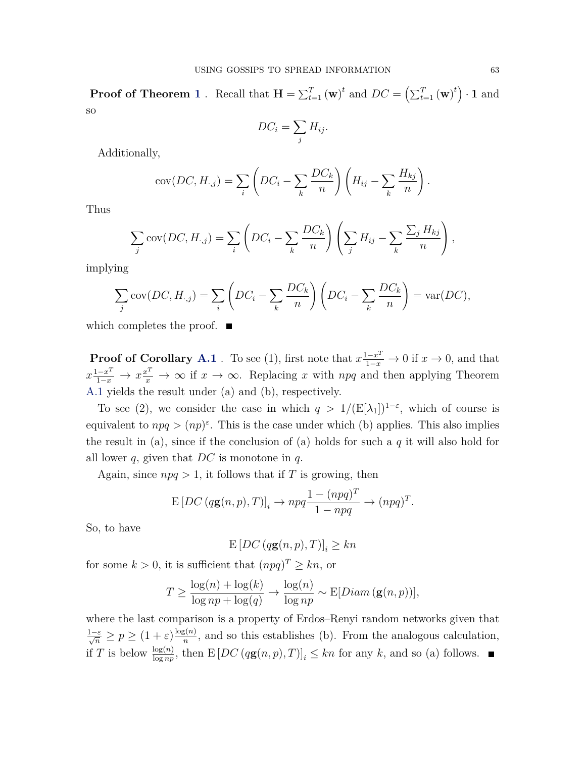**Proof of Theorem 1** . Recall that $\mathbf{H} = \sum_{t=1}^{T} (\mathbf{w})^t$ and $DC = \left(\sum_{t=1}^{T} (\mathbf{w})^t\right) \cdot \mathbf{1}$ and so

$$DC_i = \sum_j H_{ij}.$$

Additionally,

$$\text{cov}(DC, H_{\cdot,j}) = \sum_i \left( DC_i - \sum_k \frac{DC_k}{n} \right) \left( H_{ij} - \sum_k \frac{H_{kj}}{n} \right).$$

Thus

$$\sum_j \text{cov}(DC, H_{\cdot,j}) = \sum_i \left( DC_i - \sum_k \frac{DC_k}{n} \right) \left( \sum_j H_{ij} - \sum_k \frac{\sum_j H_{kj}}{n} \right),$$

implying

$$\sum_j \text{cov}(DC, H_{\cdot,j}) = \sum_i \left( DC_i - \sum_k \frac{DC_k}{n} \right) \left( DC_i - \sum_k \frac{DC_k}{n} \right) = \text{var}(DC),$$

which completes the proof. ∎

**Proof of Corollary A.1** . To see (1), first note that $x\frac{1-x^T}{1-x} \to 0$ if $x \to 0$, and that $x\frac{1-x^T}{1-x} \to x\frac{x^T}{x} \to \infty$ if $x \to \infty$. Replacing $x$ with $npq$ and then applying Theorem A.1 yields the result under (a) and (b), respectively.

To see (2), we consider the case in which $q > 1/(\text{E}[\lambda_1])^{1-\varepsilon}$, which of course is equivalent to $npq > (np)^{\varepsilon}$. This is the case under which (b) applies. This also implies the result in (a), since if the conclusion of (a) holds for such a $q$ it will also hold for all lower $q$, given that $DC$ is monotone in $q$.

Again, since $npq > 1$, it follows that if $T$ is growing, then

$$\text{E}\left[DC\left(q\mathbf{g}(n,p),T\right)\right]_i \to npq\frac{1-(npq)^T}{1-npq} \to (npq)^T.$$

So, to have

$$\text{E}\left[DC\left(q\mathbf{g}(n,p),T\right)\right]_i \geq kn$$

for some $k > 0$, it is sufficient that $(npq)^T \geq kn$, or

$$T \geq \frac{\log(n) + \log(k)}{\log np + \log(q)} \to \frac{\log(n)}{\log np} \sim \text{E}[Diam\left(\mathbf{g}(n,p)\right)],$$

where the last comparison is a property of Erdos–Renyi random networks given that $\frac{1-\varepsilon}{\sqrt{n}} \geq p \geq (1+\varepsilon)\frac{\log(n)}{n}$, and so this establishes (b). From the analogous calculation, if $T$ is below $\frac{\log(n)}{\log np}$, then $\text{E}\left[DC\left(q\mathbf{g}(n,p),T\right)\right]_i \leq kn$ for any $k$, and so (a) follows. ∎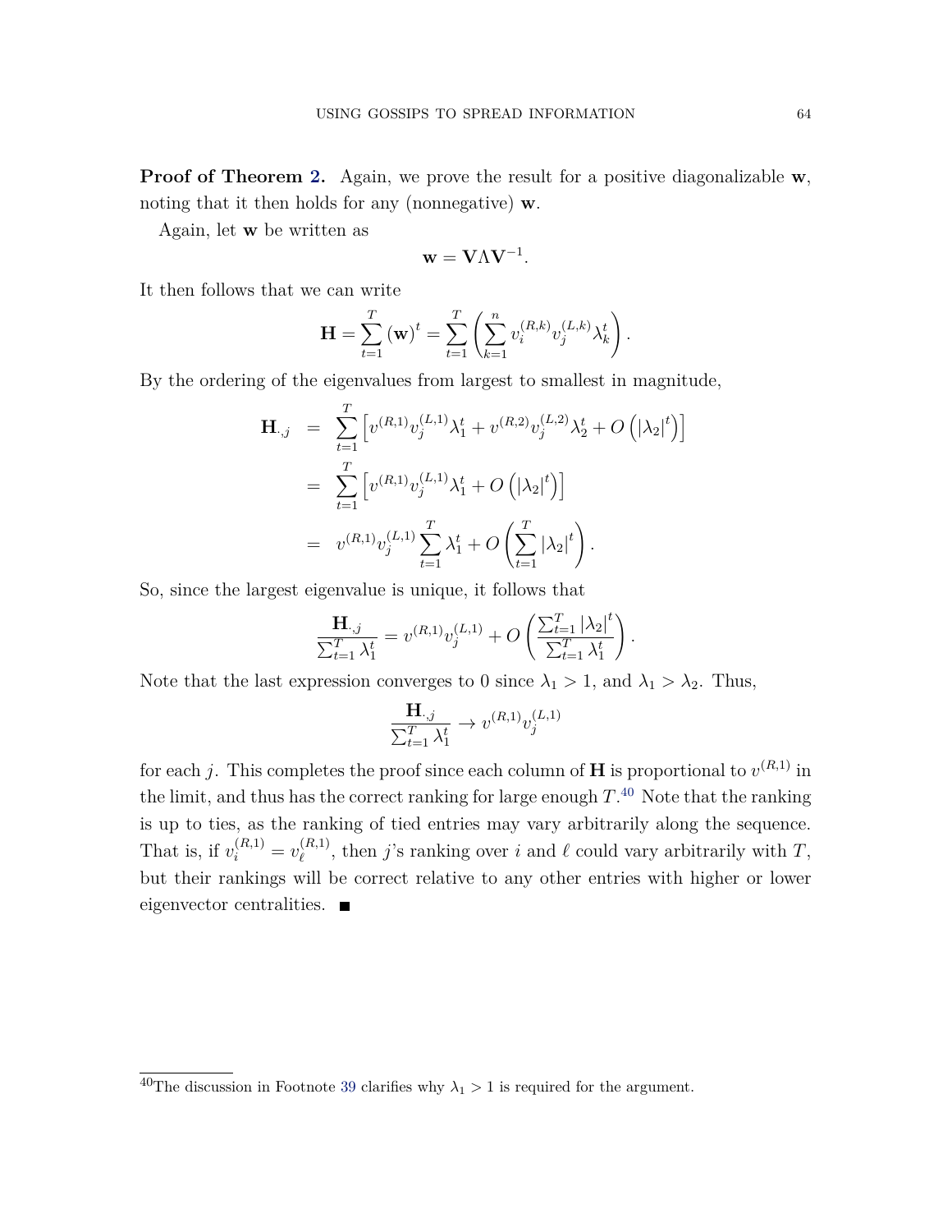**Proof of Theorem 2.** Again, we prove the result for a positive diagonalizable $\mathbf{w}$, noting that it then holds for any (nonnegative) $\mathbf{w}$.

Again, let $\mathbf{w}$ be written as

$$\mathbf{w} = \mathbf{V}\Lambda\mathbf{V}^{-1}.$$

It then follows that we can write

$$\mathbf{H} = \sum_{t=1}^{T} (\mathbf{w})^t = \sum_{t=1}^{T} \left( \sum_{k=1}^{n} v_i^{(R,k)} v_j^{(L,k)} \lambda_k^t \right).$$

By the ordering of the eigenvalues from largest to smallest in magnitude,

$$\begin{aligned}
\mathbf{H}_{\cdot,j} &= \sum_{t=1}^{T} \left[ v^{(R,1)} v_j^{(L,1)} \lambda_1^t + v^{(R,2)} v_j^{(L,2)} \lambda_2^t + O\left( |\lambda_2|^t \right) \right] \\
&= \sum_{t=1}^{T} \left[ v^{(R,1)} v_j^{(L,1)} \lambda_1^t + O\left( |\lambda_2|^t \right) \right] \\
&= v^{(R,1)} v_j^{(L,1)} \sum_{t=1}^{T} \lambda_1^t + O\left( \sum_{t=1}^{T} |\lambda_2|^t \right).
\end{aligned}$$

So, since the largest eigenvalue is unique, it follows that

$$\frac{\mathbf{H}_{\cdot,j}}{\sum_{t=1}^{T} \lambda_1^t} = v^{(R,1)} v_j^{(L,1)} + O\left( \frac{\sum_{t=1}^{T} |\lambda_2|^t}{\sum_{t=1}^{T} \lambda_1^t} \right).$$

Note that the last expression converges to 0 since $\lambda_1 > 1$, and $\lambda_1 > \lambda_2$. Thus,

$$\frac{\mathbf{H}_{\cdot,j}}{\sum_{t=1}^{T} \lambda_1^t} \to v^{(R,1)} v_j^{(L,1)}$$

for each $j$. This completes the proof since each column of $\mathbf{H}$ is proportional to $v^{(R,1)}$ in the limit, and thus has the correct ranking for large enough $T$.[40] Note that the ranking is up to ties, as the ranking of tied entries may vary arbitrarily along the sequence. That is, if $v_i^{(R,1)} = v_\ell^{(R,1)}$, then $j$'s ranking over $i$ and $\ell$ could vary arbitrarily with $T$, but their rankings will be correct relative to any other entries with higher or lower eigenvector centralities. ■

[40] The discussion in Footnote 39 clarifies why $\lambda_1 > 1$ is required for the argument.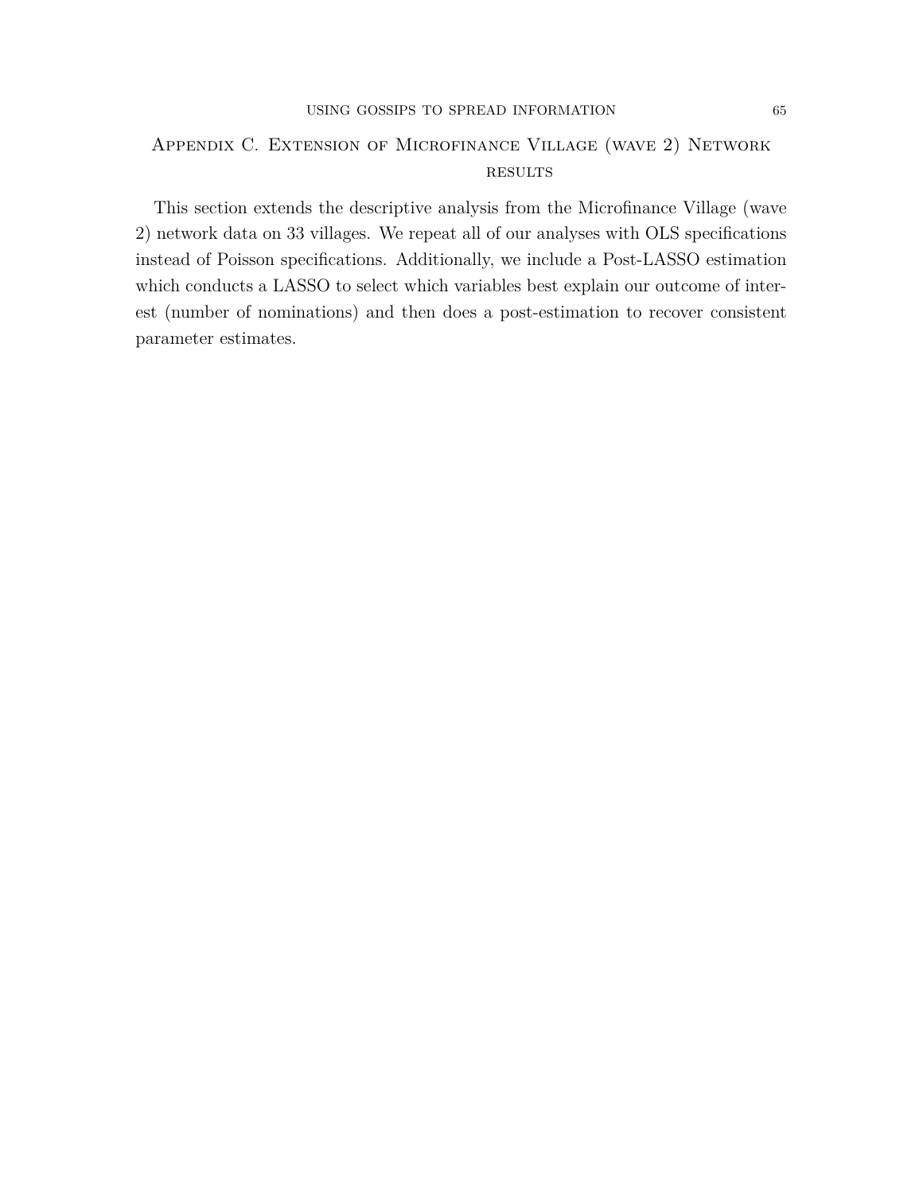## Appendix C. Extension of Microfinance Village (wave 2) Network results

This section extends the descriptive analysis from the Microfinance Village (wave 2) network data on 33 villages. We repeat all of our analyses with OLS specifications instead of Poisson specifications. Additionally, we include a Post-LASSO estimation which conducts a LASSO to select which variables best explain our outcome of interest (number of nominations) and then does a post-estimation to recover consistent parameter estimates.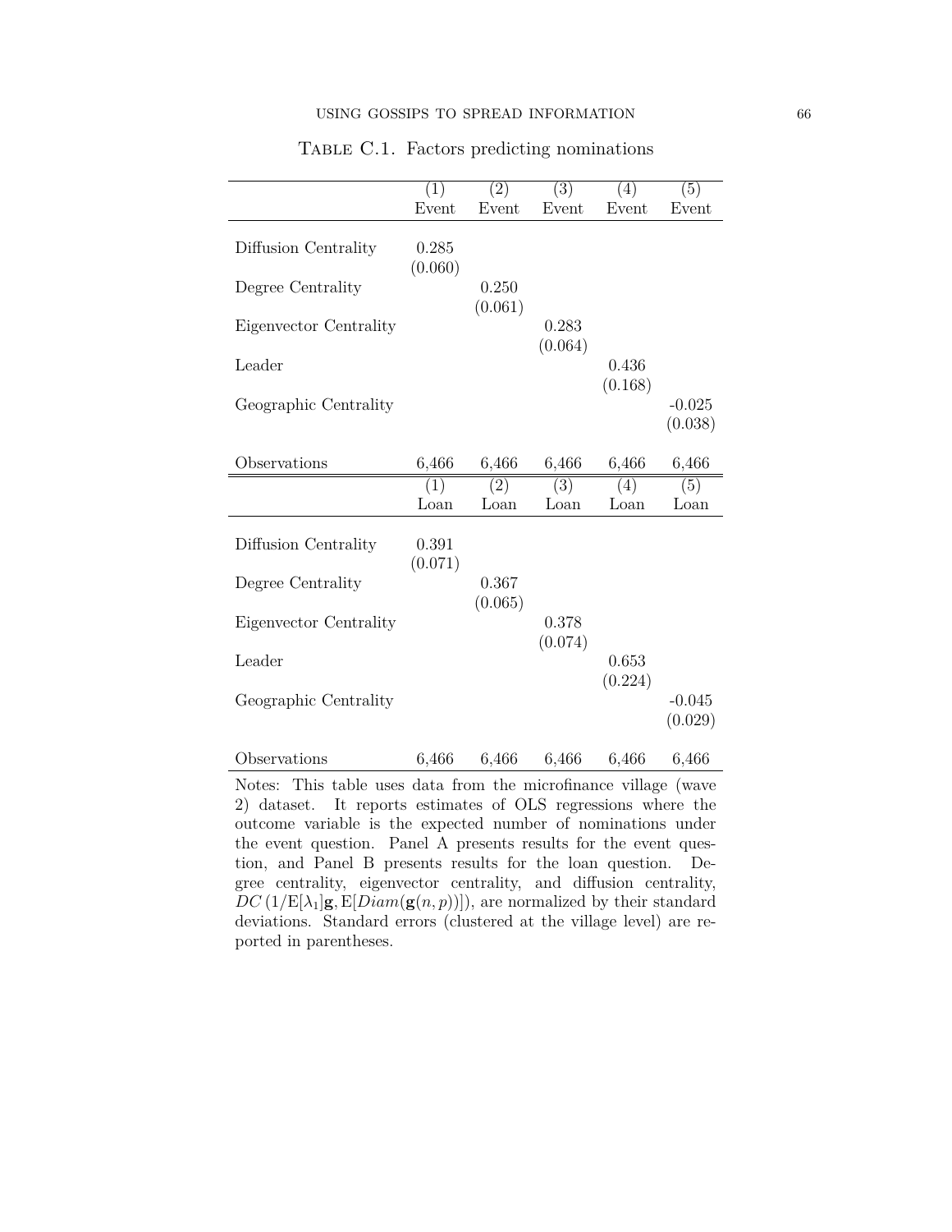Table C.1. Factors predicting nominations

| | (1) Event | (2) Event | (3) Event | (4) Event | (5) Event |
|---|---|---|---|---|---|
| Diffusion Centrality | 0.285 | | | | |
| | (0.060) | | | | |
| Degree Centrality | | 0.250 | | | |
| | | (0.061) | | | |
| Eigenvector Centrality | | | 0.283 | | |
| | | | (0.064) | | |
| Leader | | | | 0.436 | |
| | | | | (0.168) | |
| Geographic Centrality | | | | | -0.025 |
| | | | | | (0.038) |
| Observations | 6,466 | 6,466 | 6,466 | 6,466 | 6,466 |

| | (1) Loan | (2) Loan | (3) Loan | (4) Loan | (5) Loan |
|---|---|---|---|---|---|
| Diffusion Centrality | 0.391 | | | | |
| | (0.071) | | | | |
| Degree Centrality | | 0.367 | | | |
| | | (0.065) | | | |
| Eigenvector Centrality | | | 0.378 | | |
| | | | (0.074) | | |
| Leader | | | | 0.653 | |
| | | | | (0.224) | |
| Geographic Centrality | | | | | -0.045 |
| | | | | | (0.029) |
| Observations | 6,466 | 6,466 | 6,466 | 6,466 | 6,466 |

Notes: This table uses data from the microfinance village (wave 2) dataset. It reports estimates of OLS regressions where the outcome variable is the expected number of nominations under the event question. Panel A presents results for the event question, and Panel B presents results for the loan question. Degree centrality, eigenvector centrality, and diffusion centrality, $DC\left(1/\mathrm{E}[\lambda_1]\mathbf{g}, \mathrm{E}[Diam(\mathbf{g}(n,p))]\right)$, are normalized by their standard deviations. Standard errors (clustered at the village level) are reported in parentheses.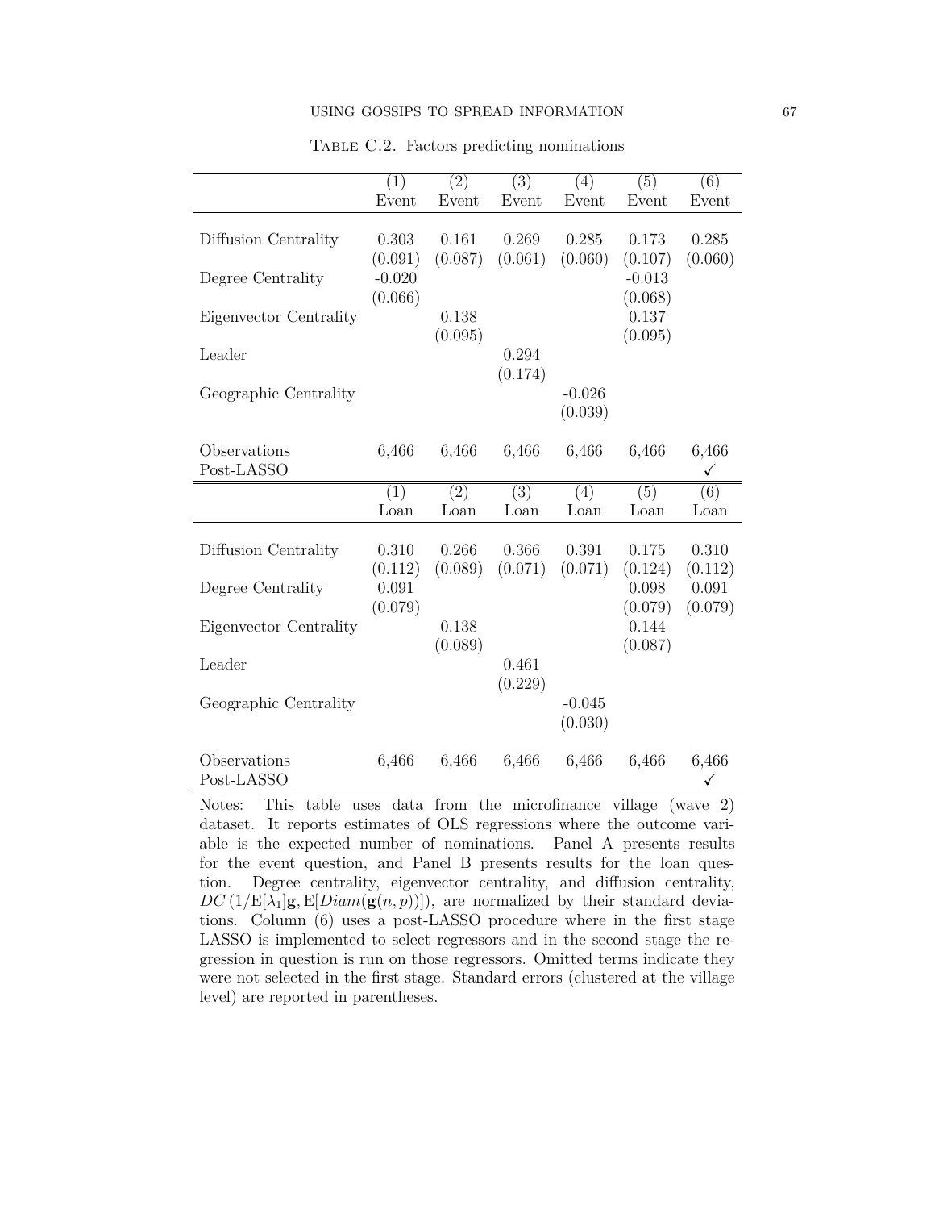Table C.2. Factors predicting nominations

| | (1) | (2) | (3) | (4) | (5) | (6) |
|---|---|---|---|---|---|---|
| | Event | Event | Event | Event | Event | Event |
| Diffusion Centrality | 0.303 | 0.161 | 0.269 | 0.285 | 0.173 | 0.285 |
| | (0.091) | (0.087) | (0.061) | (0.060) | (0.107) | (0.060) |
| Degree Centrality | -0.020 | | | | -0.013 | |
| | (0.066) | | | | (0.068) | |
| Eigenvector Centrality | | 0.138 | | | 0.137 | |
| | | (0.095) | | | (0.095) | |
| Leader | | | 0.294 | | | |
| | | | (0.174) | | | |
| Geographic Centrality | | | | -0.026 | | |
| | | | | (0.039) | | |
| Observations | 6,466 | 6,466 | 6,466 | 6,466 | 6,466 | 6,466 |
| Post-LASSO | | | | | | ✓ |
| | (1) | (2) | (3) | (4) | (5) | (6) |
| | Loan | Loan | Loan | Loan | Loan | Loan |
| Diffusion Centrality | 0.310 | 0.266 | 0.366 | 0.391 | 0.175 | 0.310 |
| | (0.112) | (0.089) | (0.071) | (0.071) | (0.124) | (0.112) |
| Degree Centrality | 0.091 | | | | 0.098 | 0.091 |
| | (0.079) | | | | (0.079) | (0.079) |
| Eigenvector Centrality | | 0.138 | | | 0.144 | |
| | | (0.089) | | | (0.087) | |
| Leader | | | 0.461 | | | |
| | | | (0.229) | | | |
| Geographic Centrality | | | | -0.045 | | |
| | | | | (0.030) | | |
| Observations | 6,466 | 6,466 | 6,466 | 6,466 | 6,466 | 6,466 |
| Post-LASSO | | | | | | ✓ |

Notes: This table uses data from the microfinance village (wave 2) dataset. It reports estimates of OLS regressions where the outcome variable is the expected number of nominations. Panel A presents results for the event question, and Panel B presents results for the loan question. Degree centrality, eigenvector centrality, and diffusion centrality, $DC\left(1/\mathrm{E}[\lambda_1]\mathbf{g}, \mathrm{E}[Diam(\mathbf{g}(n,p))]\right)$, are normalized by their standard deviations. Column (6) uses a post-LASSO procedure where in the first stage LASSO is implemented to select regressors and in the second stage the regression in question is run on those regressors. Omitted terms indicate they were not selected in the first stage. Standard errors (clustered at the village level) are reported in parentheses.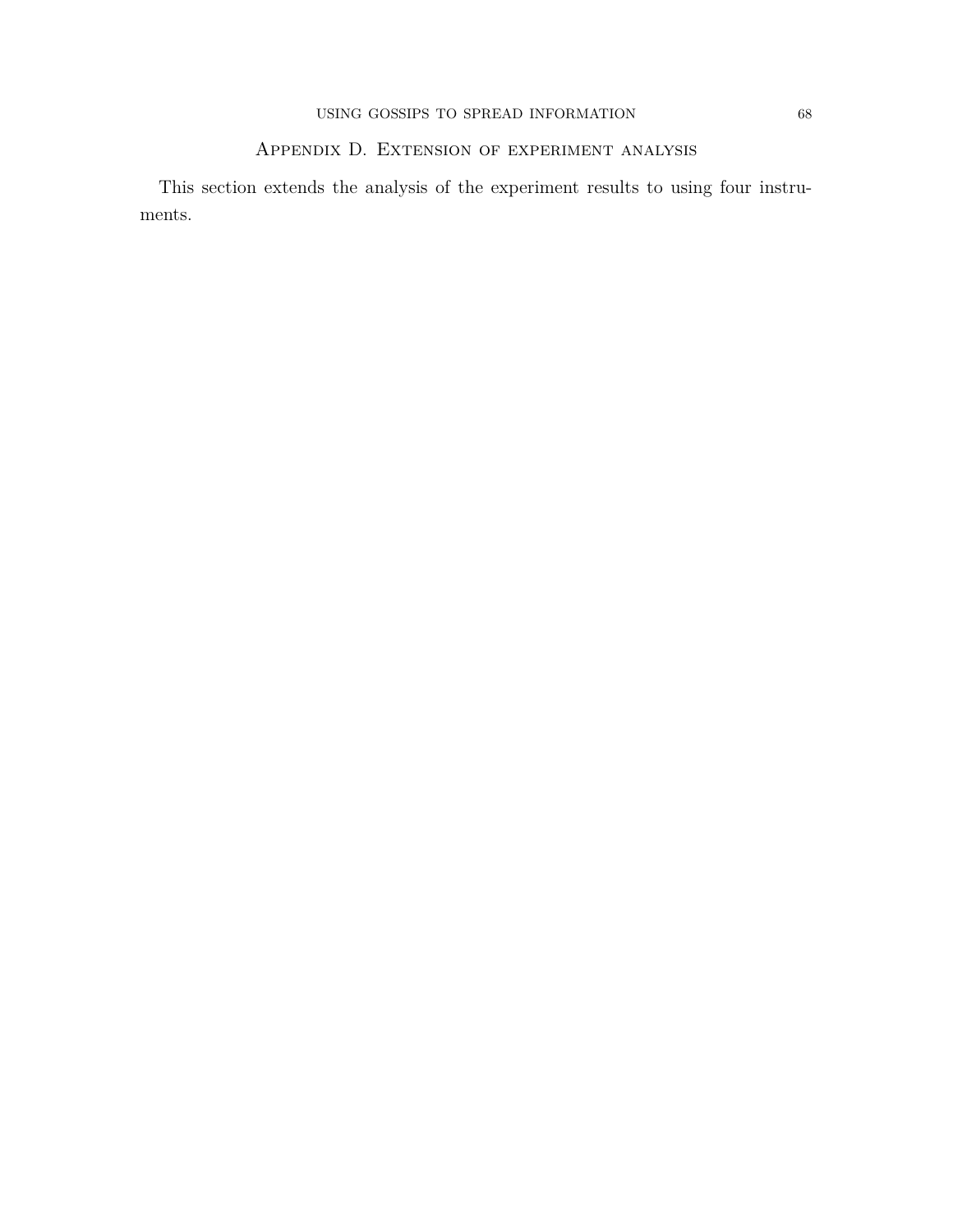## Appendix D. Extension of experiment analysis

This section extends the analysis of the experiment results to using four instruments.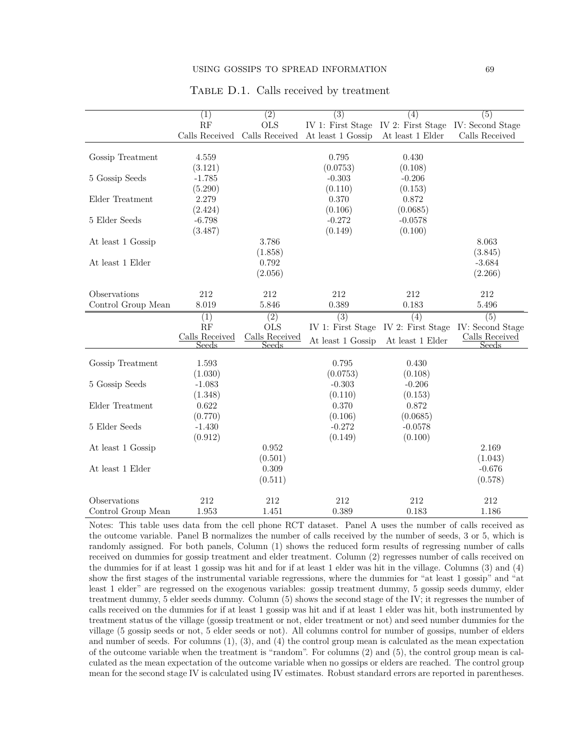TABLE D.1. Calls received by treatment

|  | (1) | (2) | (3) | (4) | (5) |
|---|---|---|---|---|---|
|  | RF | OLS | IV 1: First Stage | IV 2: First Stage | IV: Second Stage |
|  | Calls Received | Calls Received | At least 1 Gossip | At least 1 Elder | Calls Received |
| Gossip Treatment | 4.559 |  | 0.795 | 0.430 |  |
|  | (3.121) |  | (0.0753) | (0.108) |  |
| 5 Gossip Seeds | -1.785 |  | -0.303 | -0.206 |  |
|  | (5.290) |  | (0.110) | (0.153) |  |
| Elder Treatment | 2.279 |  | 0.370 | 0.872 |  |
|  | (2.424) |  | (0.106) | (0.0685) |  |
| 5 Elder Seeds | -6.798 |  | -0.272 | -0.0578 |  |
|  | (3.487) |  | (0.149) | (0.100) |  |
| At least 1 Gossip |  | 3.786 |  |  | 8.063 |
|  |  | (1.858) |  |  | (3.845) |
| At least 1 Elder |  | 0.792 |  |  | -3.684 |
|  |  | (2.056) |  |  | (2.266) |
| Observations | 212 | 212 | 212 | 212 | 212 |
| Control Group Mean | 8.019 | 5.846 | 0.389 | 0.183 | 5.496 |

|  | (1) | (2) | (3) | (4) | (5) |
|---|---|---|---|---|---|
|  | RF | OLS | IV 1: First Stage | IV 2: First Stage | IV: Second Stage |
|  | $\frac{\text{Calls Received}}{\text{Seeds}}$ | $\frac{\text{Calls Received}}{\text{Seeds}}$ | At least 1 Gossip | At least 1 Elder | $\frac{\text{Calls Received}}{\text{Seeds}}$ |
| Gossip Treatment | 1.593 |  | 0.795 | 0.430 |  |
|  | (1.030) |  | (0.0753) | (0.108) |  |
| 5 Gossip Seeds | -1.083 |  | -0.303 | -0.206 |  |
|  | (1.348) |  | (0.110) | (0.153) |  |
| Elder Treatment | 0.622 |  | 0.370 | 0.872 |  |
|  | (0.770) |  | (0.106) | (0.0685) |  |
| 5 Elder Seeds | -1.430 |  | -0.272 | -0.0578 |  |
|  | (0.912) |  | (0.149) | (0.100) |  |
| At least 1 Gossip |  | 0.952 |  |  | 2.169 |
|  |  | (0.501) |  |  | (1.043) |
| At least 1 Elder |  | 0.309 |  |  | -0.676 |
|  |  | (0.511) |  |  | (0.578) |
| Observations | 212 | 212 | 212 | 212 | 212 |
| Control Group Mean | 1.953 | 1.451 | 0.389 | 0.183 | 1.186 |

Notes: This table uses data from the cell phone RCT dataset. Panel A uses the number of calls received as the outcome variable. Panel B normalizes the number of calls received by the number of seeds, 3 or 5, which is randomly assigned. For both panels, Column (1) shows the reduced form results of regressing number of calls received on dummies for gossip treatment and elder treatment. Column (2) regresses number of calls received on the dummies for if at least 1 gossip was hit and for if at least 1 elder was hit in the village. Columns (3) and (4) show the first stages of the instrumental variable regressions, where the dummies for "at least 1 gossip" and "at least 1 elder" are regressed on the exogenous variables: gossip treatment dummy, 5 gossip seeds dummy, elder treatment dummy, 5 elder seeds dummy. Column (5) shows the second stage of the IV; it regresses the number of calls received on the dummies for if at least 1 gossip was hit and if at least 1 elder was hit, both instrumented by treatment status of the village (gossip treatment or not, elder treatment or not) and seed number dummies for the village (5 gossip seeds or not, 5 elder seeds or not). All columns control for number of gossips, number of elders and number of seeds. For columns (1), (3), and (4) the control group mean is calculated as the mean expectation of the outcome variable when the treatment is "random". For columns (2) and (5), the control group mean is calculated as the mean expectation of the outcome variable when no gossips or elders are reached. The control group mean for the second stage IV is calculated using IV estimates. Robust standard errors are reported in parentheses.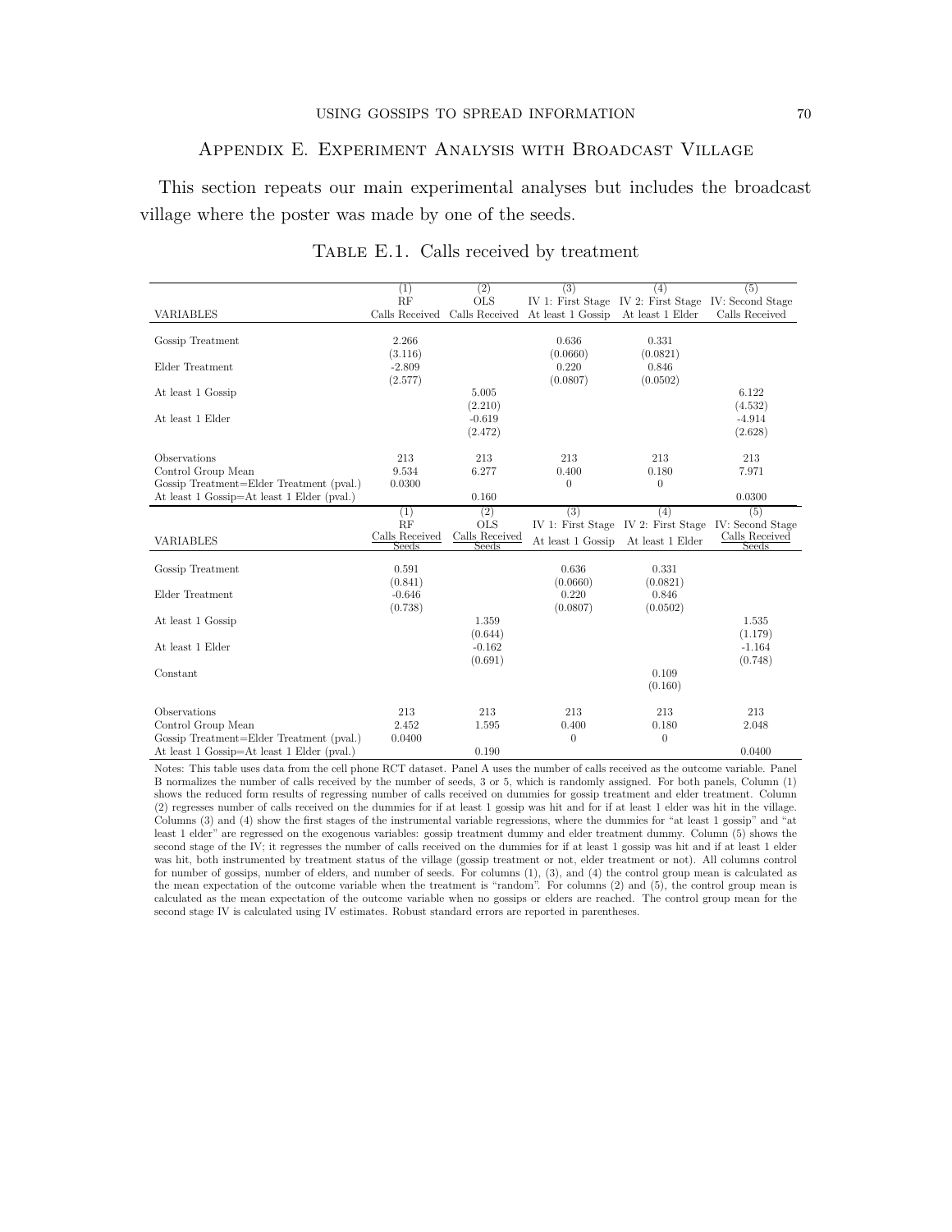## Appendix E. Experiment Analysis with Broadcast Village

This section repeats our main experimental analyses but includes the broadcast village where the poster was made by one of the seeds.

Table E.1. Calls received by treatment

| | (1) | (2) | (3) | (4) | (5) |
|---|---|---|---|---|---|
| | RF | OLS | IV 1: First Stage | IV 2: First Stage | IV: Second Stage |
| VARIABLES | Calls Received | Calls Received | At least 1 Gossip | At least 1 Elder | Calls Received |
| Gossip Treatment | 2.266 | | 0.636 | 0.331 | |
| | (3.116) | | (0.0660) | (0.0821) | |
| Elder Treatment | -2.809 | | 0.220 | 0.846 | |
| | (2.577) | | (0.0807) | (0.0502) | |
| At least 1 Gossip | | 5.005 | | | 6.122 |
| | | (2.210) | | | (4.532) |
| At least 1 Elder | | -0.619 | | | -4.914 |
| | | (2.472) | | | (2.628) |
| Observations | 213 | 213 | 213 | 213 | 213 |
| Control Group Mean | 9.534 | 6.277 | 0.400 | 0.180 | 7.971 |
| Gossip Treatment=Elder Treatment (pval.) | 0.0300 | | 0 | 0 | |
| At least 1 Gossip=At least 1 Elder (pval.) | | 0.160 | | | 0.0300 |

| | (1) | (2) | (3) | (4) | (5) |
|---|---|---|---|---|---|
| | RF | OLS | IV 1: First Stage | IV 2: First Stage | IV: Second Stage |
| VARIABLES | Calls Received / Seeds | Calls Received / Seeds | At least 1 Gossip | At least 1 Elder | Calls Received / Seeds |
| Gossip Treatment | 0.591 | | 0.636 | 0.331 | |
| | (0.841) | | (0.0660) | (0.0821) | |
| Elder Treatment | -0.646 | | 0.220 | 0.846 | |
| | (0.738) | | (0.0807) | (0.0502) | |
| At least 1 Gossip | | 1.359 | | | 1.535 |
| | | (0.644) | | | (1.179) |
| At least 1 Elder | | -0.162 | | | -1.164 |
| | | (0.691) | | | (0.748) |
| Constant | | | | 0.109 | |
| | | | | (0.160) | |
| Observations | 213 | 213 | 213 | 213 | 213 |
| Control Group Mean | 2.452 | 1.595 | 0.400 | 0.180 | 2.048 |
| Gossip Treatment=Elder Treatment (pval.) | 0.0400 | | 0 | 0 | |
| At least 1 Gossip=At least 1 Elder (pval.) | | 0.190 | | | 0.0400 |

Notes: This table uses data from the cell phone RCT dataset. Panel A uses the number of calls received as the outcome variable. Panel B normalizes the number of calls received by the number of seeds, 3 or 5, which is randomly assigned. For both panels, Column (1) shows the reduced form results of regressing number of calls received on dummies for gossip treatment and elder treatment. Column (2) regresses number of calls received on the dummies for if at least 1 gossip was hit and for if at least 1 elder was hit in the village. Columns (3) and (4) show the first stages of the instrumental variable regressions, where the dummies for "at least 1 gossip" and "at least 1 elder" are regressed on the exogenous variables: gossip treatment dummy and elder treatment dummy. Column (5) shows the second stage of the IV; it regresses the number of calls received on the dummies for if at least 1 gossip was hit and if at least 1 elder was hit, both instrumented by treatment status of the village (gossip treatment or not, elder treatment or not). All columns control for number of gossips, number of elders, and number of seeds. For columns (1), (3), and (4) the control group mean is calculated as the mean expectation of the outcome variable when the treatment is "random". For columns (2) and (5), the control group mean is calculated as the mean expectation of the outcome variable when no gossips or elders are reached. The control group mean for the second stage IV is calculated using IV estimates. Robust standard errors are reported in parentheses.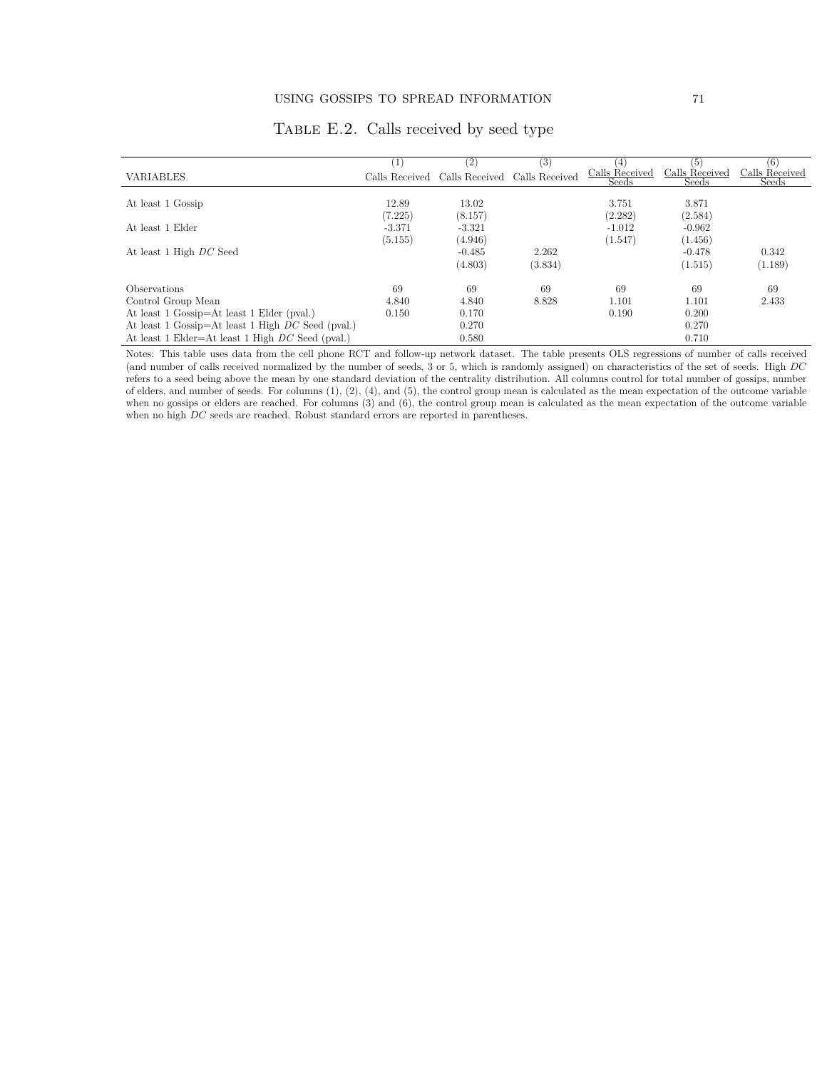# Table E.2. Calls received by seed type

| VARIABLES | (1) Calls Received | (2) Calls Received | (3) Calls Received | (4) Calls Received / Seeds | (5) Calls Received / Seeds | (6) Calls Received / Seeds |
|---|---|---|---|---|---|---|
| At least 1 Gossip | 12.89 | 13.02 | | 3.751 | 3.871 | |
| | (7.225) | (8.157) | | (2.282) | (2.584) | |
| At least 1 Elder | -3.371 | -3.321 | | -1.012 | -0.962 | |
| | (5.155) | (4.946) | | (1.547) | (1.456) | |
| At least 1 High *DC* Seed | | -0.485 | 2.262 | | -0.478 | 0.342 |
| | | (4.803) | (3.834) | | (1.515) | (1.189) |
| Observations | 69 | 69 | 69 | 69 | 69 | 69 |
| Control Group Mean | 4.840 | 4.840 | 8.828 | 1.101 | 1.101 | 2.433 |
| At least 1 Gossip=At least 1 Elder (pval.) | 0.150 | 0.170 | | 0.190 | 0.200 | |
| At least 1 Gossip=At least 1 High *DC* Seed (pval.) | | 0.270 | | | 0.270 | |
| At least 1 Elder=At least 1 High *DC* Seed (pval.) | | 0.580 | | | 0.710 | |

Notes: This table uses data from the cell phone RCT and follow-up network dataset. The table presents OLS regressions of number of calls received (and number of calls received normalized by the number of seeds, 3 or 5, which is randomly assigned) on characteristics of the set of seeds. High *DC* refers to a seed being above the mean by one standard deviation of the centrality distribution. All columns control for total number of gossips, number of elders, and number of seeds. For columns (1), (2), (4), and (5), the control group mean is calculated as the mean expectation of the outcome variable when no gossips or elders are reached. For columns (3) and (6), the control group mean is calculated as the mean expectation of the outcome variable when no high *DC* seeds are reached. Robust standard errors are reported in parentheses.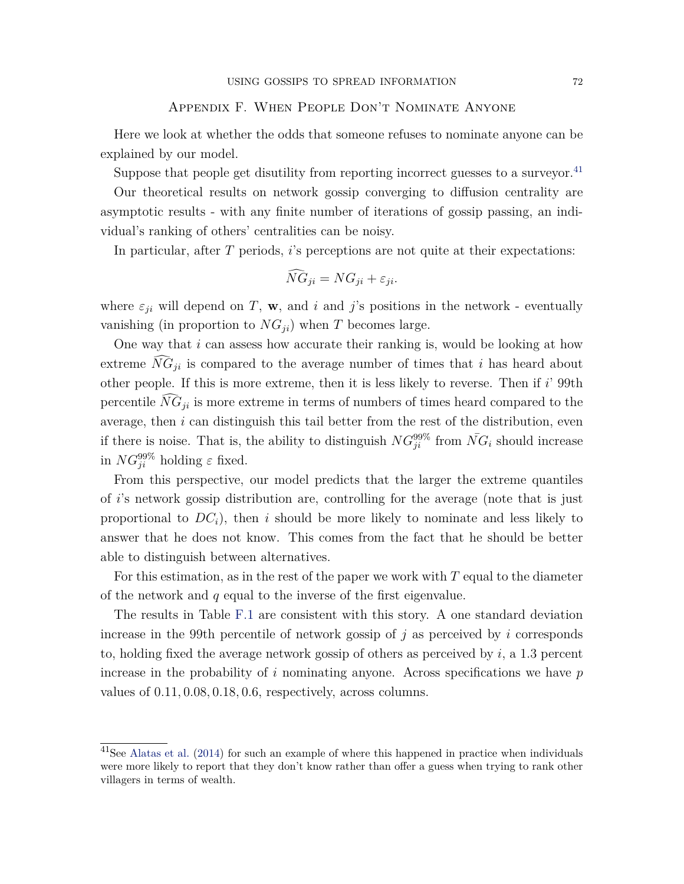## Appendix F. When People Don't Nominate Anyone

Here we look at whether the odds that someone refuses to nominate anyone can be explained by our model.

Suppose that people get disutility from reporting incorrect guesses to a surveyor.[41]

Our theoretical results on network gossip converging to diffusion centrality are asymptotic results - with any finite number of iterations of gossip passing, an individual's ranking of others' centralities can be noisy.

In particular, after $T$ periods, $i$'s perceptions are not quite at their expectations:

$$\widehat{NG}_{ji} = NG_{ji} + \varepsilon_{ji}.$$

where $\varepsilon_{ji}$ will depend on $T$, $\mathbf{w}$, and $i$ and $j$'s positions in the network - eventually vanishing (in proportion to $NG_{ji}$) when $T$ becomes large.

One way that $i$ can assess how accurate their ranking is, would be looking at how extreme $\widehat{NG}_{ji}$ is compared to the average number of times that $i$ has heard about other people. If this is more extreme, then it is less likely to reverse. Then if $i$' 99th percentile $\widehat{NG}_{ji}$ is more extreme in terms of numbers of times heard compared to the average, then $i$ can distinguish this tail better from the rest of the distribution, even if there is noise. That is, the ability to distinguish $NG_{ji}^{99\%}$ from $\bar{NG}_i$ should increase in $NG_{ji}^{99\%}$ holding $\varepsilon$ fixed.

From this perspective, our model predicts that the larger the extreme quantiles of $i$'s network gossip distribution are, controlling for the average (note that is just proportional to $DC_i$), then $i$ should be more likely to nominate and less likely to answer that he does not know. This comes from the fact that he should be better able to distinguish between alternatives.

For this estimation, as in the rest of the paper we work with $T$ equal to the diameter of the network and $q$ equal to the inverse of the first eigenvalue.

The results in Table F.1 are consistent with this story. A one standard deviation increase in the 99th percentile of network gossip of $j$ as perceived by $i$ corresponds to, holding fixed the average network gossip of others as perceived by $i$, a 1.3 percent increase in the probability of $i$ nominating anyone. Across specifications we have $p$ values of 0.11, 0.08, 0.18, 0.6, respectively, across columns.

[41] See Alatas et al. (2014) for such an example of where this happened in practice when individuals were more likely to report that they don't know rather than offer a guess when trying to rank other villagers in terms of wealth.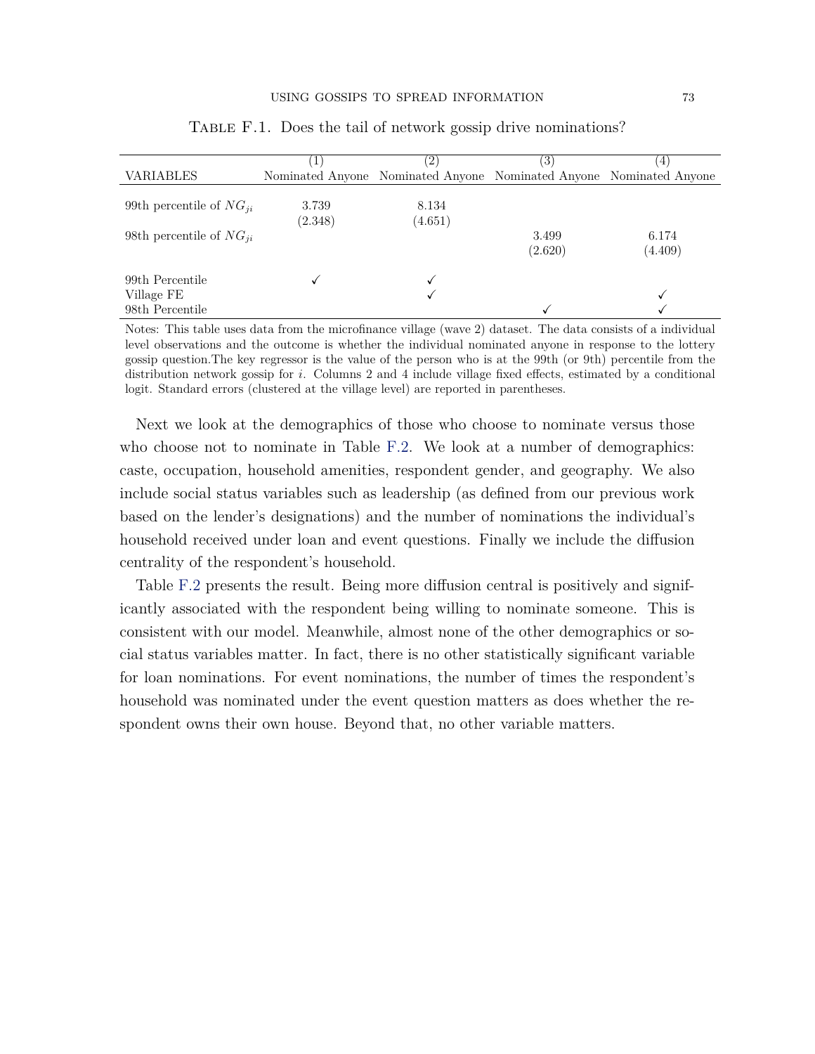Table F.1. Does the tail of network gossip drive nominations?

| VARIABLES | (1) Nominated Anyone | (2) Nominated Anyone | (3) Nominated Anyone | (4) Nominated Anyone |
|---|---|---|---|---|
| 99th percentile of $NG_{ji}$ | 3.739 | 8.134 | | |
| | (2.348) | (4.651) | | |
| 98th percentile of $NG_{ji}$ | | | 3.499 | 6.174 |
| | | | (2.620) | (4.409) |
| 99th Percentile | ✓ | ✓ | | |
| Village FE | | ✓ | | ✓ |
| 98th Percentile | | | ✓ | ✓ |

Notes: This table uses data from the microfinance village (wave 2) dataset. The data consists of a individual level observations and the outcome is whether the individual nominated anyone in response to the lottery gossip question.The key regressor is the value of the person who is at the 99th (or 9th) percentile from the distribution network gossip for $i$. Columns 2 and 4 include village fixed effects, estimated by a conditional logit. Standard errors (clustered at the village level) are reported in parentheses.

Next we look at the demographics of those who choose to nominate versus those who choose not to nominate in Table F.2. We look at a number of demographics: caste, occupation, household amenities, respondent gender, and geography. We also include social status variables such as leadership (as defined from our previous work based on the lender's designations) and the number of nominations the individual's household received under loan and event questions. Finally we include the diffusion centrality of the respondent's household.

Table F.2 presents the result. Being more diffusion central is positively and significantly associated with the respondent being willing to nominate someone. This is consistent with our model. Meanwhile, almost none of the other demographics or social status variables matter. In fact, there is no other statistically significant variable for loan nominations. For event nominations, the number of times the respondent's household was nominated under the event question matters as does whether the respondent owns their own house. Beyond that, no other variable matters.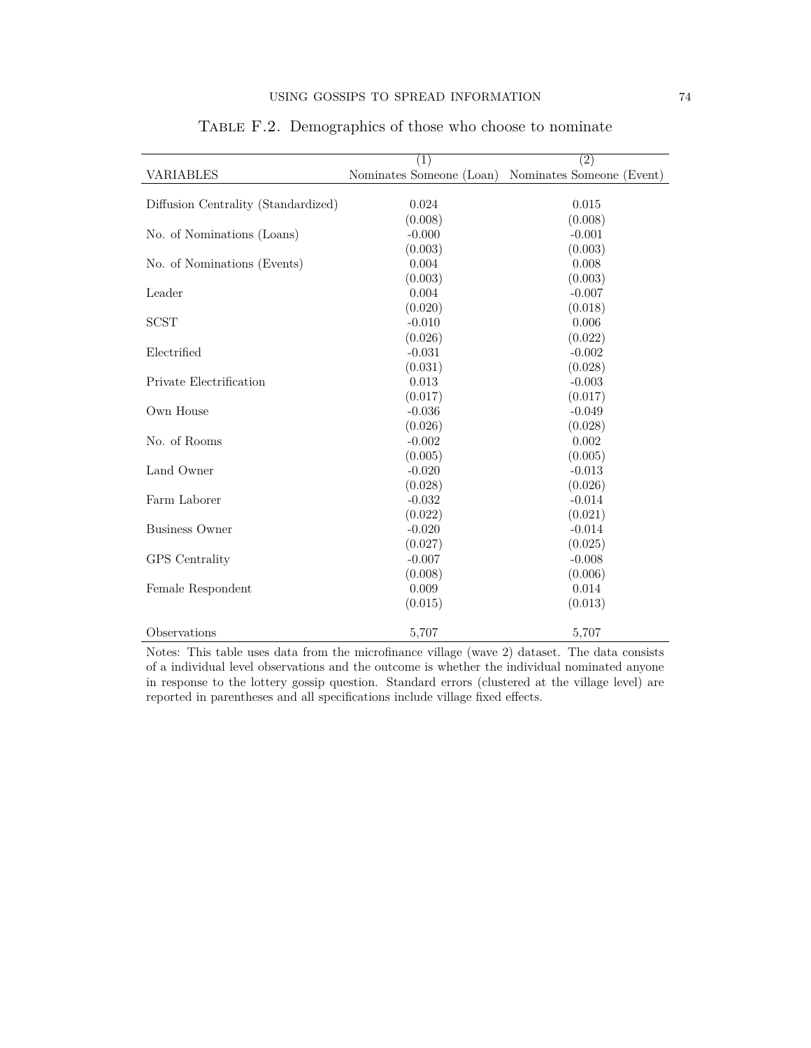Table F.2. Demographics of those who choose to nominate

| VARIABLES | (1)<br>Nominates Someone (Loan) | (2)<br>Nominates Someone (Event) |
|---|---|---|
| Diffusion Centrality (Standardized) | 0.024 | 0.015 |
| | (0.008) | (0.008) |
| No. of Nominations (Loans) | -0.000 | -0.001 |
| | (0.003) | (0.003) |
| No. of Nominations (Events) | 0.004 | 0.008 |
| | (0.003) | (0.003) |
| Leader | 0.004 | -0.007 |
| | (0.020) | (0.018) |
| SCST | -0.010 | 0.006 |
| | (0.026) | (0.022) |
| Electrified | -0.031 | -0.002 |
| | (0.031) | (0.028) |
| Private Electrification | 0.013 | -0.003 |
| | (0.017) | (0.017) |
| Own House | -0.036 | -0.049 |
| | (0.026) | (0.028) |
| No. of Rooms | -0.002 | 0.002 |
| | (0.005) | (0.005) |
| Land Owner | -0.020 | -0.013 |
| | (0.028) | (0.026) |
| Farm Laborer | -0.032 | -0.014 |
| | (0.022) | (0.021) |
| Business Owner | -0.020 | -0.014 |
| | (0.027) | (0.025) |
| GPS Centrality | -0.007 | -0.008 |
| | (0.008) | (0.006) |
| Female Respondent | 0.009 | 0.014 |
| | (0.015) | (0.013) |
| Observations | 5,707 | 5,707 |

Notes: This table uses data from the microfinance village (wave 2) dataset. The data consists of a individual level observations and the outcome is whether the individual nominated anyone in response to the lottery gossip question. Standard errors (clustered at the village level) are reported in parentheses and all specifications include village fixed effects.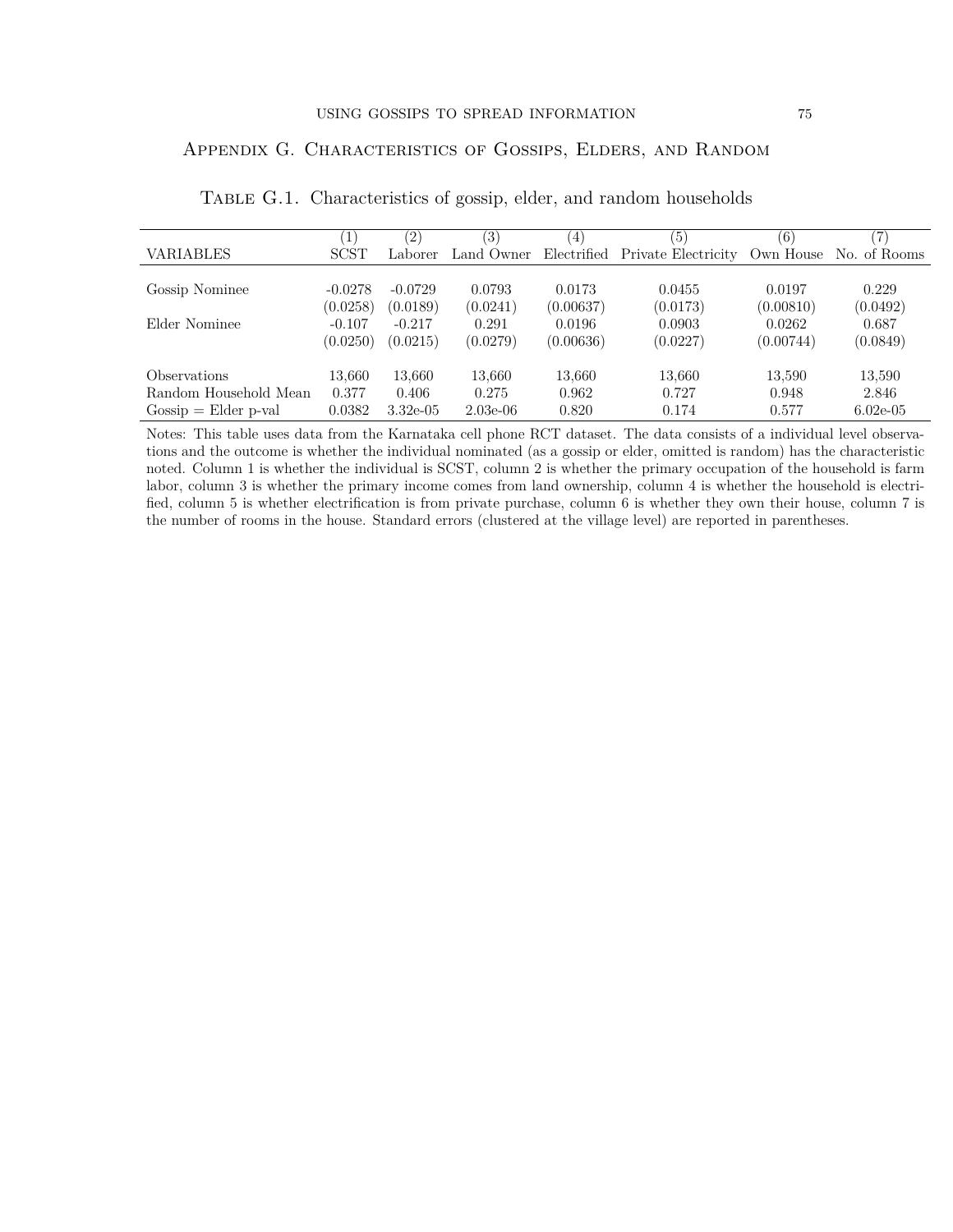## Appendix G. Characteristics of Gossips, Elders, and Random

Table G.1. Characteristics of gossip, elder, and random households

| VARIABLES | (1) SCST | (2) Laborer | (3) Land Owner | (4) Electrified | (5) Private Electricity | (6) Own House | (7) No. of Rooms |
|---|---|---|---|---|---|---|---|
| Gossip Nominee | -0.0278 | -0.0729 | 0.0793 | 0.0173 | 0.0455 | 0.0197 | 0.229 |
| | (0.0258) | (0.0189) | (0.0241) | (0.00637) | (0.0173) | (0.00810) | (0.0492) |
| Elder Nominee | -0.107 | -0.217 | 0.291 | 0.0196 | 0.0903 | 0.0262 | 0.687 |
| | (0.0250) | (0.0215) | (0.0279) | (0.00636) | (0.0227) | (0.00744) | (0.0849) |
| Observations | 13,660 | 13,660 | 13,660 | 13,660 | 13,660 | 13,590 | 13,590 |
| Random Household Mean | 0.377 | 0.406 | 0.275 | 0.962 | 0.727 | 0.948 | 2.846 |
| Gossip = Elder p-val | 0.0382 | 3.32e-05 | 2.03e-06 | 0.820 | 0.174 | 0.577 | 6.02e-05 |

Notes: This table uses data from the Karnataka cell phone RCT dataset. The data consists of a individual level observations and the outcome is whether the individual nominated (as a gossip or elder, omitted is random) has the characteristic noted. Column 1 is whether the individual is SCST, column 2 is whether the primary occupation of the household is farm labor, column 3 is whether the primary income comes from land ownership, column 4 is whether the household is electrified, column 5 is whether electrification is from private purchase, column 6 is whether they own their house, column 7 is the number of rooms in the house. Standard errors (clustered at the village level) are reported in parentheses.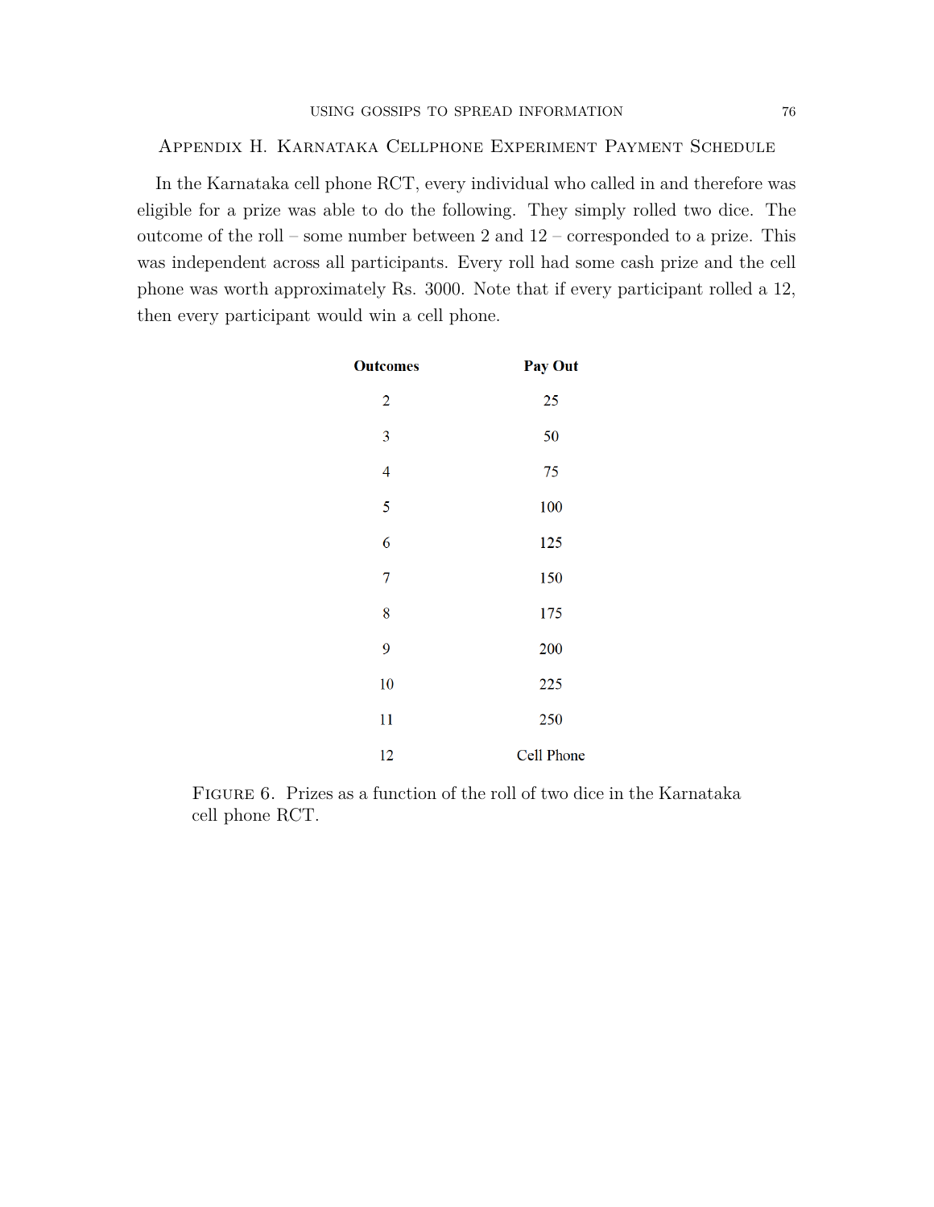## Appendix H. Karnataka Cellphone Experiment Payment Schedule

In the Karnataka cell phone RCT, every individual who called in and therefore was eligible for a prize was able to do the following. They simply rolled two dice. The outcome of the roll – some number between 2 and 12 – corresponded to a prize. This was independent across all participants. Every roll had some cash prize and the cell phone was worth approximately Rs. 3000. Note that if every participant rolled a 12, then every participant would win a cell phone.

| Outcomes | Pay Out |
|---|---|
| 2 | 25 |
| 3 | 50 |
| 4 | 75 |
| 5 | 100 |
| 6 | 125 |
| 7 | 150 |
| 8 | 175 |
| 9 | 200 |
| 10 | 225 |
| 11 | 250 |
| 12 | Cell Phone |

Figure 6. Prizes as a function of the roll of two dice in the Karnataka cell phone RCT.